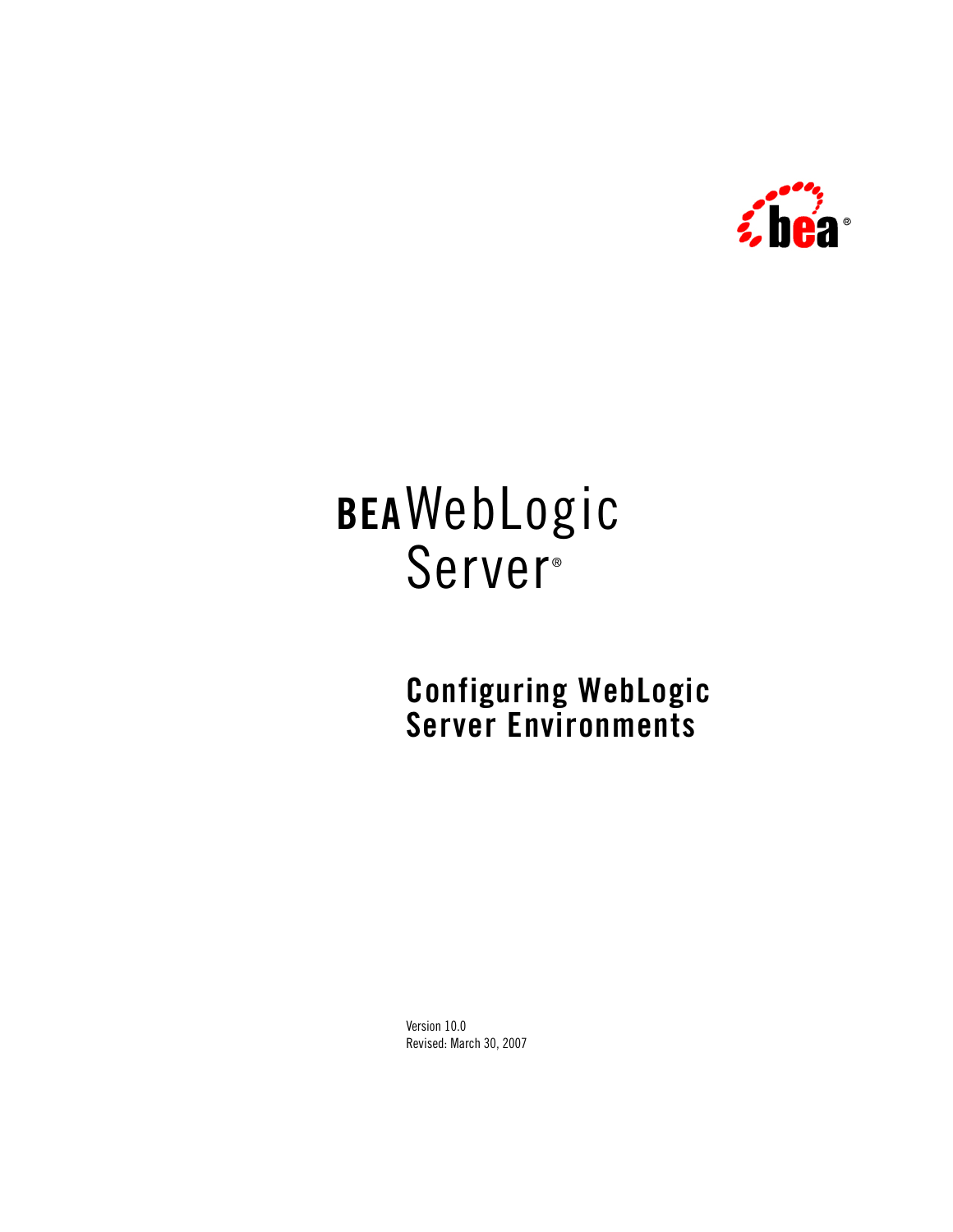# BEA WebLogic Server®

## Configuring WebLogic Server Environments

Version 10.0
Revised: March 30, 2007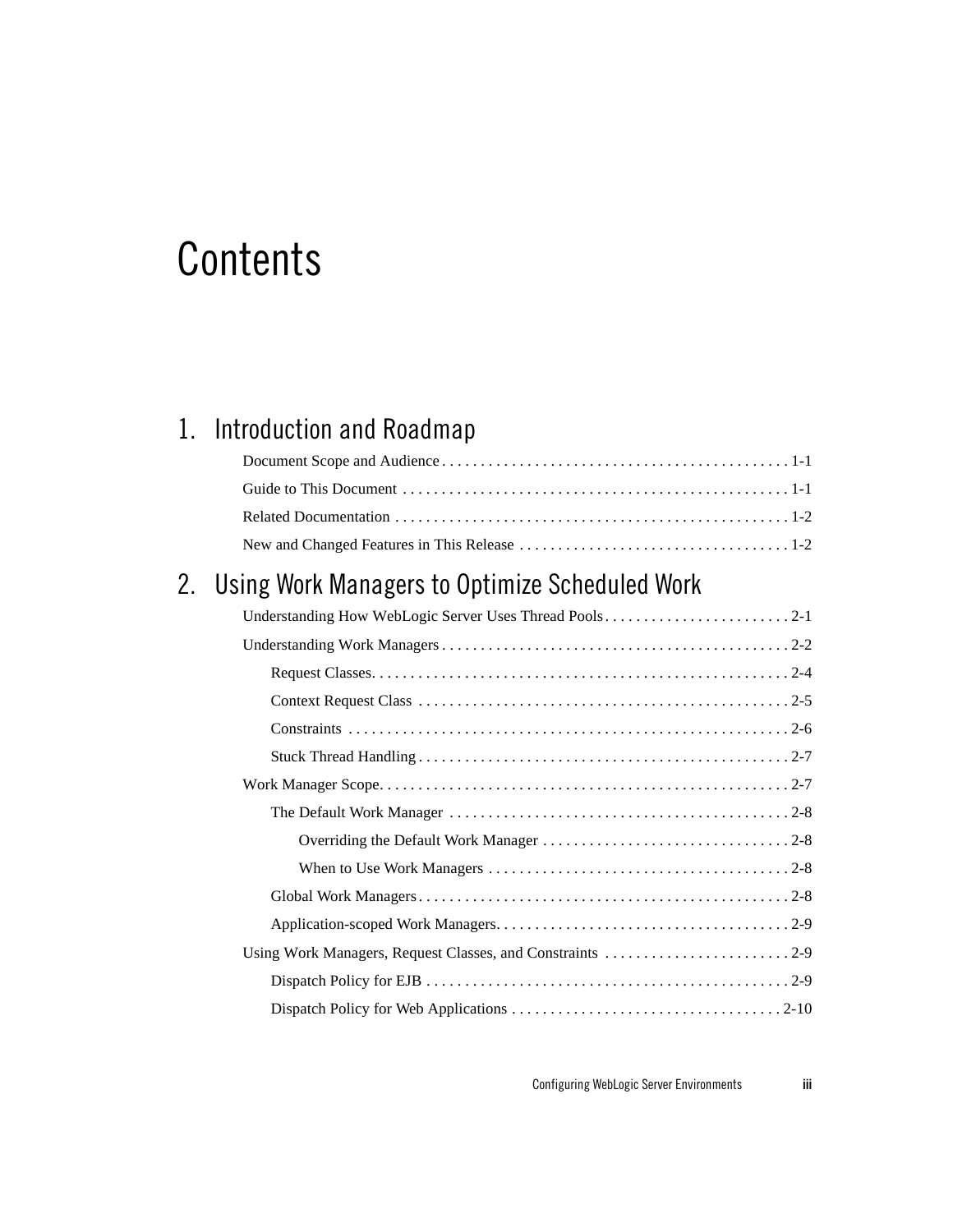# Contents

## 1. Introduction and Roadmap

- Document Scope and Audience . . . . . . . . . . . . . . . . . . . . . . . . . . . . . . . . . . . . . . . . . . . . 1-1
- Guide to This Document . . . . . . . . . . . . . . . . . . . . . . . . . . . . . . . . . . . . . . . . . . . . . . . . 1-1
- Related Documentation . . . . . . . . . . . . . . . . . . . . . . . . . . . . . . . . . . . . . . . . . . . . . . . . . 1-2
- New and Changed Features in This Release . . . . . . . . . . . . . . . . . . . . . . . . . . . . . . . . . . 1-2

## 2. Using Work Managers to Optimize Scheduled Work

- Understanding How WebLogic Server Uses Thread Pools . . . . . . . . . . . . . . . . . . . . . . . . 2-1
- Understanding Work Managers . . . . . . . . . . . . . . . . . . . . . . . . . . . . . . . . . . . . . . . . . . . . 2-2
  - Request Classes. . . . . . . . . . . . . . . . . . . . . . . . . . . . . . . . . . . . . . . . . . . . . . . . . . . . . 2-4
  - Context Request Class . . . . . . . . . . . . . . . . . . . . . . . . . . . . . . . . . . . . . . . . . . . . . . . 2-5
  - Constraints . . . . . . . . . . . . . . . . . . . . . . . . . . . . . . . . . . . . . . . . . . . . . . . . . . . . . . . . 2-6
  - Stuck Thread Handling . . . . . . . . . . . . . . . . . . . . . . . . . . . . . . . . . . . . . . . . . . . . . . . 2-7
- Work Manager Scope. . . . . . . . . . . . . . . . . . . . . . . . . . . . . . . . . . . . . . . . . . . . . . . . . . . . 2-7
  - The Default Work Manager . . . . . . . . . . . . . . . . . . . . . . . . . . . . . . . . . . . . . . . . . . . 2-8
    - Overriding the Default Work Manager . . . . . . . . . . . . . . . . . . . . . . . . . . . . . . . 2-8
    - When to Use Work Managers . . . . . . . . . . . . . . . . . . . . . . . . . . . . . . . . . . . . . . 2-8
  - Global Work Managers . . . . . . . . . . . . . . . . . . . . . . . . . . . . . . . . . . . . . . . . . . . . . . . 2-8
  - Application-scoped Work Managers. . . . . . . . . . . . . . . . . . . . . . . . . . . . . . . . . . . . . 2-9
- Using Work Managers, Request Classes, and Constraints . . . . . . . . . . . . . . . . . . . . . . . . 2-9
  - Dispatch Policy for EJB . . . . . . . . . . . . . . . . . . . . . . . . . . . . . . . . . . . . . . . . . . . . . . 2-9
  - Dispatch Policy for Web Applications . . . . . . . . . . . . . . . . . . . . . . . . . . . . . . . . . . 2-10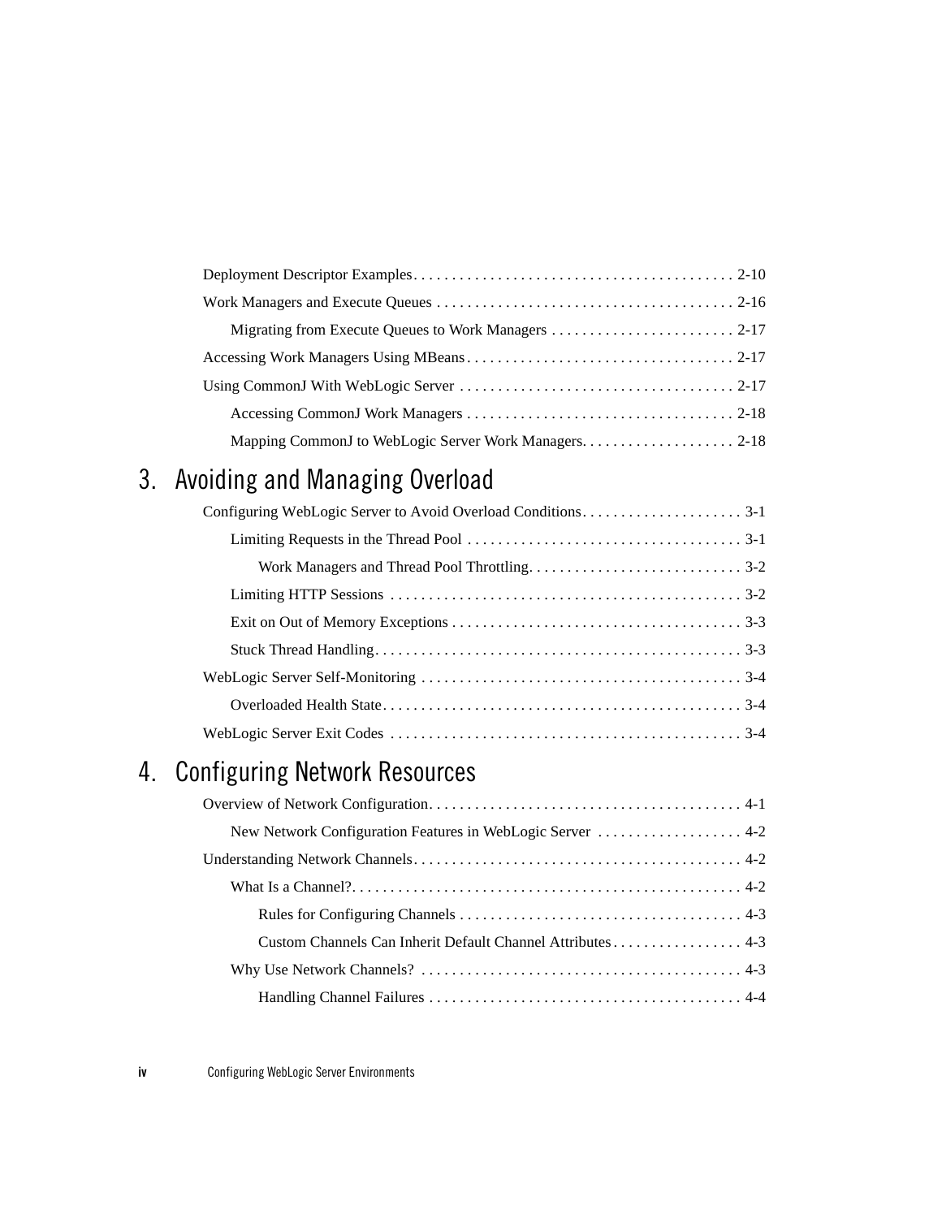Deployment Descriptor Examples . . . . . . . . . . . . . . . . . . . . . . . . . . . . . . . . . . . . . . . . . 2-10

Work Managers and Execute Queues . . . . . . . . . . . . . . . . . . . . . . . . . . . . . . . . . . . . . . 2-16

Migrating from Execute Queues to Work Managers . . . . . . . . . . . . . . . . . . . . . . . . 2-17

Accessing Work Managers Using MBeans . . . . . . . . . . . . . . . . . . . . . . . . . . . . . . . . . . 2-17

Using CommonJ With WebLogic Server . . . . . . . . . . . . . . . . . . . . . . . . . . . . . . . . . . . 2-17

Accessing CommonJ Work Managers . . . . . . . . . . . . . . . . . . . . . . . . . . . . . . . . . . 2-18

Mapping CommonJ to WebLogic Server Work Managers. . . . . . . . . . . . . . . . . . . . 2-18

# 3. Avoiding and Managing Overload

Configuring WebLogic Server to Avoid Overload Conditions. . . . . . . . . . . . . . . . . . . . . 3-1

Limiting Requests in the Thread Pool . . . . . . . . . . . . . . . . . . . . . . . . . . . . . . . . . . . 3-1

Work Managers and Thread Pool Throttling. . . . . . . . . . . . . . . . . . . . . . . . . . . . 3-2

Limiting HTTP Sessions . . . . . . . . . . . . . . . . . . . . . . . . . . . . . . . . . . . . . . . . . . . . . 3-2

Exit on Out of Memory Exceptions . . . . . . . . . . . . . . . . . . . . . . . . . . . . . . . . . . . . . 3-3

Stuck Thread Handling. . . . . . . . . . . . . . . . . . . . . . . . . . . . . . . . . . . . . . . . . . . . . . . 3-3

WebLogic Server Self-Monitoring . . . . . . . . . . . . . . . . . . . . . . . . . . . . . . . . . . . . . . . . . 3-4

Overloaded Health State. . . . . . . . . . . . . . . . . . . . . . . . . . . . . . . . . . . . . . . . . . . . . . 3-4

WebLogic Server Exit Codes . . . . . . . . . . . . . . . . . . . . . . . . . . . . . . . . . . . . . . . . . . . . . 3-4

# 4. Configuring Network Resources

Overview of Network Configuration. . . . . . . . . . . . . . . . . . . . . . . . . . . . . . . . . . . . . . . . 4-1

New Network Configuration Features in WebLogic Server . . . . . . . . . . . . . . . . . . . 4-2

Understanding Network Channels. . . . . . . . . . . . . . . . . . . . . . . . . . . . . . . . . . . . . . . . . . 4-2

What Is a Channel?. . . . . . . . . . . . . . . . . . . . . . . . . . . . . . . . . . . . . . . . . . . . . . . . . . 4-2

Rules for Configuring Channels . . . . . . . . . . . . . . . . . . . . . . . . . . . . . . . . . . . . . 4-3

Custom Channels Can Inherit Default Channel Attributes . . . . . . . . . . . . . . . . . 4-3

Why Use Network Channels? . . . . . . . . . . . . . . . . . . . . . . . . . . . . . . . . . . . . . . . . . 4-3

Handling Channel Failures . . . . . . . . . . . . . . . . . . . . . . . . . . . . . . . . . . . . . . . . . 4-4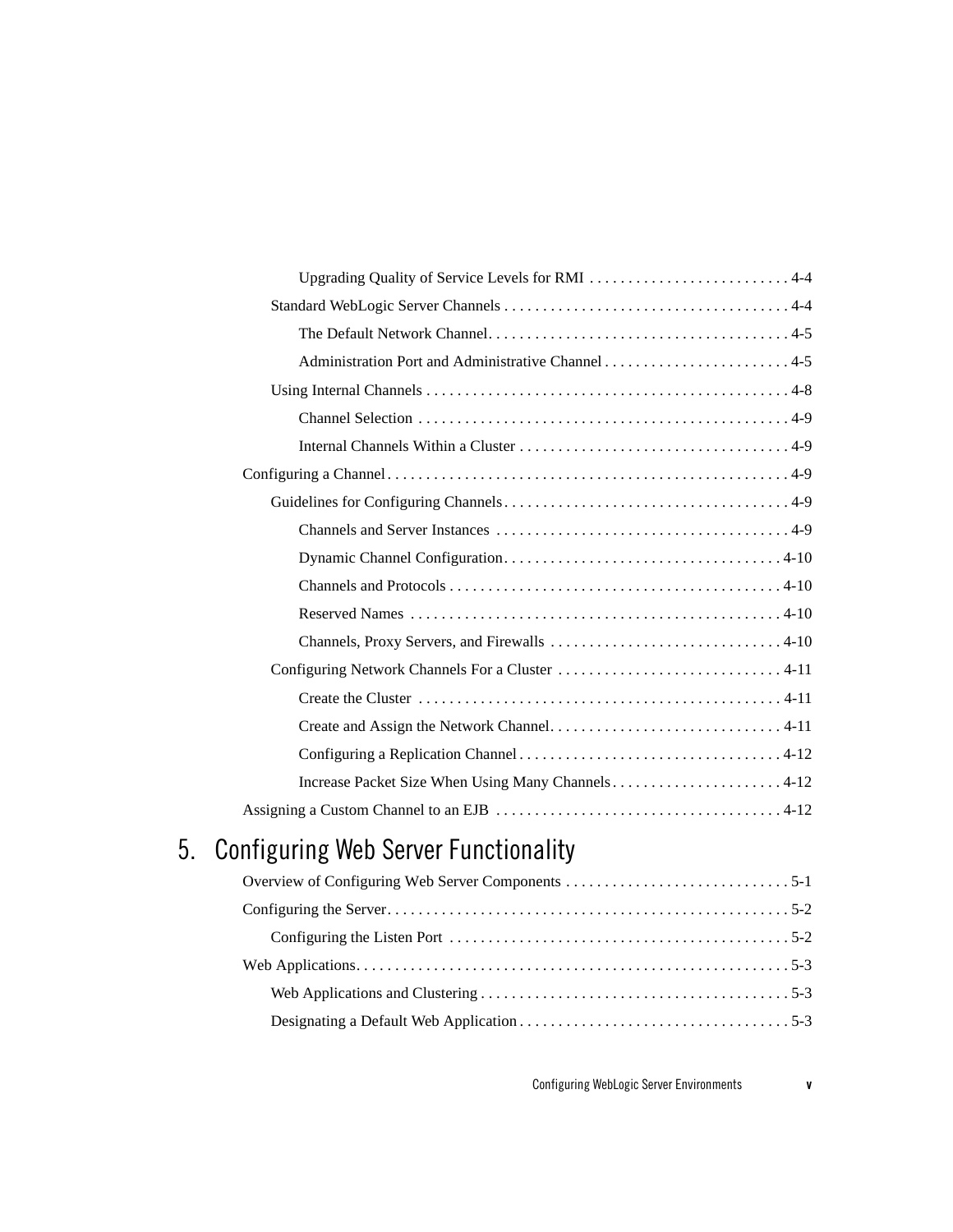- Upgrading Quality of Service Levels for RMI . . . . . . . . . . . . . . . . . . . . . . . . . . 4-4
- Standard WebLogic Server Channels . . . . . . . . . . . . . . . . . . . . . . . . . . . . . . . . . . . . . 4-4
  - The Default Network Channel. . . . . . . . . . . . . . . . . . . . . . . . . . . . . . . . . . . . . . . 4-5
  - Administration Port and Administrative Channel . . . . . . . . . . . . . . . . . . . . . . . . 4-5
- Using Internal Channels . . . . . . . . . . . . . . . . . . . . . . . . . . . . . . . . . . . . . . . . . . . . . . 4-8
  - Channel Selection . . . . . . . . . . . . . . . . . . . . . . . . . . . . . . . . . . . . . . . . . . . . . . . . 4-9
  - Internal Channels Within a Cluster . . . . . . . . . . . . . . . . . . . . . . . . . . . . . . . . . . . 4-9
- Configuring a Channel . . . . . . . . . . . . . . . . . . . . . . . . . . . . . . . . . . . . . . . . . . . . . . . . . . . . 4-9
  - Guidelines for Configuring Channels . . . . . . . . . . . . . . . . . . . . . . . . . . . . . . . . . . . . . 4-9
    - Channels and Server Instances . . . . . . . . . . . . . . . . . . . . . . . . . . . . . . . . . . . . . . 4-9
    - Dynamic Channel Configuration . . . . . . . . . . . . . . . . . . . . . . . . . . . . . . . . . . . . 4-10
    - Channels and Protocols . . . . . . . . . . . . . . . . . . . . . . . . . . . . . . . . . . . . . . . . . . . 4-10
    - Reserved Names . . . . . . . . . . . . . . . . . . . . . . . . . . . . . . . . . . . . . . . . . . . . . . . . 4-10
    - Channels, Proxy Servers, and Firewalls . . . . . . . . . . . . . . . . . . . . . . . . . . . . . . 4-10
  - Configuring Network Channels For a Cluster . . . . . . . . . . . . . . . . . . . . . . . . . . . . . 4-11
    - Create the Cluster . . . . . . . . . . . . . . . . . . . . . . . . . . . . . . . . . . . . . . . . . . . . . . . 4-11
    - Create and Assign the Network Channel. . . . . . . . . . . . . . . . . . . . . . . . . . . . . . 4-11
    - Configuring a Replication Channel . . . . . . . . . . . . . . . . . . . . . . . . . . . . . . . . . . 4-12
    - Increase Packet Size When Using Many Channels . . . . . . . . . . . . . . . . . . . . . . 4-12
- Assigning a Custom Channel to an EJB . . . . . . . . . . . . . . . . . . . . . . . . . . . . . . . . . . . . . 4-12

# 5. Configuring Web Server Functionality

- Overview of Configuring Web Server Components . . . . . . . . . . . . . . . . . . . . . . . . . . . . . 5-1
- Configuring the Server. . . . . . . . . . . . . . . . . . . . . . . . . . . . . . . . . . . . . . . . . . . . . . . . . . . . 5-2
  - Configuring the Listen Port . . . . . . . . . . . . . . . . . . . . . . . . . . . . . . . . . . . . . . . . . . . . 5-2
- Web Applications. . . . . . . . . . . . . . . . . . . . . . . . . . . . . . . . . . . . . . . . . . . . . . . . . . . . . . . . 5-3
  - Web Applications and Clustering . . . . . . . . . . . . . . . . . . . . . . . . . . . . . . . . . . . . . . . . 5-3
  - Designating a Default Web Application . . . . . . . . . . . . . . . . . . . . . . . . . . . . . . . . . . . 5-3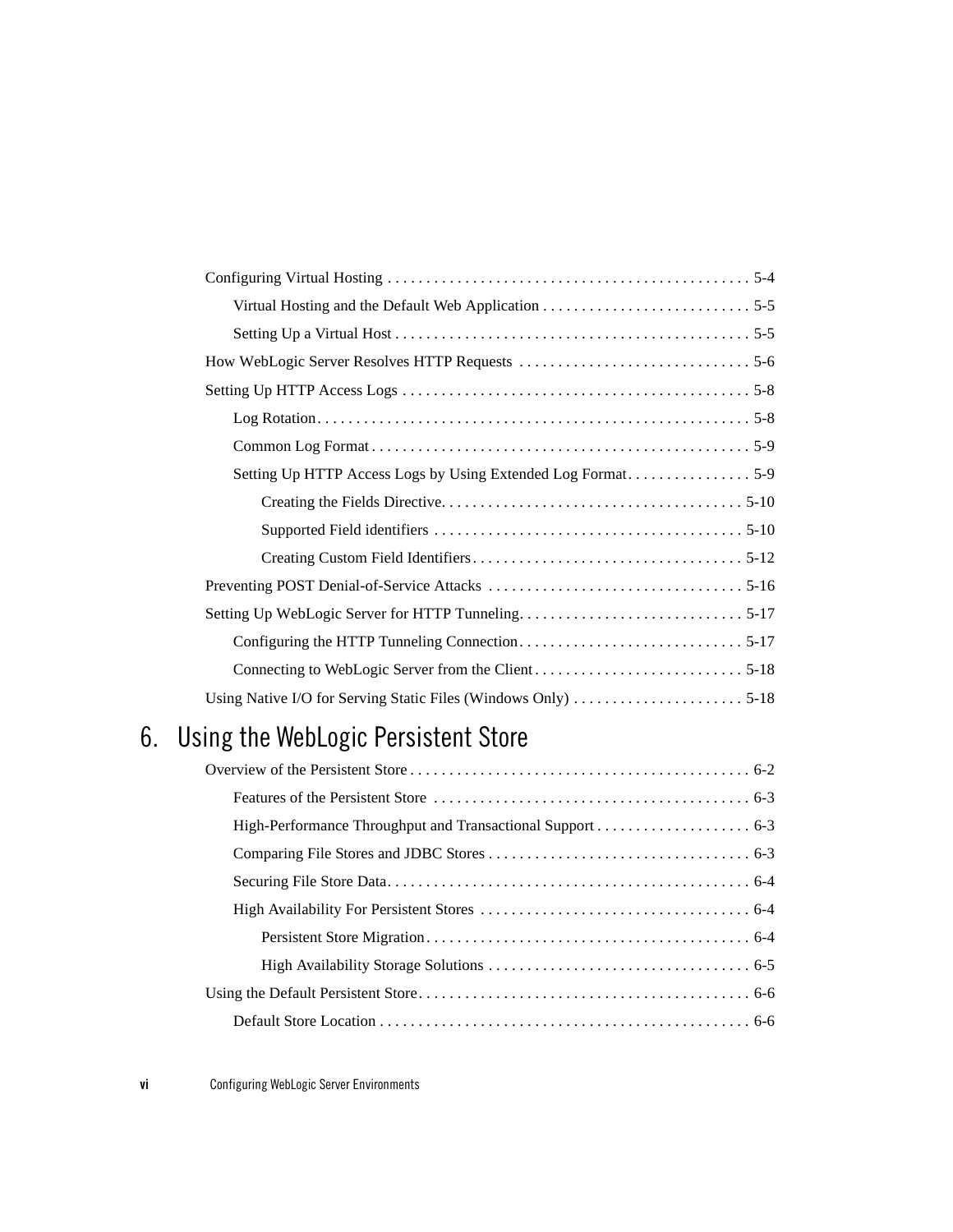Configuring Virtual Hosting . . . . . . . . . . . . . . . . . . . . . . . . . . . . . . . . . . . . . . . . . . . . . . 5-4

Virtual Hosting and the Default Web Application . . . . . . . . . . . . . . . . . . . . . . . . . . 5-5

Setting Up a Virtual Host . . . . . . . . . . . . . . . . . . . . . . . . . . . . . . . . . . . . . . . . . . . . . 5-5

How WebLogic Server Resolves HTTP Requests . . . . . . . . . . . . . . . . . . . . . . . . . . . . . 5-6

Setting Up HTTP Access Logs . . . . . . . . . . . . . . . . . . . . . . . . . . . . . . . . . . . . . . . . . . . . 5-8

Log Rotation. . . . . . . . . . . . . . . . . . . . . . . . . . . . . . . . . . . . . . . . . . . . . . . . . . . . . . . 5-8

Common Log Format . . . . . . . . . . . . . . . . . . . . . . . . . . . . . . . . . . . . . . . . . . . . . . . . 5-9

Setting Up HTTP Access Logs by Using Extended Log Format. . . . . . . . . . . . . . . . 5-9

Creating the Fields Directive. . . . . . . . . . . . . . . . . . . . . . . . . . . . . . . . . . . . . . . 5-10

Supported Field identifiers . . . . . . . . . . . . . . . . . . . . . . . . . . . . . . . . . . . . . . . 5-10

Creating Custom Field Identifiers. . . . . . . . . . . . . . . . . . . . . . . . . . . . . . . . . . 5-12

Preventing POST Denial-of-Service Attacks . . . . . . . . . . . . . . . . . . . . . . . . . . . . . . . . 5-16

Setting Up WebLogic Server for HTTP Tunneling. . . . . . . . . . . . . . . . . . . . . . . . . . . . 5-17

Configuring the HTTP Tunneling Connection. . . . . . . . . . . . . . . . . . . . . . . . . . . . 5-17

Connecting to WebLogic Server from the Client . . . . . . . . . . . . . . . . . . . . . . . . . . 5-18

Using Native I/O for Serving Static Files (Windows Only) . . . . . . . . . . . . . . . . . . . . . 5-18

# 6. Using the WebLogic Persistent Store

Overview of the Persistent Store . . . . . . . . . . . . . . . . . . . . . . . . . . . . . . . . . . . . . . . . . . . 6-2

Features of the Persistent Store . . . . . . . . . . . . . . . . . . . . . . . . . . . . . . . . . . . . . . . . 6-3

High-Performance Throughput and Transactional Support . . . . . . . . . . . . . . . . . . . 6-3

Comparing File Stores and JDBC Stores . . . . . . . . . . . . . . . . . . . . . . . . . . . . . . . . . 6-3

Securing File Store Data. . . . . . . . . . . . . . . . . . . . . . . . . . . . . . . . . . . . . . . . . . . . . . 6-4

High Availability For Persistent Stores . . . . . . . . . . . . . . . . . . . . . . . . . . . . . . . . . . 6-4

Persistent Store Migration. . . . . . . . . . . . . . . . . . . . . . . . . . . . . . . . . . . . . . . . . 6-4

High Availability Storage Solutions . . . . . . . . . . . . . . . . . . . . . . . . . . . . . . . . . 6-5

Using the Default Persistent Store. . . . . . . . . . . . . . . . . . . . . . . . . . . . . . . . . . . . . . . . . . 6-6

Default Store Location . . . . . . . . . . . . . . . . . . . . . . . . . . . . . . . . . . . . . . . . . . . . . . . 6-6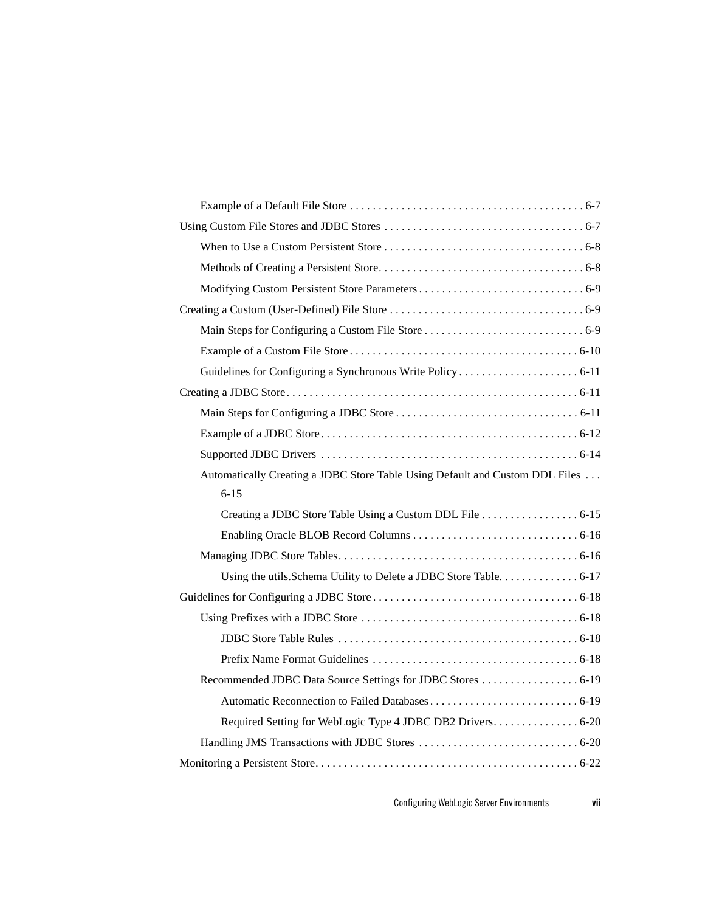- Example of a Default File Store . . . . . . . . . . . . . . . . . . . . . . . . . . . . . . . . . . . . . . . . 6-7
- Using Custom File Stores and JDBC Stores . . . . . . . . . . . . . . . . . . . . . . . . . . . . . . . . . . 6-7
  - When to Use a Custom Persistent Store . . . . . . . . . . . . . . . . . . . . . . . . . . . . . . . . . . 6-8
  - Methods of Creating a Persistent Store. . . . . . . . . . . . . . . . . . . . . . . . . . . . . . . . . . . 6-8
  - Modifying Custom Persistent Store Parameters . . . . . . . . . . . . . . . . . . . . . . . . . . . . 6-9
- Creating a Custom (User-Defined) File Store . . . . . . . . . . . . . . . . . . . . . . . . . . . . . . . . . 6-9
  - Main Steps for Configuring a Custom File Store . . . . . . . . . . . . . . . . . . . . . . . . . . . 6-9
  - Example of a Custom File Store . . . . . . . . . . . . . . . . . . . . . . . . . . . . . . . . . . . . . . . 6-10
  - Guidelines for Configuring a Synchronous Write Policy . . . . . . . . . . . . . . . . . . . . . 6-11
- Creating a JDBC Store . . . . . . . . . . . . . . . . . . . . . . . . . . . . . . . . . . . . . . . . . . . . . . . . . 6-11
  - Main Steps for Configuring a JDBC Store . . . . . . . . . . . . . . . . . . . . . . . . . . . . . . . 6-11
  - Example of a JDBC Store . . . . . . . . . . . . . . . . . . . . . . . . . . . . . . . . . . . . . . . . . . . 6-12
  - Supported JDBC Drivers . . . . . . . . . . . . . . . . . . . . . . . . . . . . . . . . . . . . . . . . . . . . 6-14
  - Automatically Creating a JDBC Store Table Using Default and Custom DDL Files . . . 6-15
    - Creating a JDBC Store Table Using a Custom DDL File . . . . . . . . . . . . . . . . . 6-15
    - Enabling Oracle BLOB Record Columns . . . . . . . . . . . . . . . . . . . . . . . . . . . . 6-16
  - Managing JDBC Store Tables. . . . . . . . . . . . . . . . . . . . . . . . . . . . . . . . . . . . . . . . . 6-16
    - Using the utils.Schema Utility to Delete a JDBC Store Table. . . . . . . . . . . . . . 6-17
- Guidelines for Configuring a JDBC Store . . . . . . . . . . . . . . . . . . . . . . . . . . . . . . . . . . . 6-18
  - Using Prefixes with a JDBC Store . . . . . . . . . . . . . . . . . . . . . . . . . . . . . . . . . . . . . 6-18
    - JDBC Store Table Rules . . . . . . . . . . . . . . . . . . . . . . . . . . . . . . . . . . . . . . . . . 6-18
    - Prefix Name Format Guidelines . . . . . . . . . . . . . . . . . . . . . . . . . . . . . . . . . . . 6-18
  - Recommended JDBC Data Source Settings for JDBC Stores . . . . . . . . . . . . . . . . . 6-19
    - Automatic Reconnection to Failed Databases . . . . . . . . . . . . . . . . . . . . . . . . . 6-19
    - Required Setting for WebLogic Type 4 JDBC DB2 Drivers. . . . . . . . . . . . . . . 6-20
  - Handling JMS Transactions with JDBC Stores . . . . . . . . . . . . . . . . . . . . . . . . . . . . 6-20
- Monitoring a Persistent Store. . . . . . . . . . . . . . . . . . . . . . . . . . . . . . . . . . . . . . . . . . . . . 6-22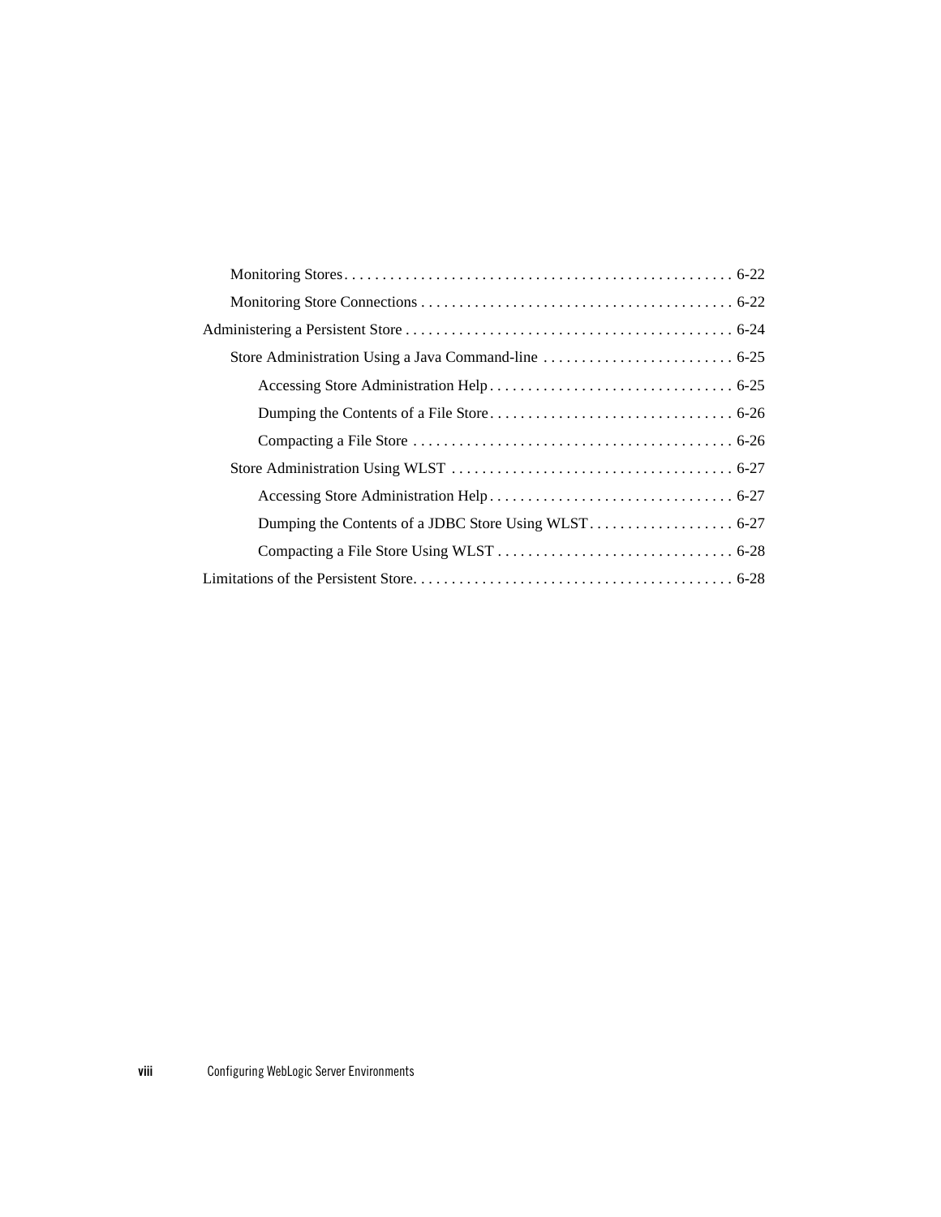- Monitoring Stores . . . . . . . . . . . . . . . . . . . . . . . . . . . . . . . . . . . . . . . . . . . . . . . . . . 6-22
- Monitoring Store Connections . . . . . . . . . . . . . . . . . . . . . . . . . . . . . . . . . . . . . . . . 6-22

Administering a Persistent Store . . . . . . . . . . . . . . . . . . . . . . . . . . . . . . . . . . . . . . . . . . 6-24

- Store Administration Using a Java Command-line . . . . . . . . . . . . . . . . . . . . . . . . . 6-25
  - Accessing Store Administration Help . . . . . . . . . . . . . . . . . . . . . . . . . . . . . . . 6-25
  - Dumping the Contents of a File Store . . . . . . . . . . . . . . . . . . . . . . . . . . . . . . . 6-26
  - Compacting a File Store . . . . . . . . . . . . . . . . . . . . . . . . . . . . . . . . . . . . . . . . . 6-26
- Store Administration Using WLST . . . . . . . . . . . . . . . . . . . . . . . . . . . . . . . . . . . . 6-27
  - Accessing Store Administration Help . . . . . . . . . . . . . . . . . . . . . . . . . . . . . . . 6-27
  - Dumping the Contents of a JDBC Store Using WLST . . . . . . . . . . . . . . . . . . 6-27
  - Compacting a File Store Using WLST . . . . . . . . . . . . . . . . . . . . . . . . . . . . . . 6-28

Limitations of the Persistent Store . . . . . . . . . . . . . . . . . . . . . . . . . . . . . . . . . . . . . . . . . 6-28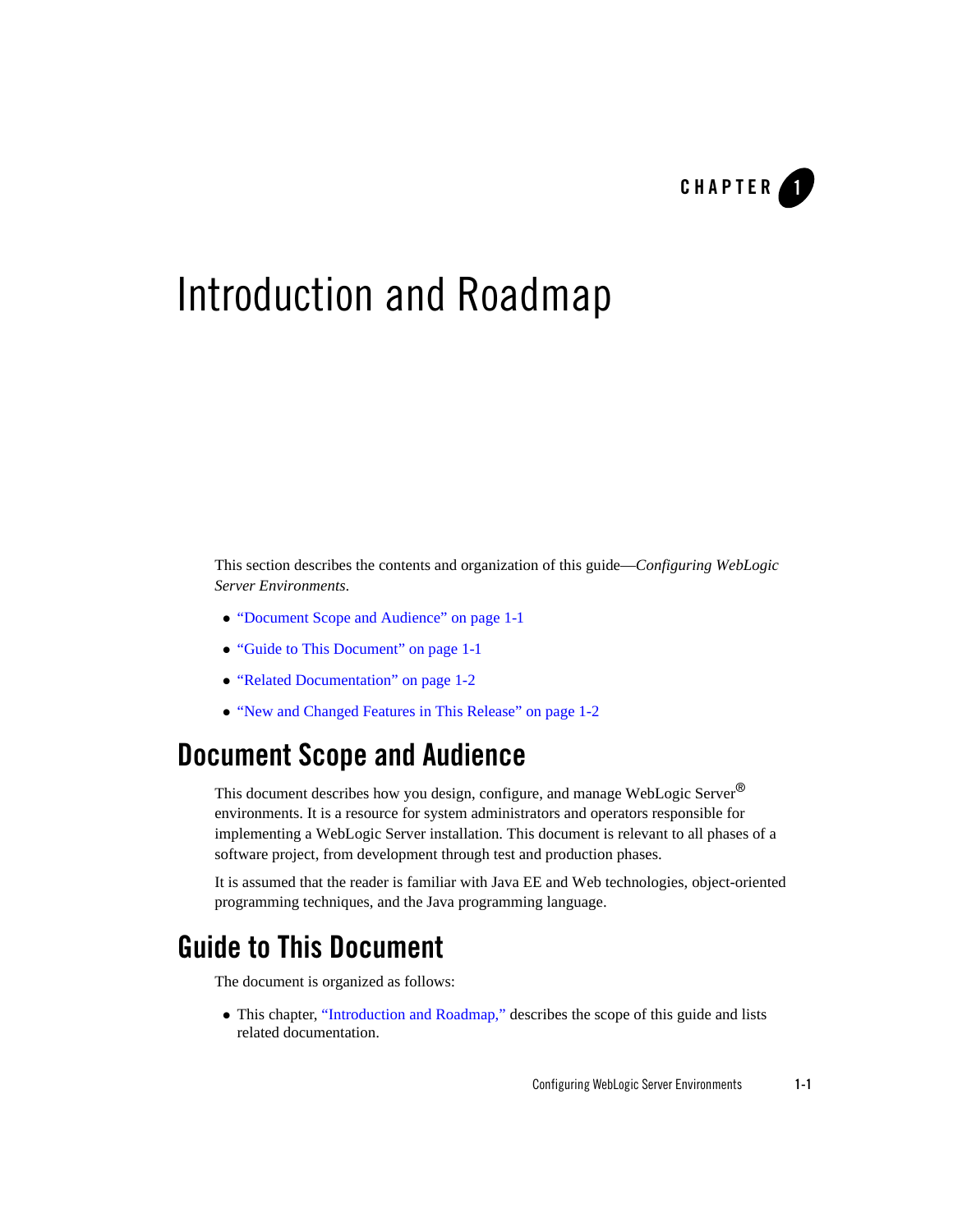# Introduction and Roadmap

This section describes the contents and organization of this guide—*Configuring WebLogic Server Environments*.

- "Document Scope and Audience" on page 1-1
- "Guide to This Document" on page 1-1
- "Related Documentation" on page 1-2
- "New and Changed Features in This Release" on page 1-2

## Document Scope and Audience

This document describes how you design, configure, and manage WebLogic Server® environments. It is a resource for system administrators and operators responsible for implementing a WebLogic Server installation. This document is relevant to all phases of a software project, from development through test and production phases.

It is assumed that the reader is familiar with Java EE and Web technologies, object-oriented programming techniques, and the Java programming language.

## Guide to This Document

The document is organized as follows:

- This chapter, "Introduction and Roadmap," describes the scope of this guide and lists related documentation.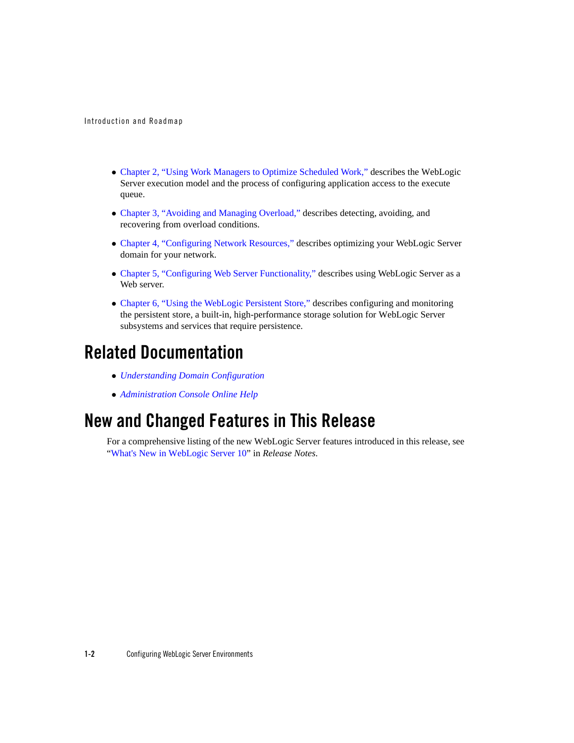- Chapter 2, "Using Work Managers to Optimize Scheduled Work," describes the WebLogic Server execution model and the process of configuring application access to the execute queue.
- Chapter 3, "Avoiding and Managing Overload," describes detecting, avoiding, and recovering from overload conditions.
- Chapter 4, "Configuring Network Resources," describes optimizing your WebLogic Server domain for your network.
- Chapter 5, "Configuring Web Server Functionality," describes using WebLogic Server as a Web server.
- Chapter 6, "Using the WebLogic Persistent Store," describes configuring and monitoring the persistent store, a built-in, high-performance storage solution for WebLogic Server subsystems and services that require persistence.

# Related Documentation

- *Understanding Domain Configuration*
- *Administration Console Online Help*

# New and Changed Features in This Release

For a comprehensive listing of the new WebLogic Server features introduced in this release, see "What's New in WebLogic Server 10" in *Release Notes*.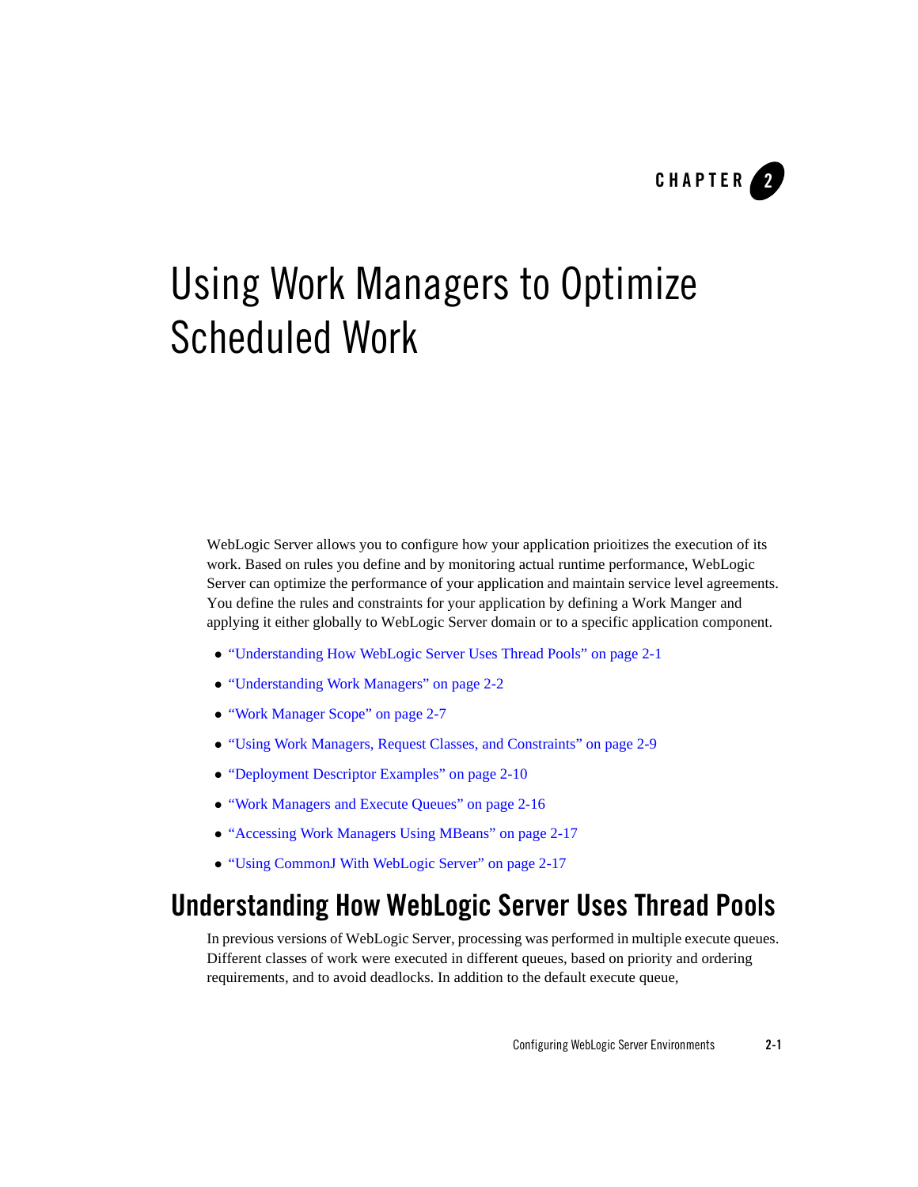CHAPTER 2

# Using Work Managers to Optimize Scheduled Work

WebLogic Server allows you to configure how your application prioitizes the execution of its work. Based on rules you define and by monitoring actual runtime performance, WebLogic Server can optimize the performance of your application and maintain service level agreements. You define the rules and constraints for your application by defining a Work Manger and applying it either globally to WebLogic Server domain or to a specific application component.

- "Understanding How WebLogic Server Uses Thread Pools" on page 2-1
- "Understanding Work Managers" on page 2-2
- "Work Manager Scope" on page 2-7
- "Using Work Managers, Request Classes, and Constraints" on page 2-9
- "Deployment Descriptor Examples" on page 2-10
- "Work Managers and Execute Queues" on page 2-16
- "Accessing Work Managers Using MBeans" on page 2-17
- "Using CommonJ With WebLogic Server" on page 2-17

## Understanding How WebLogic Server Uses Thread Pools

In previous versions of WebLogic Server, processing was performed in multiple execute queues. Different classes of work were executed in different queues, based on priority and ordering requirements, and to avoid deadlocks. In addition to the default execute queue,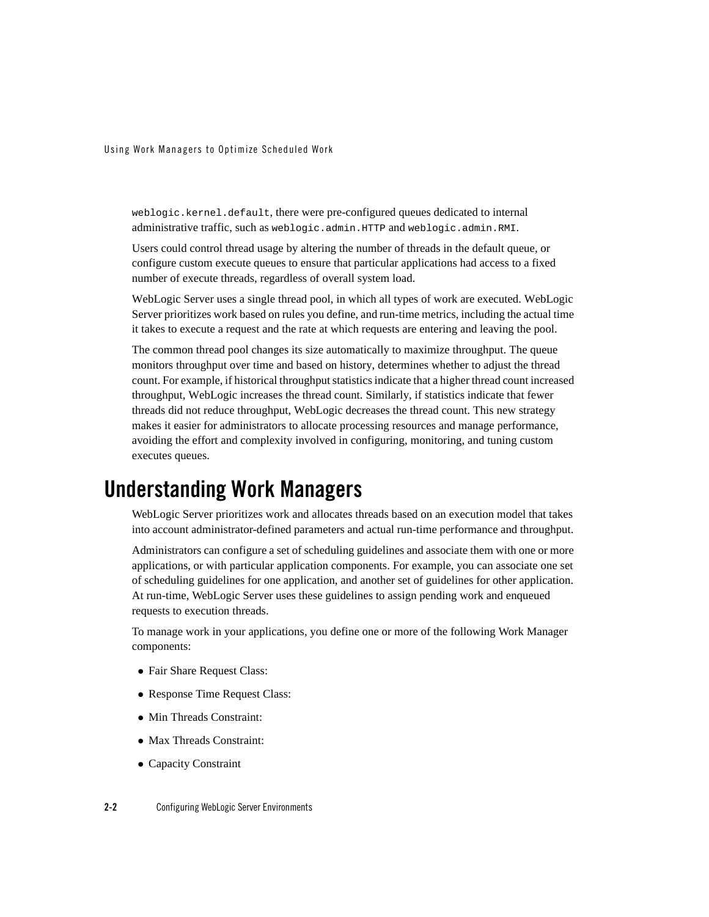`weblogic.kernel.default`, there were pre-configured queues dedicated to internal administrative traffic, such as `weblogic.admin.HTTP` and `weblogic.admin.RMI`.

Users could control thread usage by altering the number of threads in the default queue, or configure custom execute queues to ensure that particular applications had access to a fixed number of execute threads, regardless of overall system load.

WebLogic Server uses a single thread pool, in which all types of work are executed. WebLogic Server prioritizes work based on rules you define, and run-time metrics, including the actual time it takes to execute a request and the rate at which requests are entering and leaving the pool.

The common thread pool changes its size automatically to maximize throughput. The queue monitors throughput over time and based on history, determines whether to adjust the thread count. For example, if historical throughput statistics indicate that a higher thread count increased throughput, WebLogic increases the thread count. Similarly, if statistics indicate that fewer threads did not reduce throughput, WebLogic decreases the thread count. This new strategy makes it easier for administrators to allocate processing resources and manage performance, avoiding the effort and complexity involved in configuring, monitoring, and tuning custom executes queues.

# Understanding Work Managers

WebLogic Server prioritizes work and allocates threads based on an execution model that takes into account administrator-defined parameters and actual run-time performance and throughput.

Administrators can configure a set of scheduling guidelines and associate them with one or more applications, or with particular application components. For example, you can associate one set of scheduling guidelines for one application, and another set of guidelines for other application. At run-time, WebLogic Server uses these guidelines to assign pending work and enqueued requests to execution threads.

To manage work in your applications, you define one or more of the following Work Manager components:

- Fair Share Request Class:
- Response Time Request Class:
- Min Threads Constraint:
- Max Threads Constraint:
- Capacity Constraint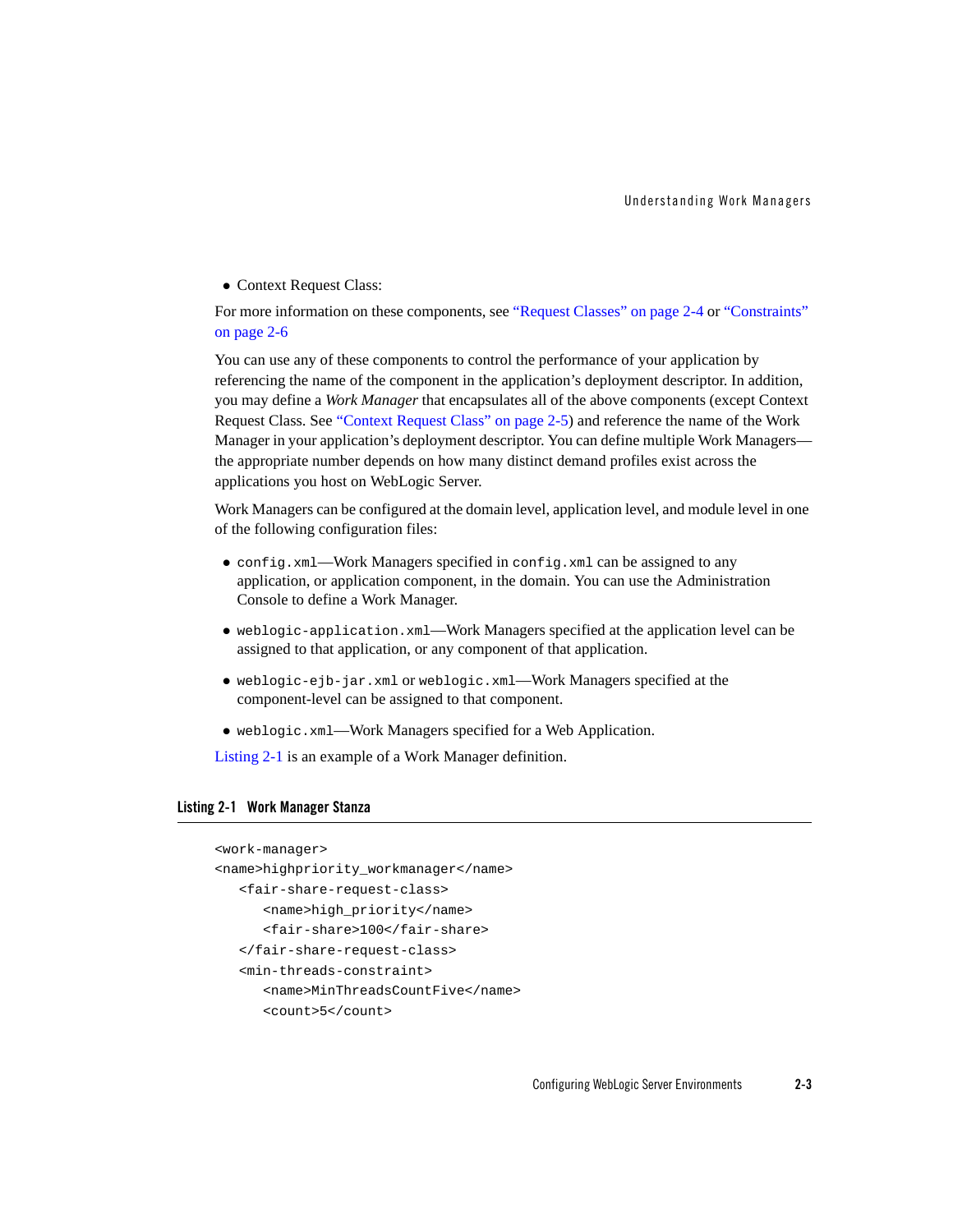- Context Request Class:

For more information on these components, see "Request Classes" on page 2-4 or "Constraints" on page 2-6

You can use any of these components to control the performance of your application by referencing the name of the component in the application's deployment descriptor. In addition, you may define a *Work Manager* that encapsulates all of the above components (except Context Request Class. See "Context Request Class" on page 2-5) and reference the name of the Work Manager in your application's deployment descriptor. You can define multiple Work Managers—the appropriate number depends on how many distinct demand profiles exist across the applications you host on WebLogic Server.

Work Managers can be configured at the domain level, application level, and module level in one of the following configuration files:

- `config.xml`—Work Managers specified in `config.xml` can be assigned to any application, or application component, in the domain. You can use the Administration Console to define a Work Manager.
- `weblogic-application.xml`—Work Managers specified at the application level can be assigned to that application, or any component of that application.
- `weblogic-ejb-jar.xml` or `weblogic.xml`—Work Managers specified at the component-level can be assigned to that component.
- `weblogic.xml`—Work Managers specified for a Web Application.

Listing 2-1 is an example of a Work Manager definition.

**Listing 2-1 Work Manager Stanza**

```
<work-manager>
<name>highpriority_workmanager</name>
   <fair-share-request-class>
      <name>high_priority</name>
      <fair-share>100</fair-share>
   </fair-share-request-class>
   <min-threads-constraint>
      <name>MinThreadsCountFive</name>
      <count>5</count>
```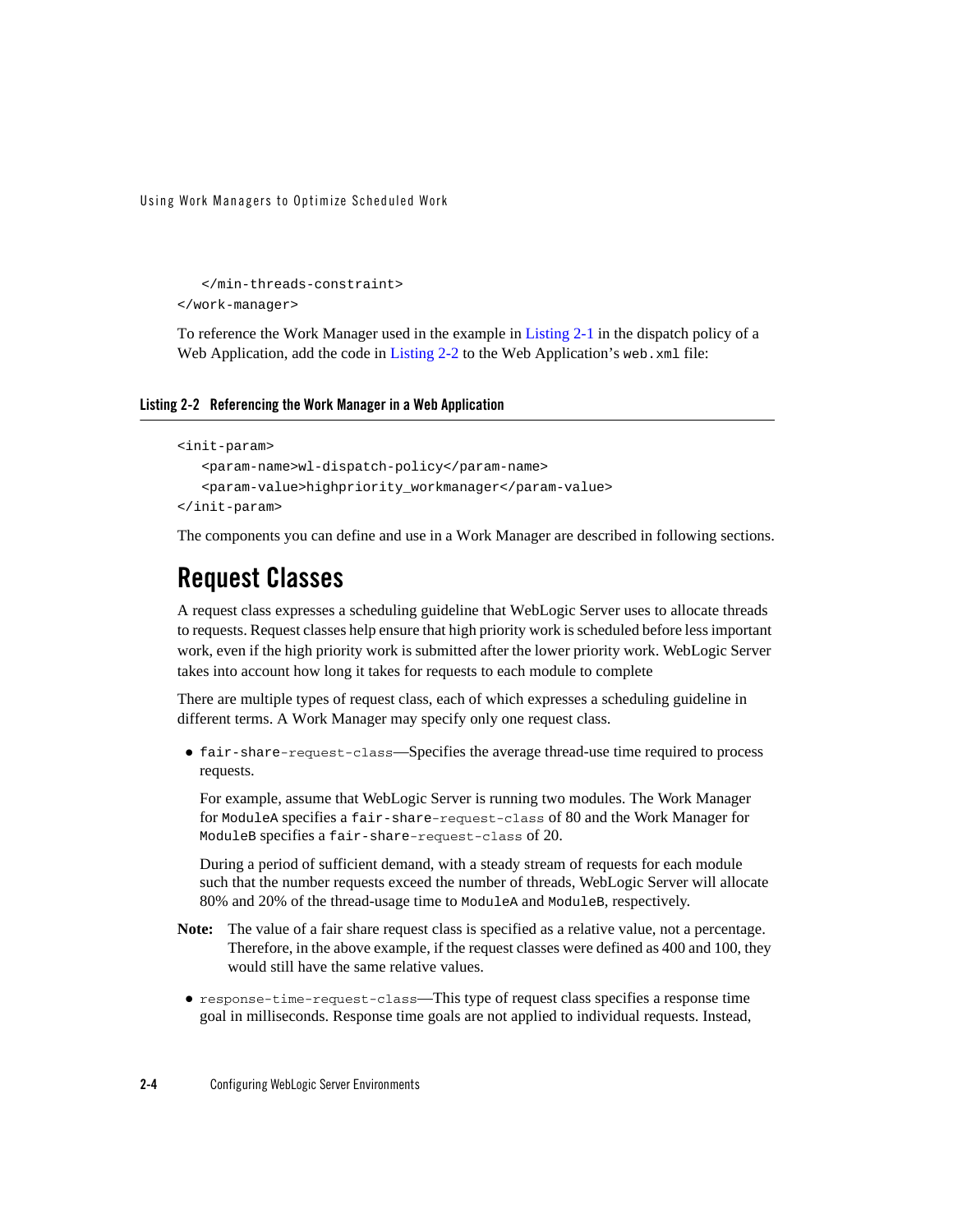```
   </min-threads-constraint>
</work-manager>
```

To reference the Work Manager used in the example in Listing 2-1 in the dispatch policy of a Web Application, add the code in Listing 2-2 to the Web Application's `web.xml` file:

**Listing 2-2 Referencing the Work Manager in a Web Application**

```
<init-param>
   <param-name>wl-dispatch-policy</param-name>
   <param-value>highpriority_workmanager</param-value>
</init-param>
```

The components you can define and use in a Work Manager are described in following sections.

# Request Classes

A request class expresses a scheduling guideline that WebLogic Server uses to allocate threads to requests. Request classes help ensure that high priority work is scheduled before less important work, even if the high priority work is submitted after the lower priority work. WebLogic Server takes into account how long it takes for requests to each module to complete

There are multiple types of request class, each of which expresses a scheduling guideline in different terms. A Work Manager may specify only one request class.

- `fair-share-request-class`—Specifies the average thread-use time required to process requests.

  For example, assume that WebLogic Server is running two modules. The Work Manager for `ModuleA` specifies a `fair-share-request-class` of 80 and the Work Manager for `ModuleB` specifies a `fair-share-request-class` of 20.

  During a period of sufficient demand, with a steady stream of requests for each module such that the number requests exceed the number of threads, WebLogic Server will allocate 80% and 20% of the thread-usage time to `ModuleA` and `ModuleB`, respectively.

**Note:** The value of a fair share request class is specified as a relative value, not a percentage. Therefore, in the above example, if the request classes were defined as 400 and 100, they would still have the same relative values.

- `response-time-request-class`—This type of request class specifies a response time goal in milliseconds. Response time goals are not applied to individual requests. Instead,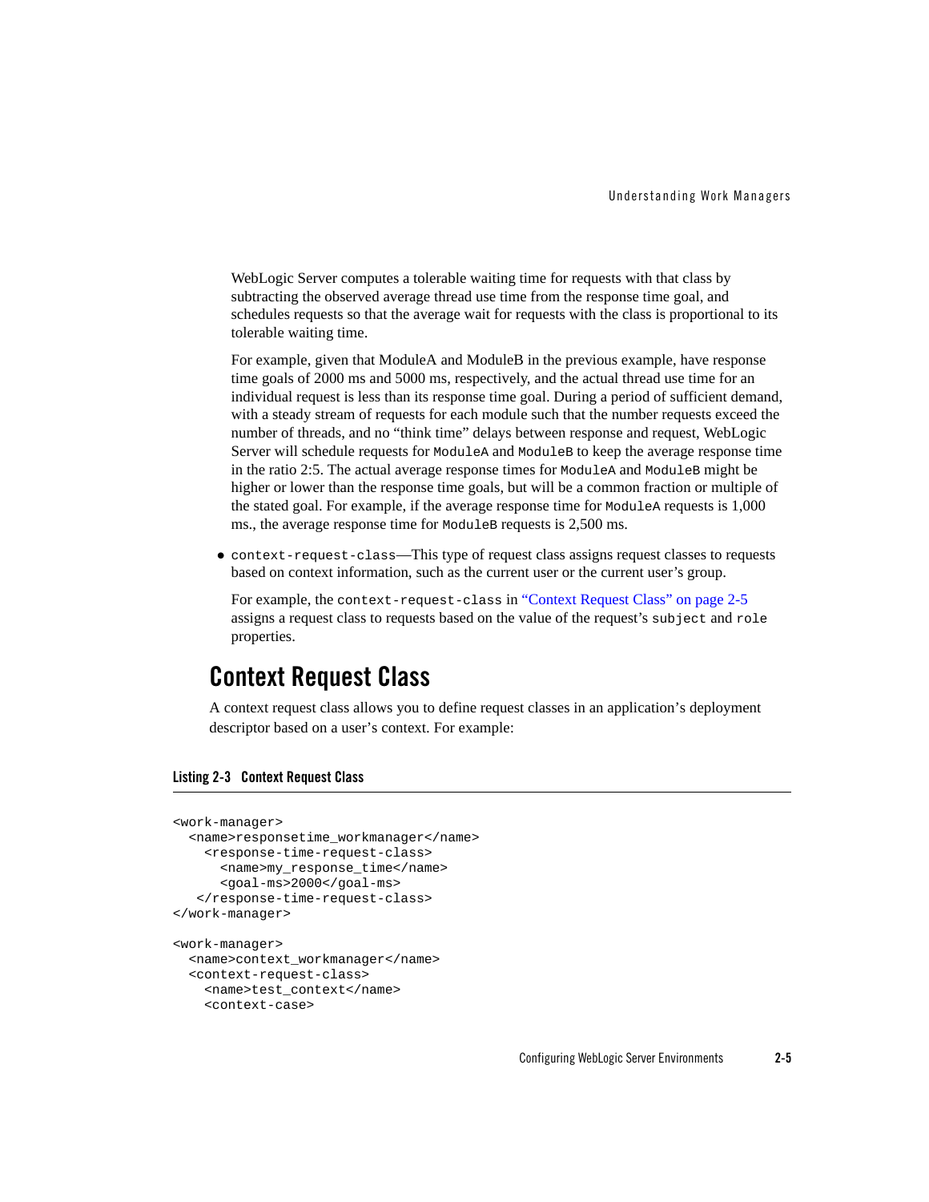WebLogic Server computes a tolerable waiting time for requests with that class by subtracting the observed average thread use time from the response time goal, and schedules requests so that the average wait for requests with the class is proportional to its tolerable waiting time.

For example, given that ModuleA and ModuleB in the previous example, have response time goals of 2000 ms and 5000 ms, respectively, and the actual thread use time for an individual request is less than its response time goal. During a period of sufficient demand, with a steady stream of requests for each module such that the number requests exceed the number of threads, and no "think time" delays between response and request, WebLogic Server will schedule requests for `ModuleA` and `ModuleB` to keep the average response time in the ratio 2:5. The actual average response times for `ModuleA` and `ModuleB` might be higher or lower than the response time goals, but will be a common fraction or multiple of the stated goal. For example, if the average response time for `ModuleA` requests is 1,000 ms., the average response time for `ModuleB` requests is 2,500 ms.

- `context-request-class`—This type of request class assigns request classes to requests based on context information, such as the current user or the current user's group.

  For example, the `context-request-class` in "Context Request Class" on page 2-5 assigns a request class to requests based on the value of the request's `subject` and `role` properties.

## Context Request Class

A context request class allows you to define request classes in an application's deployment descriptor based on a user's context. For example:

**Listing 2-3 Context Request Class**

```
<work-manager>
  <name>responsetime_workmanager</name>
    <response-time-request-class>
      <name>my_response_time</name>
      <goal-ms>2000</goal-ms>
   </response-time-request-class>
</work-manager>

<work-manager>
  <name>context_workmanager</name>
  <context-request-class>
    <name>test_context</name>
    <context-case>
```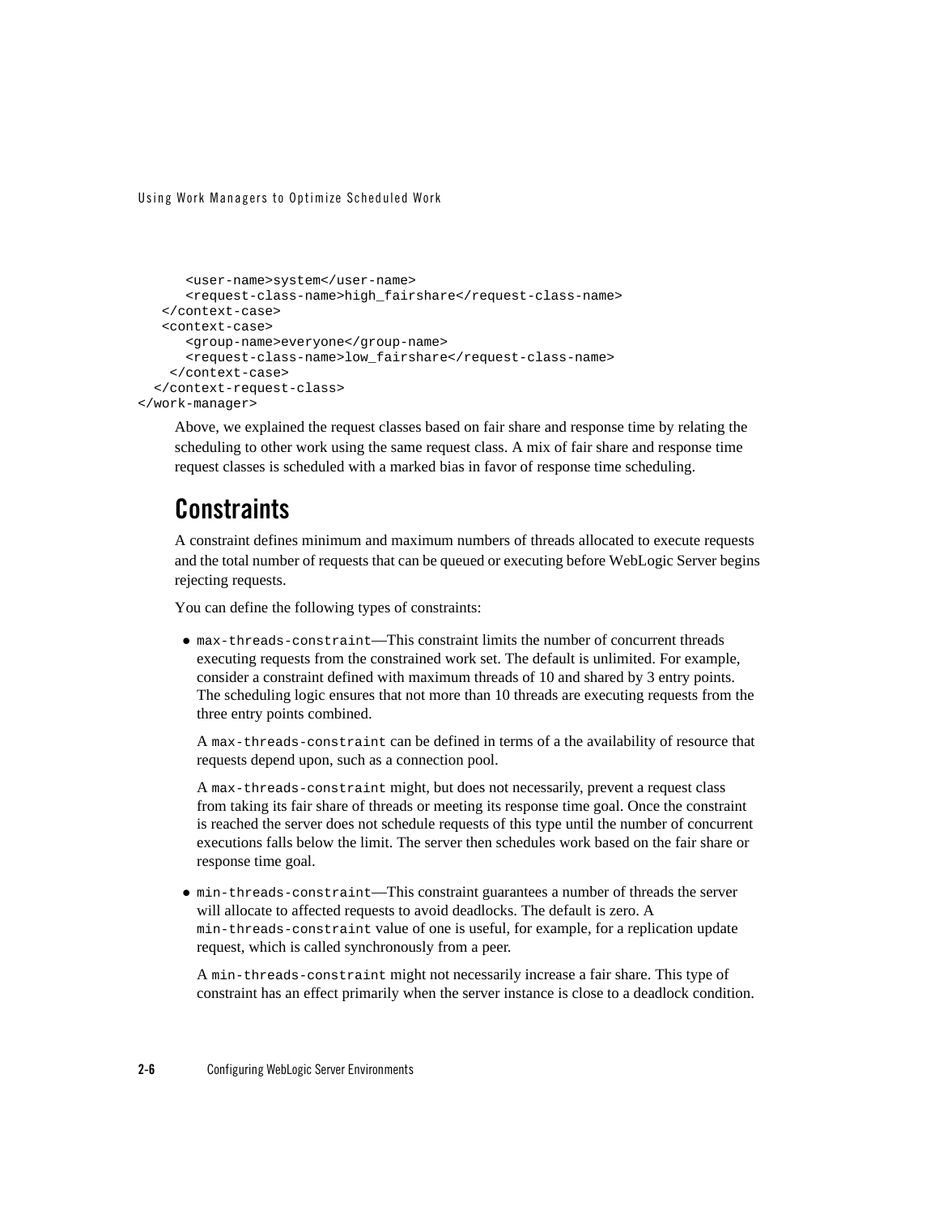```
      <user-name>system</user-name>
      <request-class-name>high_fairshare</request-class-name>
   </context-case>
   <context-case>
      <group-name>everyone</group-name>
      <request-class-name>low_fairshare</request-class-name>
    </context-case>
  </context-request-class>
</work-manager>
```

Above, we explained the request classes based on fair share and response time by relating the scheduling to other work using the same request class. A mix of fair share and response time request classes is scheduled with a marked bias in favor of response time scheduling.

## Constraints

A constraint defines minimum and maximum numbers of threads allocated to execute requests and the total number of requests that can be queued or executing before WebLogic Server begins rejecting requests.

You can define the following types of constraints:

- `max-threads-constraint`—This constraint limits the number of concurrent threads executing requests from the constrained work set. The default is unlimited. For example, consider a constraint defined with maximum threads of 10 and shared by 3 entry points. The scheduling logic ensures that not more than 10 threads are executing requests from the three entry points combined.

  A `max-threads-constraint` can be defined in terms of a the availability of resource that requests depend upon, such as a connection pool.

  A `max-threads-constraint` might, but does not necessarily, prevent a request class from taking its fair share of threads or meeting its response time goal. Once the constraint is reached the server does not schedule requests of this type until the number of concurrent executions falls below the limit. The server then schedules work based on the fair share or response time goal.

- `min-threads-constraint`—This constraint guarantees a number of threads the server will allocate to affected requests to avoid deadlocks. The default is zero. A `min-threads-constraint` value of one is useful, for example, for a replication update request, which is called synchronously from a peer.

  A `min-threads-constraint` might not necessarily increase a fair share. This type of constraint has an effect primarily when the server instance is close to a deadlock condition.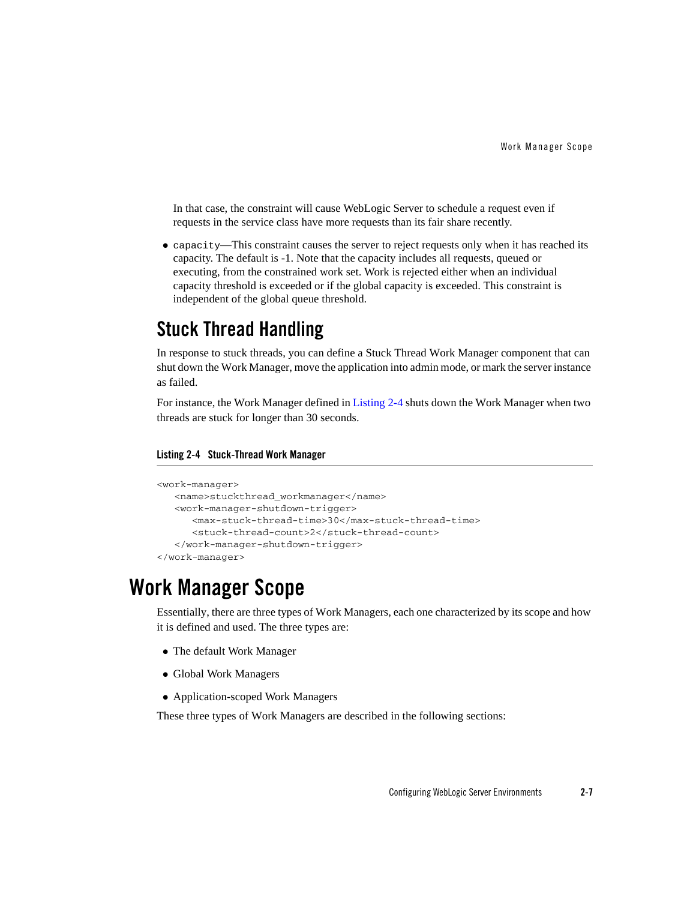In that case, the constraint will cause WebLogic Server to schedule a request even if requests in the service class have more requests than its fair share recently.

- `capacity`—This constraint causes the server to reject requests only when it has reached its capacity. The default is -1. Note that the capacity includes all requests, queued or executing, from the constrained work set. Work is rejected either when an individual capacity threshold is exceeded or if the global capacity is exceeded. This constraint is independent of the global queue threshold.

## Stuck Thread Handling

In response to stuck threads, you can define a Stuck Thread Work Manager component that can shut down the Work Manager, move the application into admin mode, or mark the server instance as failed.

For instance, the Work Manager defined in Listing 2-4 shuts down the Work Manager when two threads are stuck for longer than 30 seconds.

**Listing 2-4 Stuck-Thread Work Manager**

```
<work-manager>
   <name>stuckthread_workmanager</name>
   <work-manager-shutdown-trigger>
      <max-stuck-thread-time>30</max-stuck-thread-time>
      <stuck-thread-count>2</stuck-thread-count>
   </work-manager-shutdown-trigger>
</work-manager>
```

# Work Manager Scope

Essentially, there are three types of Work Managers, each one characterized by its scope and how it is defined and used. The three types are:

- The default Work Manager
- Global Work Managers
- Application-scoped Work Managers

These three types of Work Managers are described in the following sections: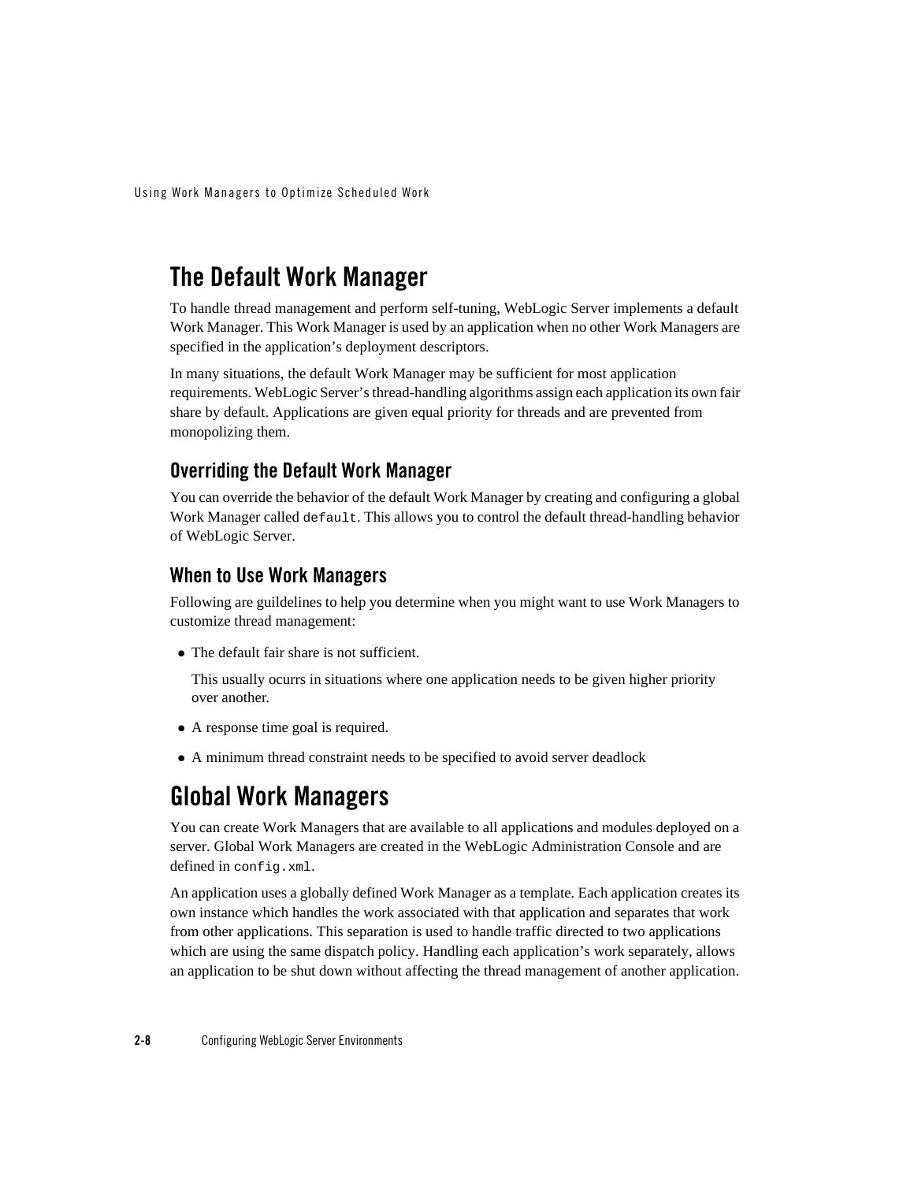# The Default Work Manager

To handle thread management and perform self-tuning, WebLogic Server implements a default Work Manager. This Work Manager is used by an application when no other Work Managers are specified in the application's deployment descriptors.

In many situations, the default Work Manager may be sufficient for most application requirements. WebLogic Server's thread-handling algorithms assign each application its own fair share by default. Applications are given equal priority for threads and are prevented from monopolizing them.

## Overriding the Default Work Manager

You can override the behavior of the default Work Manager by creating and configuring a global Work Manager called `default`. This allows you to control the default thread-handling behavior of WebLogic Server.

## When to Use Work Managers

Following are guildelines to help you determine when you might want to use Work Managers to customize thread management:

- The default fair share is not sufficient.

  This usually ocurrs in situations where one application needs to be given higher priority over another.

- A response time goal is required.
- A minimum thread constraint needs to be specified to avoid server deadlock

# Global Work Managers

You can create Work Managers that are available to all applications and modules deployed on a server. Global Work Managers are created in the WebLogic Administration Console and are defined in `config.xml`.

An application uses a globally defined Work Manager as a template. Each application creates its own instance which handles the work associated with that application and separates that work from other applications. This separation is used to handle traffic directed to two applications which are using the same dispatch policy. Handling each application's work separately, allows an application to be shut down without affecting the thread management of another application.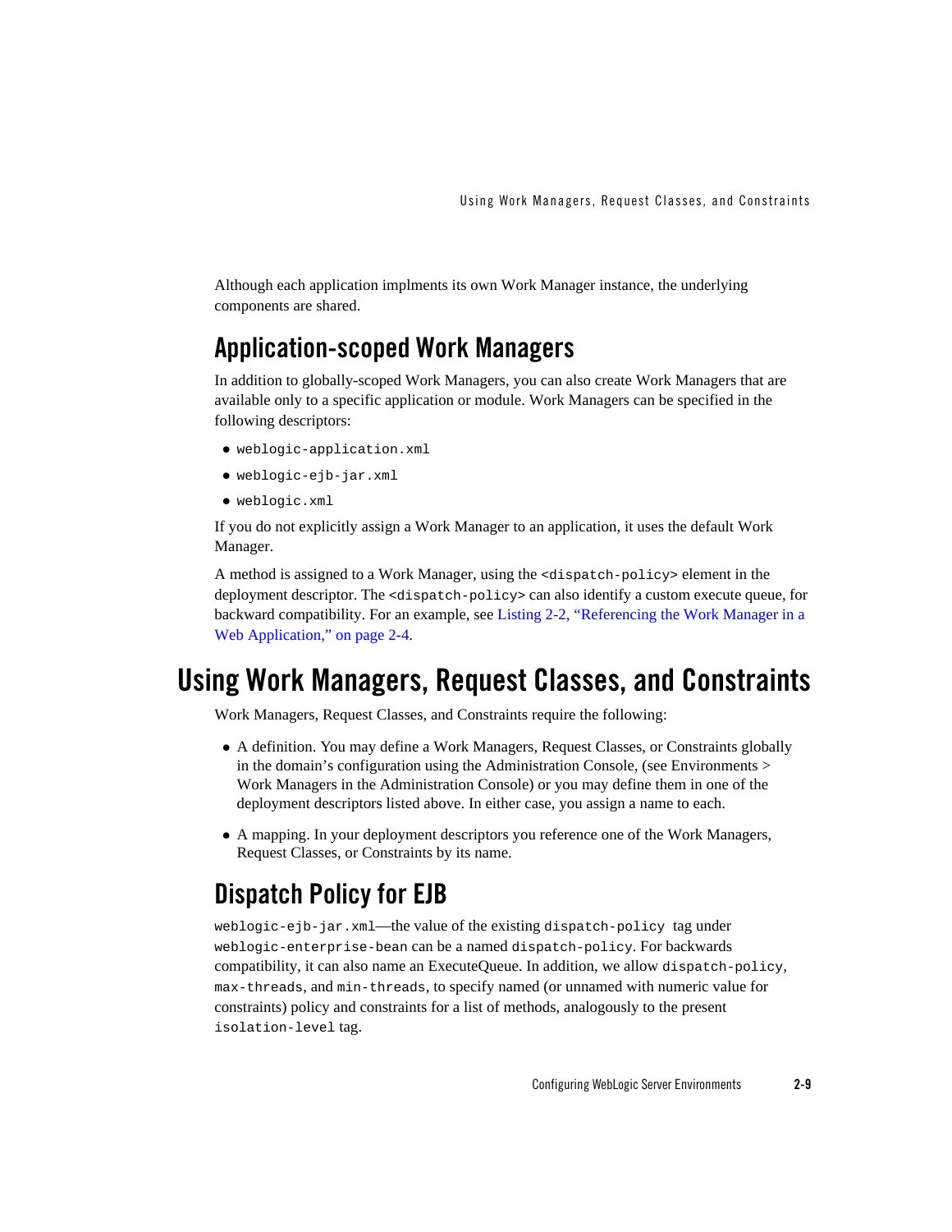Although each application implments its own Work Manager instance, the underlying components are shared.

## Application-scoped Work Managers

In addition to globally-scoped Work Managers, you can also create Work Managers that are available only to a specific application or module. Work Managers can be specified in the following descriptors:

- `weblogic-application.xml`
- `weblogic-ejb-jar.xml`
- `weblogic.xml`

If you do not explicitly assign a Work Manager to an application, it uses the default Work Manager.

A method is assigned to a Work Manager, using the `<dispatch-policy>` element in the deployment descriptor. The `<dispatch-policy>` can also identify a custom execute queue, for backward compatibility. For an example, see Listing 2-2, "Referencing the Work Manager in a Web Application," on page 2-4.

# Using Work Managers, Request Classes, and Constraints

Work Managers, Request Classes, and Constraints require the following:

- A definition. You may define a Work Managers, Request Classes, or Constraints globally in the domain's configuration using the Administration Console, (see Environments > Work Managers in the Administration Console) or you may define them in one of the deployment descriptors listed above. In either case, you assign a name to each.
- A mapping. In your deployment descriptors you reference one of the Work Managers, Request Classes, or Constraints by its name.

## Dispatch Policy for EJB

`weblogic-ejb-jar.xml`—the value of the existing `dispatch-policy` tag under `weblogic-enterprise-bean` can be a named `dispatch-policy`. For backwards compatibility, it can also name an ExecuteQueue. In addition, we allow `dispatch-policy`, `max-threads`, and `min-threads`, to specify named (or unnamed with numeric value for constraints) policy and constraints for a list of methods, analogously to the present `isolation-level` tag.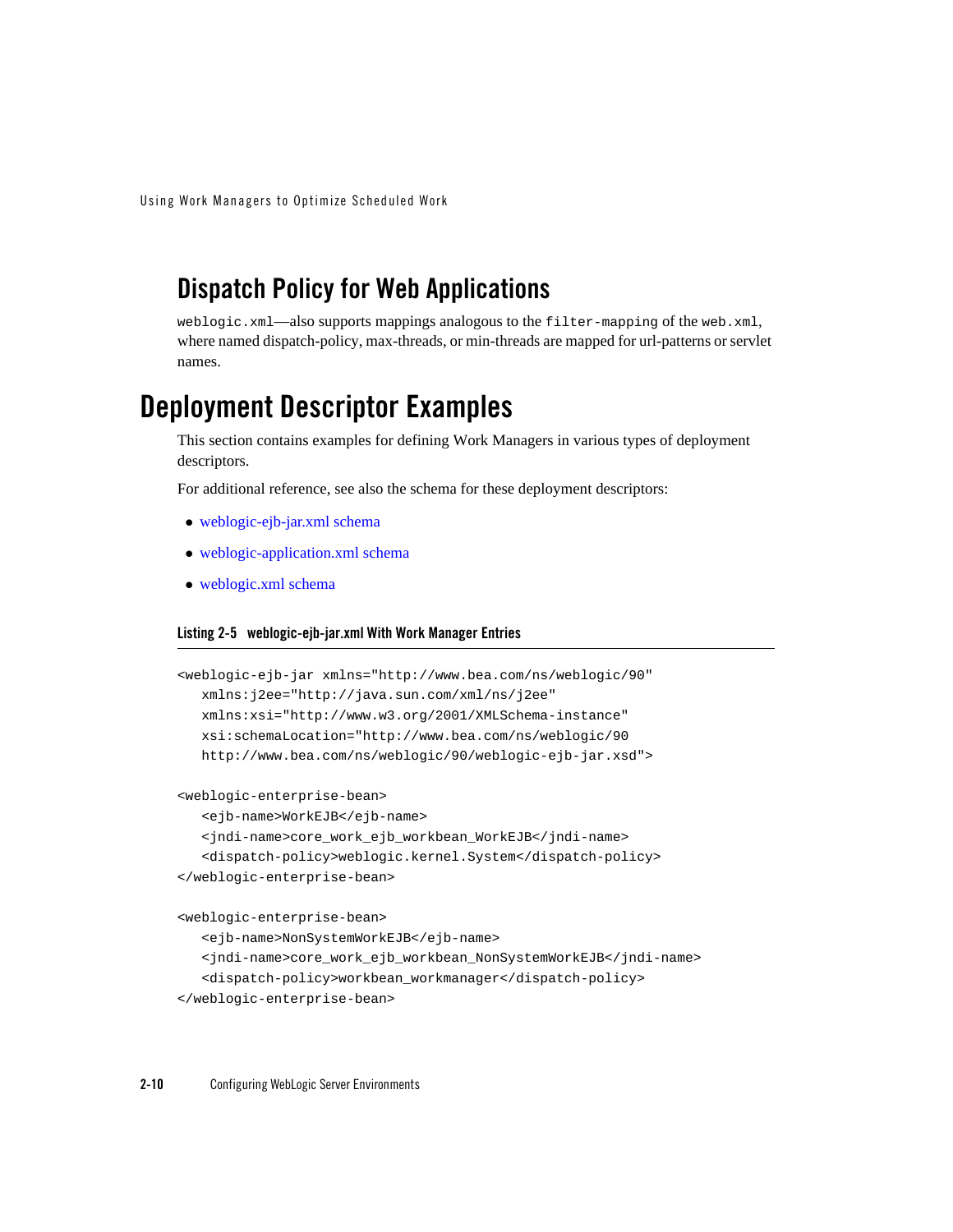## Dispatch Policy for Web Applications

`weblogic.xml`—also supports mappings analogous to the `filter-mapping` of the `web.xml`, where named dispatch-policy, max-threads, or min-threads are mapped for url-patterns or servlet names.

# Deployment Descriptor Examples

This section contains examples for defining Work Managers in various types of deployment descriptors.

For additional reference, see also the schema for these deployment descriptors:

- weblogic-ejb-jar.xml schema
- weblogic-application.xml schema
- weblogic.xml schema

**Listing 2-5 weblogic-ejb-jar.xml With Work Manager Entries**

```
<weblogic-ejb-jar xmlns="http://www.bea.com/ns/weblogic/90"
   xmlns:j2ee="http://java.sun.com/xml/ns/j2ee"
   xmlns:xsi="http://www.w3.org/2001/XMLSchema-instance"
   xsi:schemaLocation="http://www.bea.com/ns/weblogic/90
   http://www.bea.com/ns/weblogic/90/weblogic-ejb-jar.xsd">

<weblogic-enterprise-bean>
   <ejb-name>WorkEJB</ejb-name>
   <jndi-name>core_work_ejb_workbean_WorkEJB</jndi-name>
   <dispatch-policy>weblogic.kernel.System</dispatch-policy>
</weblogic-enterprise-bean>

<weblogic-enterprise-bean>
   <ejb-name>NonSystemWorkEJB</ejb-name>
   <jndi-name>core_work_ejb_workbean_NonSystemWorkEJB</jndi-name>
   <dispatch-policy>workbean_workmanager</dispatch-policy>
</weblogic-enterprise-bean>
```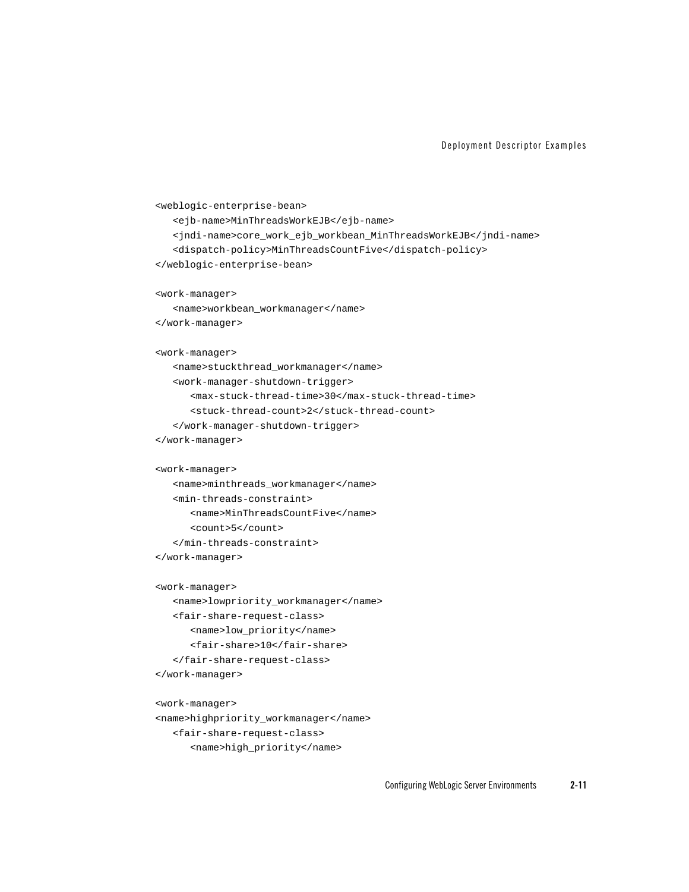```
<weblogic-enterprise-bean>
   <ejb-name>MinThreadsWorkEJB</ejb-name>
   <jndi-name>core_work_ejb_workbean_MinThreadsWorkEJB</jndi-name>
   <dispatch-policy>MinThreadsCountFive</dispatch-policy>
</weblogic-enterprise-bean>

<work-manager>
   <name>workbean_workmanager</name>
</work-manager>

<work-manager>
   <name>stuckthread_workmanager</name>
   <work-manager-shutdown-trigger>
      <max-stuck-thread-time>30</max-stuck-thread-time>
      <stuck-thread-count>2</stuck-thread-count>
   </work-manager-shutdown-trigger>
</work-manager>

<work-manager>
   <name>minthreads_workmanager</name>
   <min-threads-constraint>
      <name>MinThreadsCountFive</name>
      <count>5</count>
   </min-threads-constraint>
</work-manager>

<work-manager>
   <name>lowpriority_workmanager</name>
   <fair-share-request-class>
      <name>low_priority</name>
      <fair-share>10</fair-share>
   </fair-share-request-class>
</work-manager>

<work-manager>
<name>highpriority_workmanager</name>
   <fair-share-request-class>
      <name>high_priority</name>
```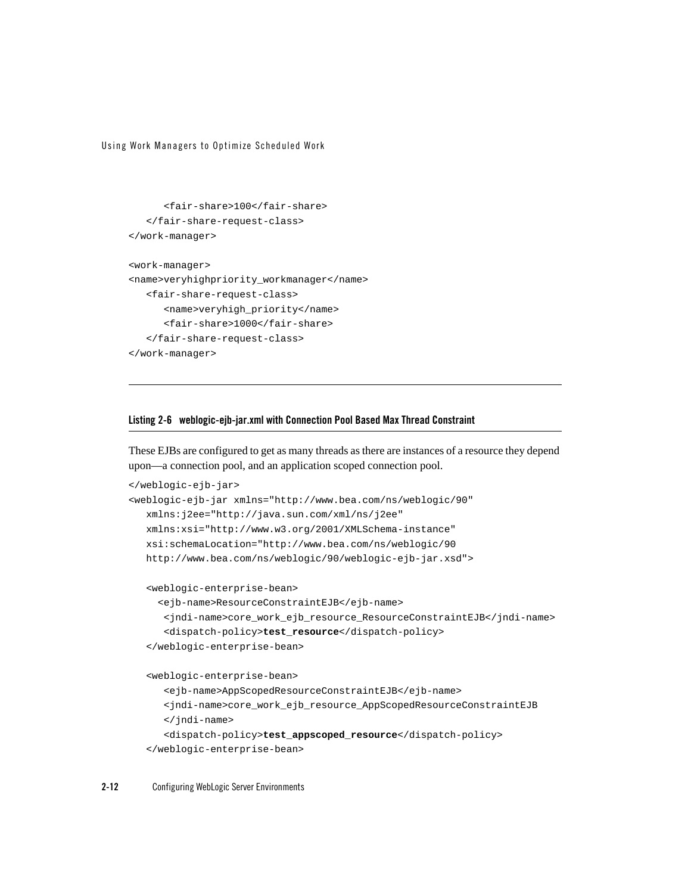```
      <fair-share>100</fair-share>
   </fair-share-request-class>
</work-manager>

<work-manager>
<name>veryhighpriority_workmanager</name>
   <fair-share-request-class>
      <name>veryhigh_priority</name>
      <fair-share>1000</fair-share>
   </fair-share-request-class>
</work-manager>
```

**Listing 2-6 weblogic-ejb-jar.xml with Connection Pool Based Max Thread Constraint**

These EJBs are configured to get as many threads as there are instances of a resource they depend upon—a connection pool, and an application scoped connection pool.

```
</weblogic-ejb-jar>
<weblogic-ejb-jar xmlns="http://www.bea.com/ns/weblogic/90"
   xmlns:j2ee="http://java.sun.com/xml/ns/j2ee"
   xmlns:xsi="http://www.w3.org/2001/XMLSchema-instance"
   xsi:schemaLocation="http://www.bea.com/ns/weblogic/90
   http://www.bea.com/ns/weblogic/90/weblogic-ejb-jar.xsd">

   <weblogic-enterprise-bean>
     <ejb-name>ResourceConstraintEJB</ejb-name>
      <jndi-name>core_work_ejb_resource_ResourceConstraintEJB</jndi-name>
      <dispatch-policy>test_resource</dispatch-policy>
   </weblogic-enterprise-bean>

   <weblogic-enterprise-bean>
      <ejb-name>AppScopedResourceConstraintEJB</ejb-name>
      <jndi-name>core_work_ejb_resource_AppScopedResourceConstraintEJB
      </jndi-name>
      <dispatch-policy>test_appscoped_resource</dispatch-policy>
   </weblogic-enterprise-bean>
```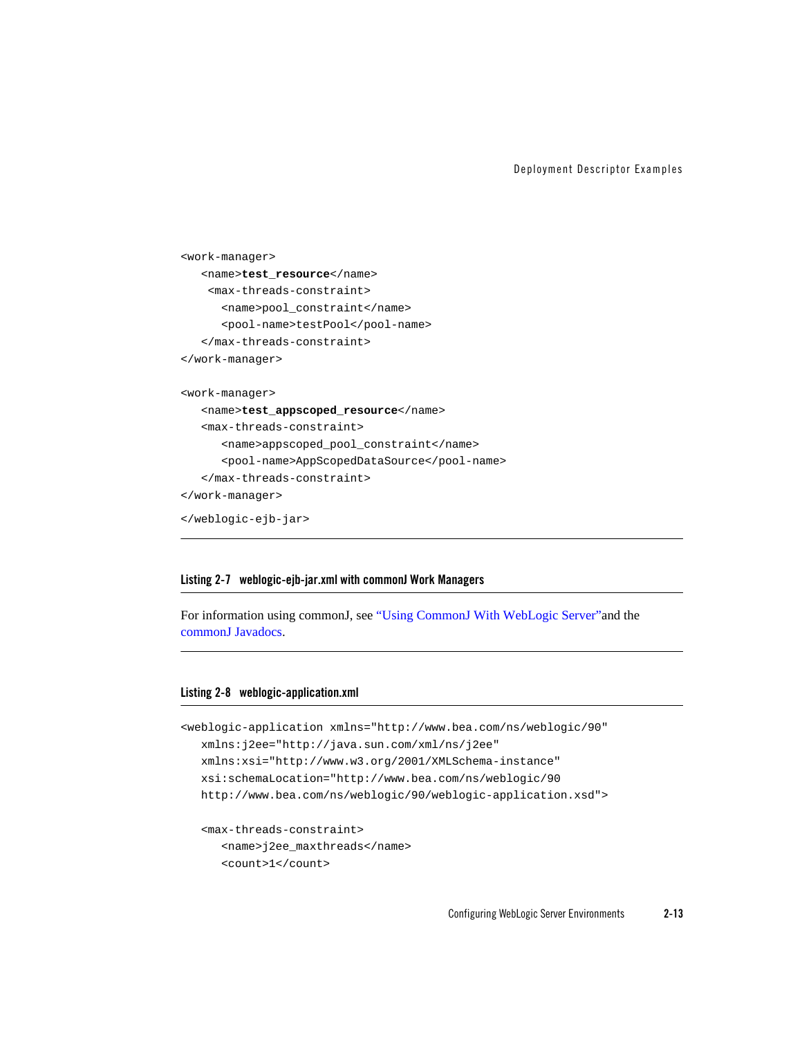```
<work-manager>
   <name>test_resource</name>
    <max-threads-constraint>
      <name>pool_constraint</name>
      <pool-name>testPool</pool-name>
   </max-threads-constraint>
</work-manager>

<work-manager>
   <name>test_appscoped_resource</name>
   <max-threads-constraint>
      <name>appscoped_pool_constraint</name>
      <pool-name>AppScopedDataSource</pool-name>
   </max-threads-constraint>
</work-manager>

</weblogic-ejb-jar>
```

**Listing 2-7 weblogic-ejb-jar.xml with commonJ Work Managers**

For information using commonJ, see "Using CommonJ With WebLogic Server" and the commonJ Javadocs.

**Listing 2-8 weblogic-application.xml**

```
<weblogic-application xmlns="http://www.bea.com/ns/weblogic/90"
   xmlns:j2ee="http://java.sun.com/xml/ns/j2ee"
   xmlns:xsi="http://www.w3.org/2001/XMLSchema-instance"
   xsi:schemaLocation="http://www.bea.com/ns/weblogic/90
   http://www.bea.com/ns/weblogic/90/weblogic-application.xsd">

   <max-threads-constraint>
      <name>j2ee_maxthreads</name>
      <count>1</count>
```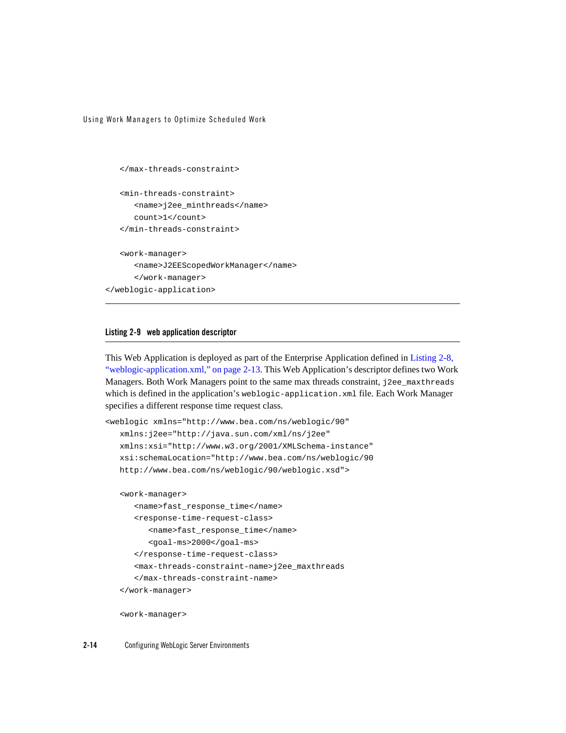```
   </max-threads-constraint>

   <min-threads-constraint>
      <name>j2ee_minthreads</name>
      count>1</count>
   </min-threads-constraint>

   <work-manager>
      <name>J2EEScopedWorkManager</name>
      </work-manager>
</weblogic-application>
```

**Listing 2-9 web application descriptor**

This Web Application is deployed as part of the Enterprise Application defined in Listing 2-8, "weblogic-application.xml," on page 2-13. This Web Application's descriptor defines two Work Managers. Both Work Managers point to the same max threads constraint, `j2ee_maxthreads` which is defined in the application's `weblogic-application.xml` file. Each Work Manager specifies a different response time request class.

```
<weblogic xmlns="http://www.bea.com/ns/weblogic/90"
   xmlns:j2ee="http://java.sun.com/xml/ns/j2ee"
   xmlns:xsi="http://www.w3.org/2001/XMLSchema-instance"
   xsi:schemaLocation="http://www.bea.com/ns/weblogic/90
   http://www.bea.com/ns/weblogic/90/weblogic.xsd">

   <work-manager>
      <name>fast_response_time</name>
      <response-time-request-class>
         <name>fast_response_time</name>
         <goal-ms>2000</goal-ms>
      </response-time-request-class>
      <max-threads-constraint-name>j2ee_maxthreads
      </max-threads-constraint-name>
   </work-manager>

   <work-manager>
```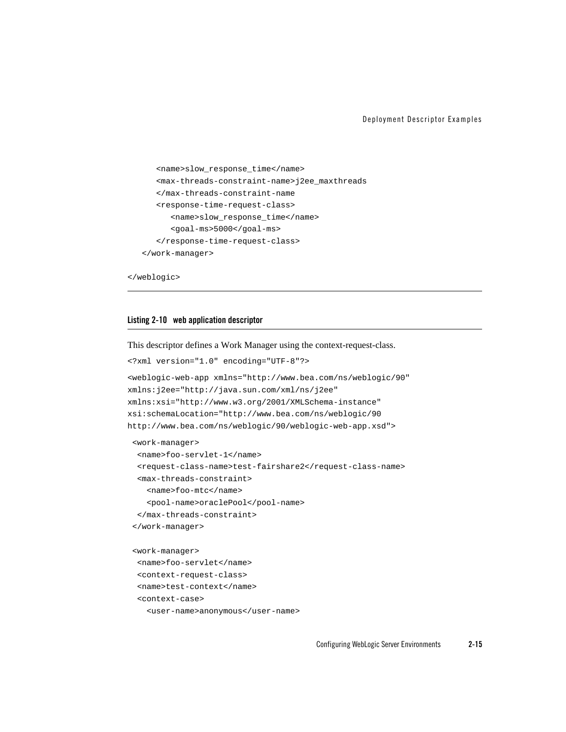```
      <name>slow_response_time</name>
      <max-threads-constraint-name>j2ee_maxthreads
      </max-threads-constraint-name
      <response-time-request-class>
         <name>slow_response_time</name>
         <goal-ms>5000</goal-ms>
      </response-time-request-class>
   </work-manager>

</weblogic>
```

**Listing 2-10 web application descriptor**

This descriptor defines a Work Manager using the context-request-class.

```
<?xml version="1.0" encoding="UTF-8"?>

<weblogic-web-app xmlns="http://www.bea.com/ns/weblogic/90"
xmlns:j2ee="http://java.sun.com/xml/ns/j2ee"
xmlns:xsi="http://www.w3.org/2001/XMLSchema-instance"
xsi:schemaLocation="http://www.bea.com/ns/weblogic/90
http://www.bea.com/ns/weblogic/90/weblogic-web-app.xsd">

 <work-manager>
  <name>foo-servlet-1</name>
  <request-class-name>test-fairshare2</request-class-name>
  <max-threads-constraint>
    <name>foo-mtc</name>
    <pool-name>oraclePool</pool-name>
  </max-threads-constraint>
 </work-manager>

 <work-manager>
  <name>foo-servlet</name>
  <context-request-class>
  <name>test-context</name>
  <context-case>
    <user-name>anonymous</user-name>
```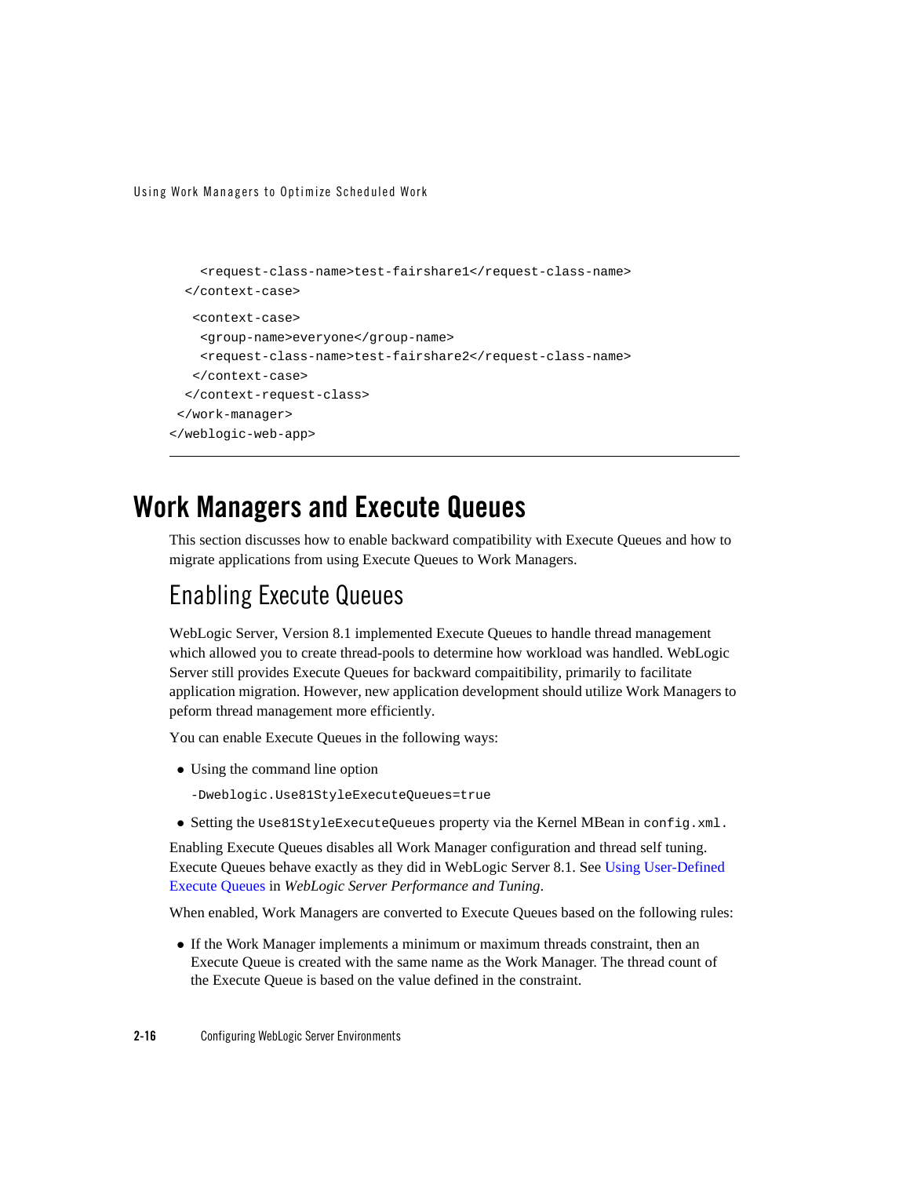```
    <request-class-name>test-fairshare1</request-class-name>
  </context-case>
   <context-case>
    <group-name>everyone</group-name>
    <request-class-name>test-fairshare2</request-class-name>
   </context-case>
  </context-request-class>
 </work-manager>
</weblogic-web-app>
```

# Work Managers and Execute Queues

This section discusses how to enable backward compatibility with Execute Queues and how to migrate applications from using Execute Queues to Work Managers.

## Enabling Execute Queues

WebLogic Server, Version 8.1 implemented Execute Queues to handle thread management which allowed you to create thread-pools to determine how workload was handled. WebLogic Server still provides Execute Queues for backward compaitibility, primarily to facilitate application migration. However, new application development should utilize Work Managers to peform thread management more efficiently.

You can enable Execute Queues in the following ways:

- Using the command line option

  `-Dweblogic.Use81StyleExecuteQueues=true`

- Setting the `Use81StyleExecuteQueues` property via the Kernel MBean in `config.xml`.

Enabling Execute Queues disables all Work Manager configuration and thread self tuning. Execute Queues behave exactly as they did in WebLogic Server 8.1. See Using User-Defined Execute Queues in *WebLogic Server Performance and Tuning*.

When enabled, Work Managers are converted to Execute Queues based on the following rules:

- If the Work Manager implements a minimum or maximum threads constraint, then an Execute Queue is created with the same name as the Work Manager. The thread count of the Execute Queue is based on the value defined in the constraint.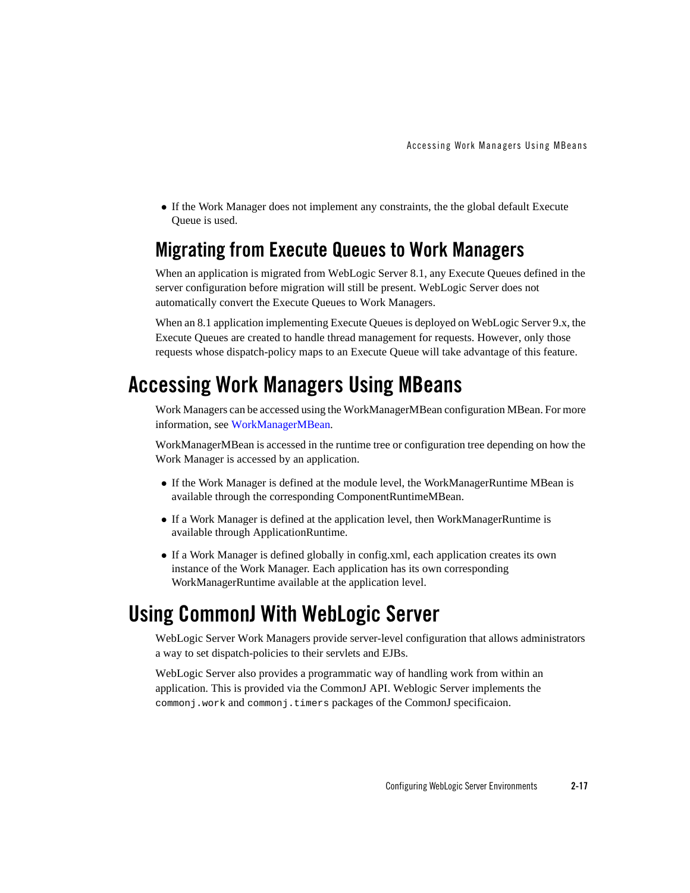- If the Work Manager does not implement any constraints, the the global default Execute Queue is used.

## Migrating from Execute Queues to Work Managers

When an application is migrated from WebLogic Server 8.1, any Execute Queues defined in the server configuration before migration will still be present. WebLogic Server does not automatically convert the Execute Queues to Work Managers.

When an 8.1 application implementing Execute Queues is deployed on WebLogic Server 9.x, the Execute Queues are created to handle thread management for requests. However, only those requests whose dispatch-policy maps to an Execute Queue will take advantage of this feature.

# Accessing Work Managers Using MBeans

Work Managers can be accessed using the WorkManagerMBean configuration MBean. For more information, see WorkManagerMBean.

WorkManagerMBean is accessed in the runtime tree or configuration tree depending on how the Work Manager is accessed by an application.

- If the Work Manager is defined at the module level, the WorkManagerRuntime MBean is available through the corresponding ComponentRuntimeMBean.
- If a Work Manager is defined at the application level, then WorkManagerRuntime is available through ApplicationRuntime.
- If a Work Manager is defined globally in config.xml, each application creates its own instance of the Work Manager. Each application has its own corresponding WorkManagerRuntime available at the application level.

# Using CommonJ With WebLogic Server

WebLogic Server Work Managers provide server-level configuration that allows administrators a way to set dispatch-policies to their servlets and EJBs.

WebLogic Server also provides a programmatic way of handling work from within an application. This is provided via the CommonJ API. Weblogic Server implements the `commonj.work` and `commonj.timers` packages of the CommonJ specificaion.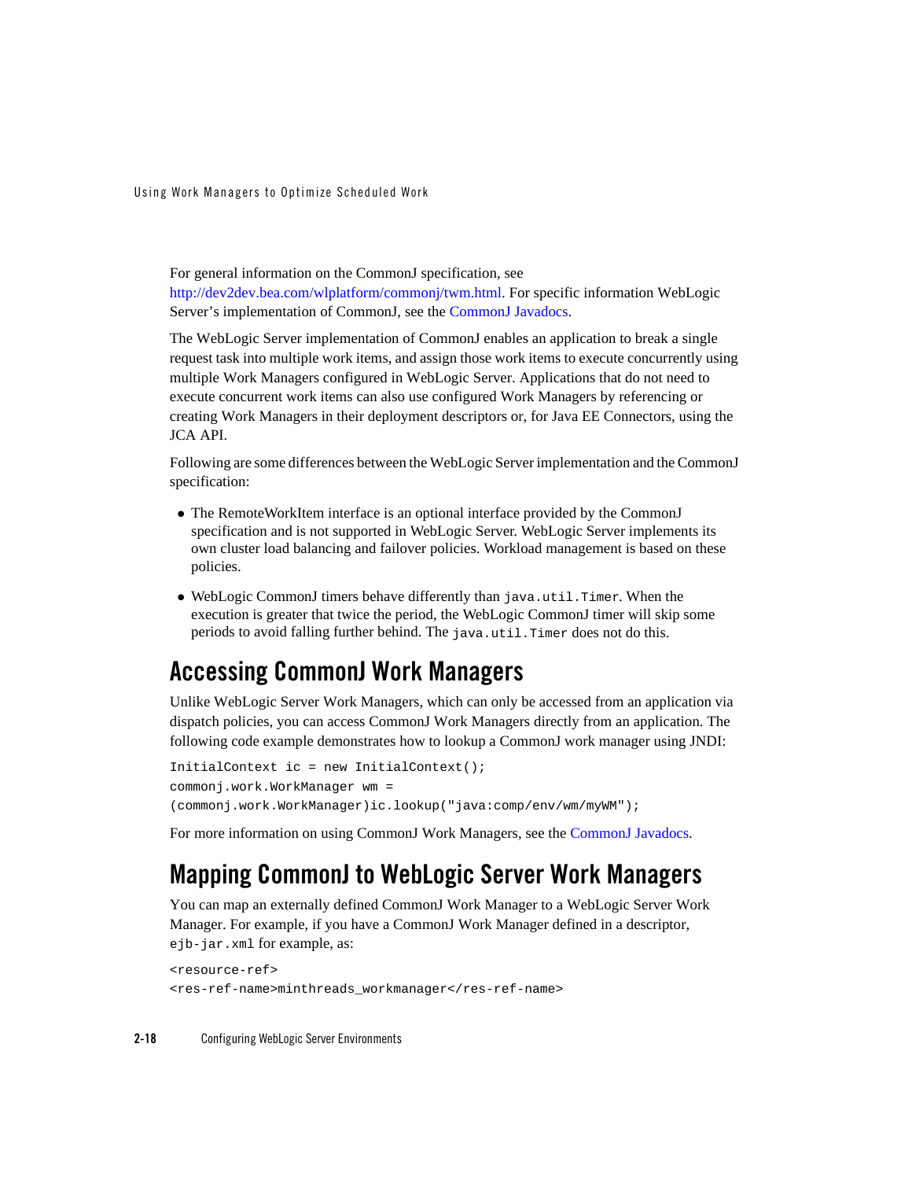For general information on the CommonJ specification, see http://dev2dev.bea.com/wlplatform/commonj/twm.html. For specific information WebLogic Server's implementation of CommonJ, see the CommonJ Javadocs.

The WebLogic Server implementation of CommonJ enables an application to break a single request task into multiple work items, and assign those work items to execute concurrently using multiple Work Managers configured in WebLogic Server. Applications that do not need to execute concurrent work items can also use configured Work Managers by referencing or creating Work Managers in their deployment descriptors or, for Java EE Connectors, using the JCA API.

Following are some differences between the WebLogic Server implementation and the CommonJ specification:

- The RemoteWorkItem interface is an optional interface provided by the CommonJ specification and is not supported in WebLogic Server. WebLogic Server implements its own cluster load balancing and failover policies. Workload management is based on these policies.
- WebLogic CommonJ timers behave differently than `java.util.Timer`. When the execution is greater that twice the period, the WebLogic CommonJ timer will skip some periods to avoid falling further behind. The `java.util.Timer` does not do this.

## Accessing CommonJ Work Managers

Unlike WebLogic Server Work Managers, which can only be accessed from an application via dispatch policies, you can access CommonJ Work Managers directly from an application. The following code example demonstrates how to lookup a CommonJ work manager using JNDI:

```
InitialContext ic = new InitialContext();
commonj.work.WorkManager wm =
(commonj.work.WorkManager)ic.lookup("java:comp/env/wm/myWM");
```

For more information on using CommonJ Work Managers, see the CommonJ Javadocs.

## Mapping CommonJ to WebLogic Server Work Managers

You can map an externally defined CommonJ Work Manager to a WebLogic Server Work Manager. For example, if you have a CommonJ Work Manager defined in a descriptor, `ejb-jar.xml` for example, as:

```
<resource-ref>
<res-ref-name>minthreads_workmanager</res-ref-name>
```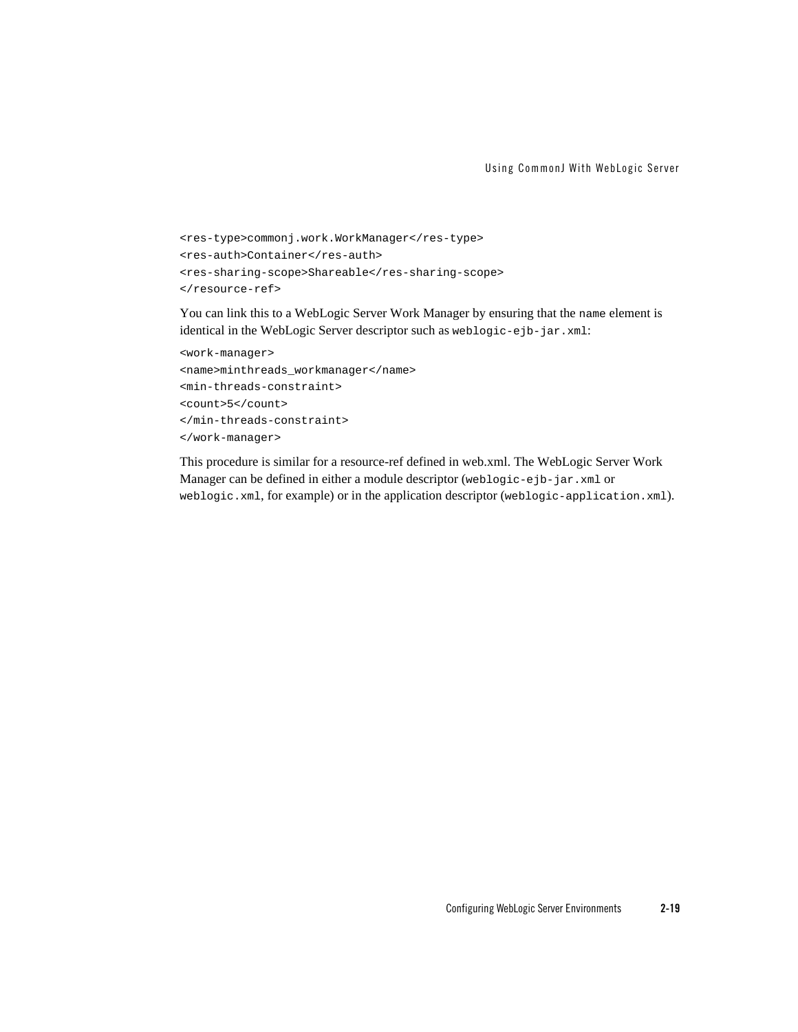```
<res-type>commonj.work.WorkManager</res-type>
<res-auth>Container</res-auth>
<res-sharing-scope>Shareable</res-sharing-scope>
</resource-ref>
```

You can link this to a WebLogic Server Work Manager by ensuring that the `name` element is identical in the WebLogic Server descriptor such as `weblogic-ejb-jar.xml`:

```
<work-manager>
<name>minthreads_workmanager</name>
<min-threads-constraint>
<count>5</count>
</min-threads-constraint>
</work-manager>
```

This procedure is similar for a resource-ref defined in web.xml. The WebLogic Server Work Manager can be defined in either a module descriptor (`weblogic-ejb-jar.xml` or `weblogic.xml`, for example) or in the application descriptor (`weblogic-application.xml`).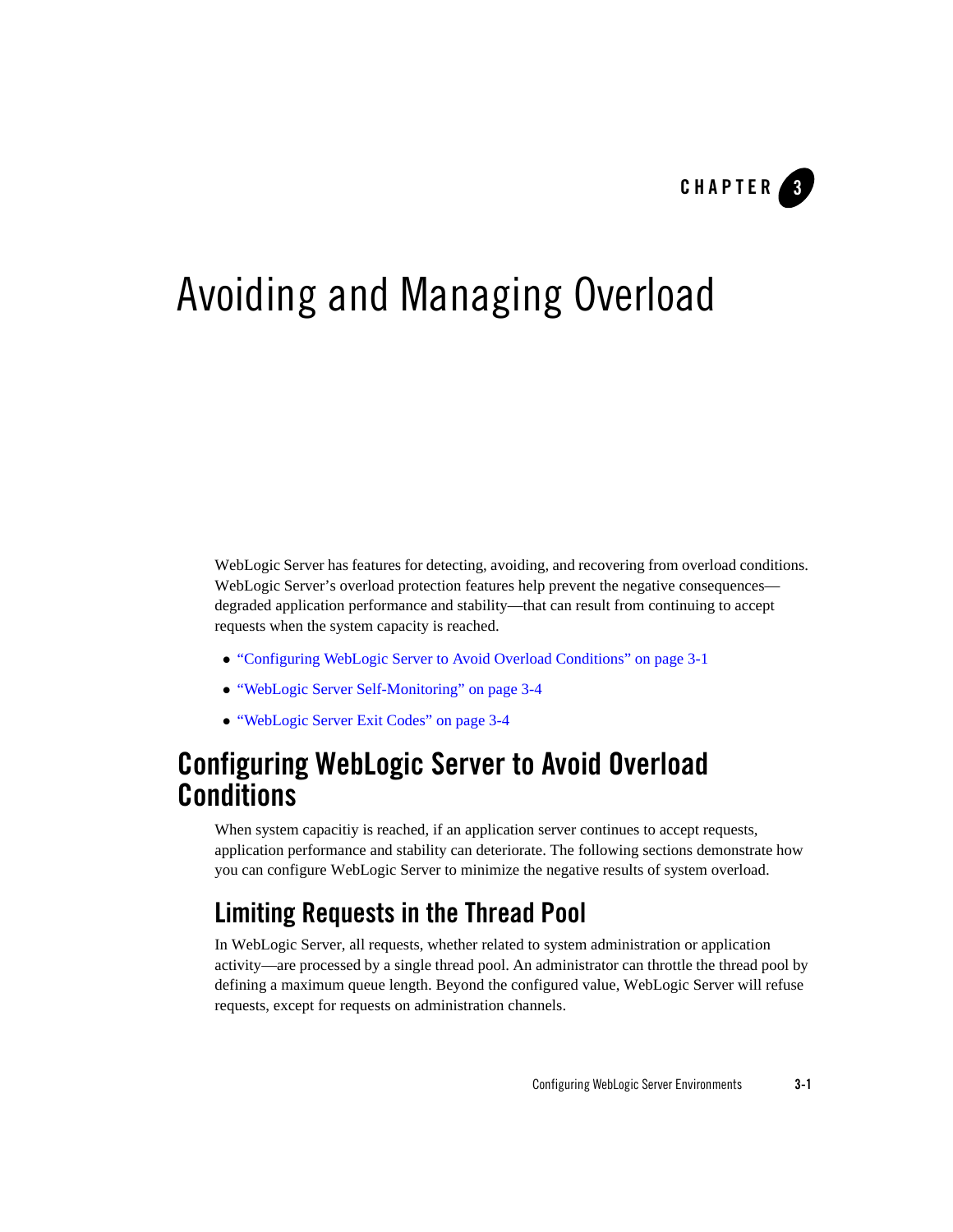# Avoiding and Managing Overload

WebLogic Server has features for detecting, avoiding, and recovering from overload conditions. WebLogic Server's overload protection features help prevent the negative consequences—degraded application performance and stability—that can result from continuing to accept requests when the system capacity is reached.

- "Configuring WebLogic Server to Avoid Overload Conditions" on page 3-1
- "WebLogic Server Self-Monitoring" on page 3-4
- "WebLogic Server Exit Codes" on page 3-4

## Configuring WebLogic Server to Avoid Overload Conditions

When system capacitiy is reached, if an application server continues to accept requests, application performance and stability can deteriorate. The following sections demonstrate how you can configure WebLogic Server to minimize the negative results of system overload.

### Limiting Requests in the Thread Pool

In WebLogic Server, all requests, whether related to system administration or application activity—are processed by a single thread pool. An administrator can throttle the thread pool by defining a maximum queue length. Beyond the configured value, WebLogic Server will refuse requests, except for requests on administration channels.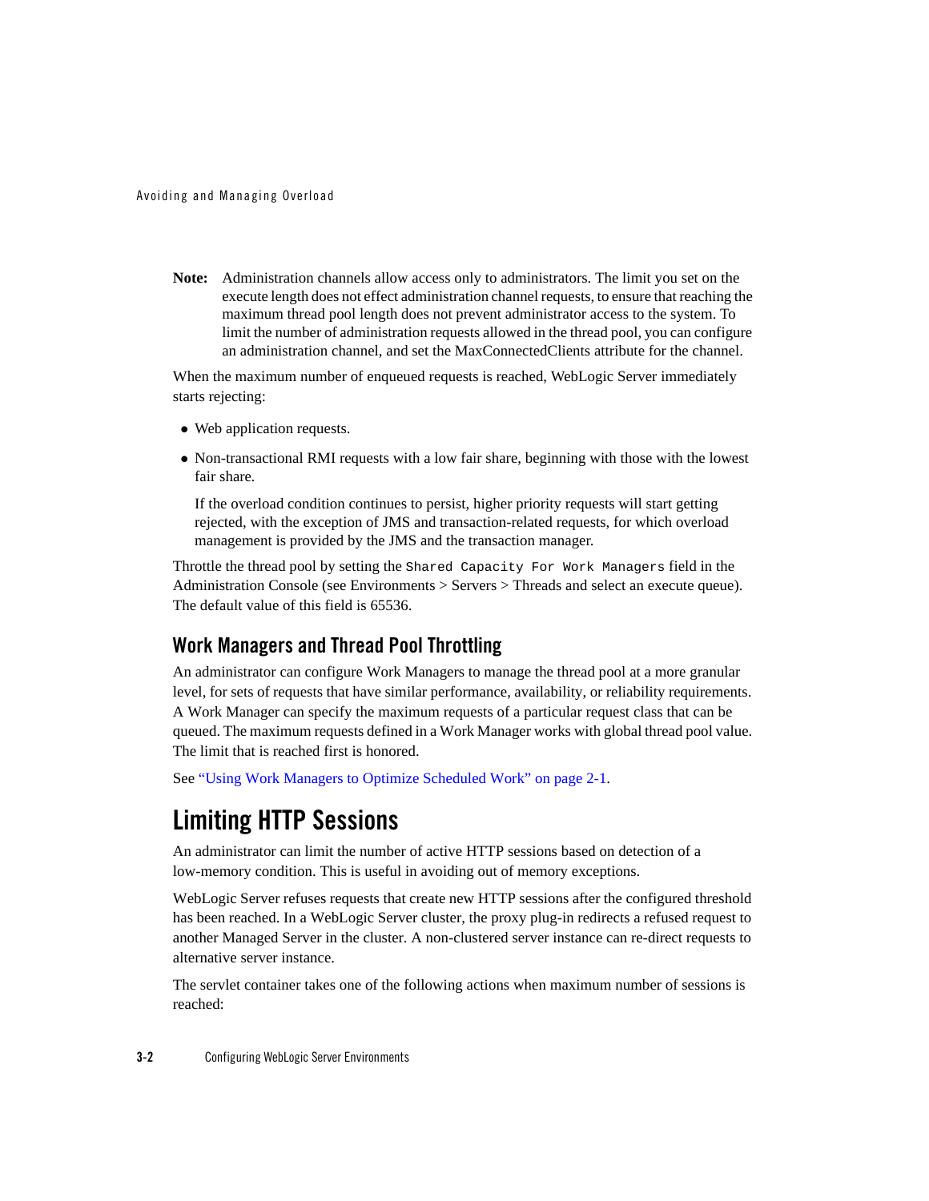**Note:** Administration channels allow access only to administrators. The limit you set on the execute length does not effect administration channel requests, to ensure that reaching the maximum thread pool length does not prevent administrator access to the system. To limit the number of administration requests allowed in the thread pool, you can configure an administration channel, and set the MaxConnectedClients attribute for the channel.

When the maximum number of enqueued requests is reached, WebLogic Server immediately starts rejecting:

- Web application requests.
- Non-transactional RMI requests with a low fair share, beginning with those with the lowest fair share.

  If the overload condition continues to persist, higher priority requests will start getting rejected, with the exception of JMS and transaction-related requests, for which overload management is provided by the JMS and the transaction manager.

Throttle the thread pool by setting the `Shared Capacity For Work Managers` field in the Administration Console (see Environments > Servers > Threads and select an execute queue). The default value of this field is 65536.

## Work Managers and Thread Pool Throttling

An administrator can configure Work Managers to manage the thread pool at a more granular level, for sets of requests that have similar performance, availability, or reliability requirements. A Work Manager can specify the maximum requests of a particular request class that can be queued. The maximum requests defined in a Work Manager works with global thread pool value. The limit that is reached first is honored.

See "Using Work Managers to Optimize Scheduled Work" on page 2-1.

# Limiting HTTP Sessions

An administrator can limit the number of active HTTP sessions based on detection of a low-memory condition. This is useful in avoiding out of memory exceptions.

WebLogic Server refuses requests that create new HTTP sessions after the configured threshold has been reached. In a WebLogic Server cluster, the proxy plug-in redirects a refused request to another Managed Server in the cluster. A non-clustered server instance can re-direct requests to alternative server instance.

The servlet container takes one of the following actions when maximum number of sessions is reached: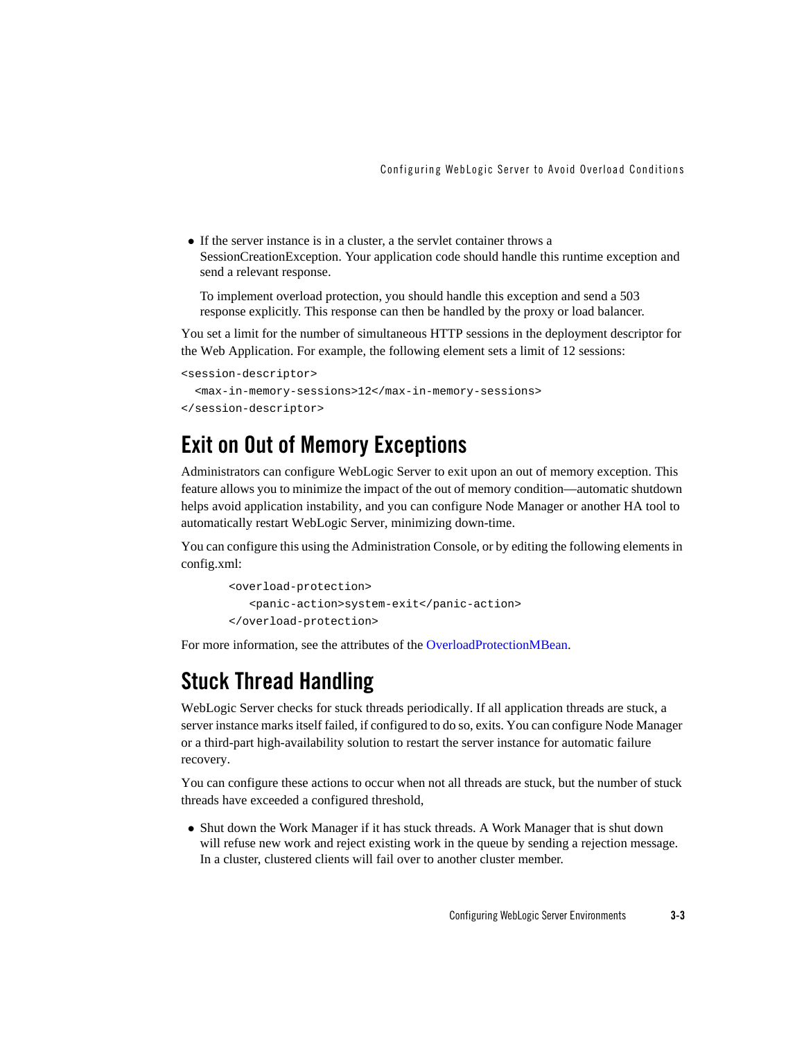- If the server instance is in a cluster, a the servlet container throws a SessionCreationException. Your application code should handle this runtime exception and send a relevant response.

  To implement overload protection, you should handle this exception and send a 503 response explicitly. This response can then be handled by the proxy or load balancer.

You set a limit for the number of simultaneous HTTP sessions in the deployment descriptor for the Web Application. For example, the following element sets a limit of 12 sessions:

```
<session-descriptor>
  <max-in-memory-sessions>12</max-in-memory-sessions>
</session-descriptor>
```

## Exit on Out of Memory Exceptions

Administrators can configure WebLogic Server to exit upon an out of memory exception. This feature allows you to minimize the impact of the out of memory condition—automatic shutdown helps avoid application instability, and you can configure Node Manager or another HA tool to automatically restart WebLogic Server, minimizing down-time.

You can configure this using the Administration Console, or by editing the following elements in config.xml:

```
<overload-protection>
   <panic-action>system-exit</panic-action>
</overload-protection>
```

For more information, see the attributes of the OverloadProtectionMBean.

## Stuck Thread Handling

WebLogic Server checks for stuck threads periodically. If all application threads are stuck, a server instance marks itself failed, if configured to do so, exits. You can configure Node Manager or a third-part high-availability solution to restart the server instance for automatic failure recovery.

You can configure these actions to occur when not all threads are stuck, but the number of stuck threads have exceeded a configured threshold,

- Shut down the Work Manager if it has stuck threads. A Work Manager that is shut down will refuse new work and reject existing work in the queue by sending a rejection message. In a cluster, clustered clients will fail over to another cluster member.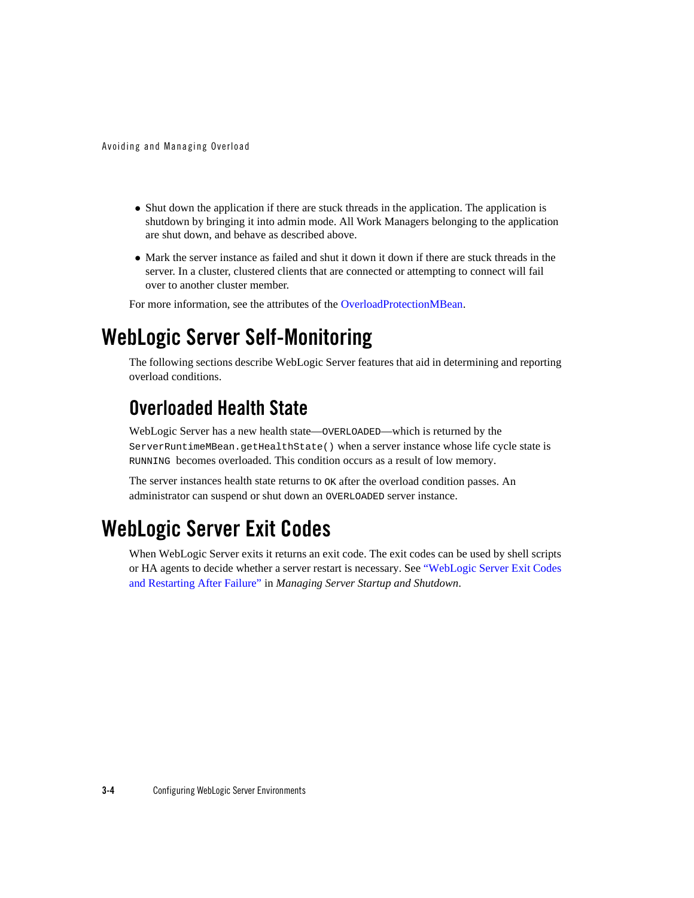- Shut down the application if there are stuck threads in the application. The application is shutdown by bringing it into admin mode. All Work Managers belonging to the application are shut down, and behave as described above.
- Mark the server instance as failed and shut it down it down if there are stuck threads in the server. In a cluster, clustered clients that are connected or attempting to connect will fail over to another cluster member.

For more information, see the attributes of the OverloadProtectionMBean.

# WebLogic Server Self-Monitoring

The following sections describe WebLogic Server features that aid in determining and reporting overload conditions.

## Overloaded Health State

WebLogic Server has a new health state—`OVERLOADED`—which is returned by the `ServerRuntimeMBean.getHealthState()` when a server instance whose life cycle state is `RUNNING` becomes overloaded. This condition occurs as a result of low memory.

The server instances health state returns to `OK` after the overload condition passes. An administrator can suspend or shut down an `OVERLOADED` server instance.

# WebLogic Server Exit Codes

When WebLogic Server exits it returns an exit code. The exit codes can be used by shell scripts or HA agents to decide whether a server restart is necessary. See "WebLogic Server Exit Codes and Restarting After Failure" in *Managing Server Startup and Shutdown*.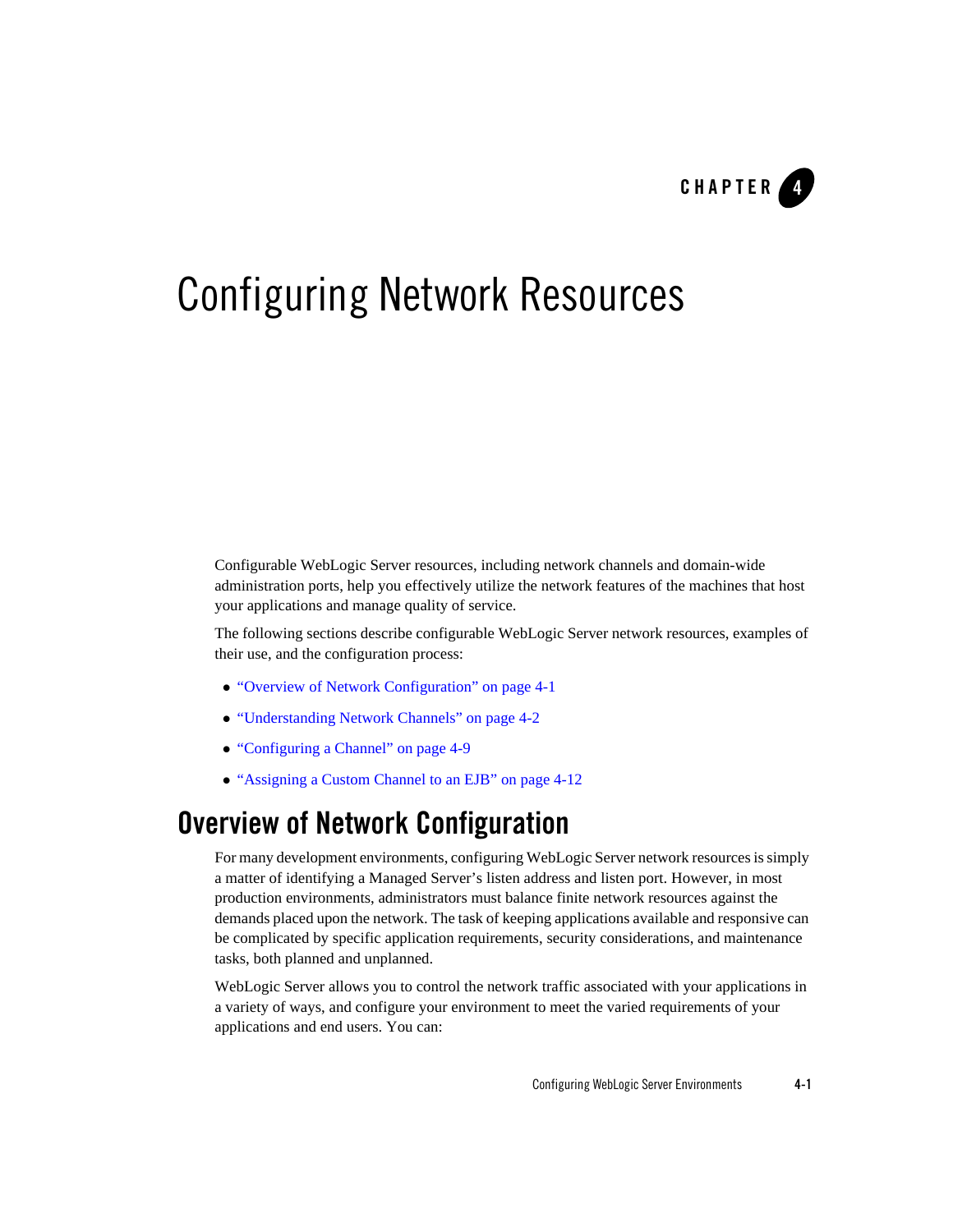CHAPTER 4

# Configuring Network Resources

Configurable WebLogic Server resources, including network channels and domain-wide administration ports, help you effectively utilize the network features of the machines that host your applications and manage quality of service.

The following sections describe configurable WebLogic Server network resources, examples of their use, and the configuration process:

- "Overview of Network Configuration" on page 4-1
- "Understanding Network Channels" on page 4-2
- "Configuring a Channel" on page 4-9
- "Assigning a Custom Channel to an EJB" on page 4-12

## Overview of Network Configuration

For many development environments, configuring WebLogic Server network resources is simply a matter of identifying a Managed Server's listen address and listen port. However, in most production environments, administrators must balance finite network resources against the demands placed upon the network. The task of keeping applications available and responsive can be complicated by specific application requirements, security considerations, and maintenance tasks, both planned and unplanned.

WebLogic Server allows you to control the network traffic associated with your applications in a variety of ways, and configure your environment to meet the varied requirements of your applications and end users. You can: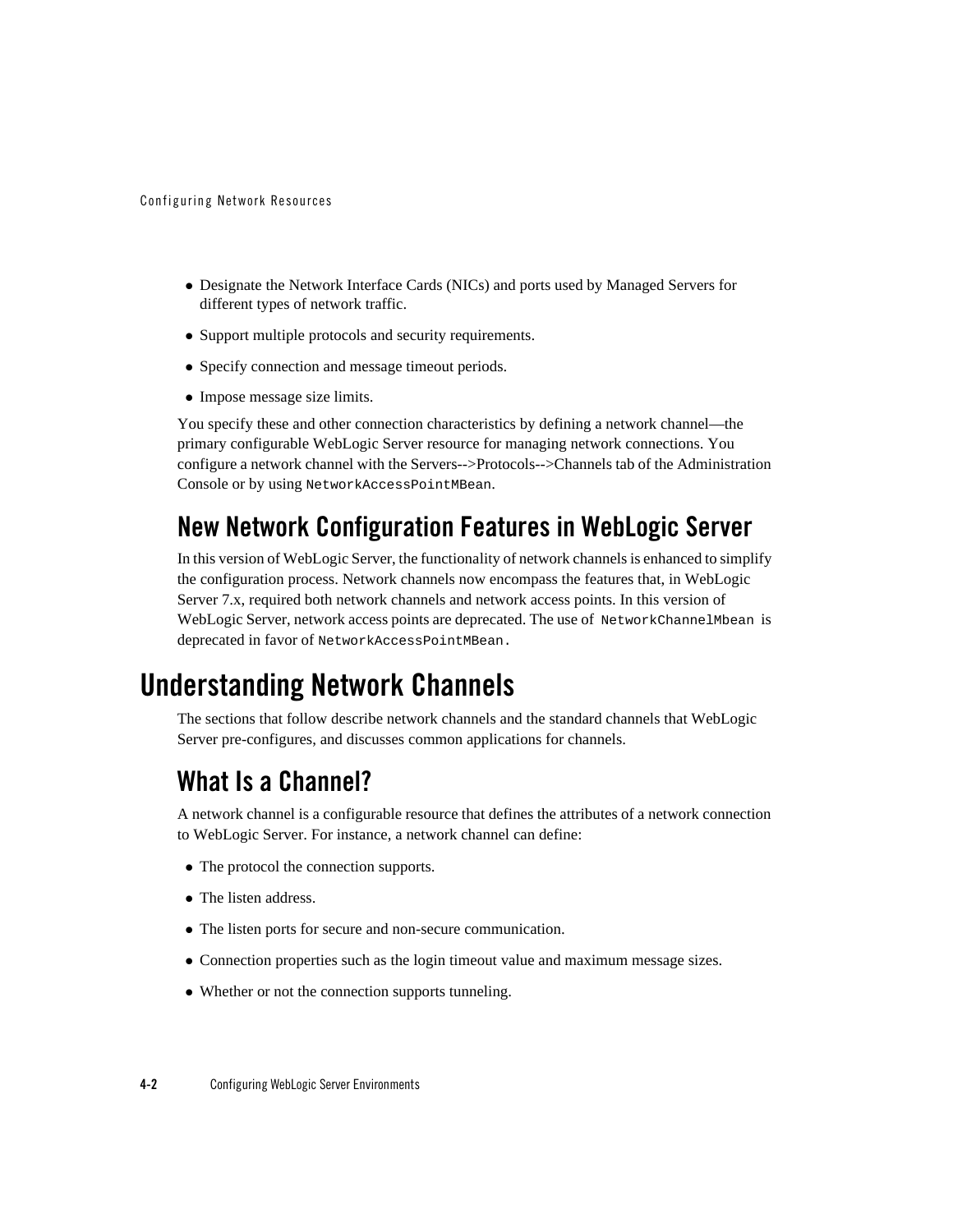- Designate the Network Interface Cards (NICs) and ports used by Managed Servers for different types of network traffic.
- Support multiple protocols and security requirements.
- Specify connection and message timeout periods.
- Impose message size limits.

You specify these and other connection characteristics by defining a network channel—the primary configurable WebLogic Server resource for managing network connections. You configure a network channel with the Servers-->Protocols-->Channels tab of the Administration Console or by using `NetworkAccessPointMBean`.

## New Network Configuration Features in WebLogic Server

In this version of WebLogic Server, the functionality of network channels is enhanced to simplify the configuration process. Network channels now encompass the features that, in WebLogic Server 7.x, required both network channels and network access points. In this version of WebLogic Server, network access points are deprecated. The use of `NetworkChannelMbean` is deprecated in favor of `NetworkAccessPointMBean.`

# Understanding Network Channels

The sections that follow describe network channels and the standard channels that WebLogic Server pre-configures, and discusses common applications for channels.

## What Is a Channel?

A network channel is a configurable resource that defines the attributes of a network connection to WebLogic Server. For instance, a network channel can define:

- The protocol the connection supports.
- The listen address.
- The listen ports for secure and non-secure communication.
- Connection properties such as the login timeout value and maximum message sizes.
- Whether or not the connection supports tunneling.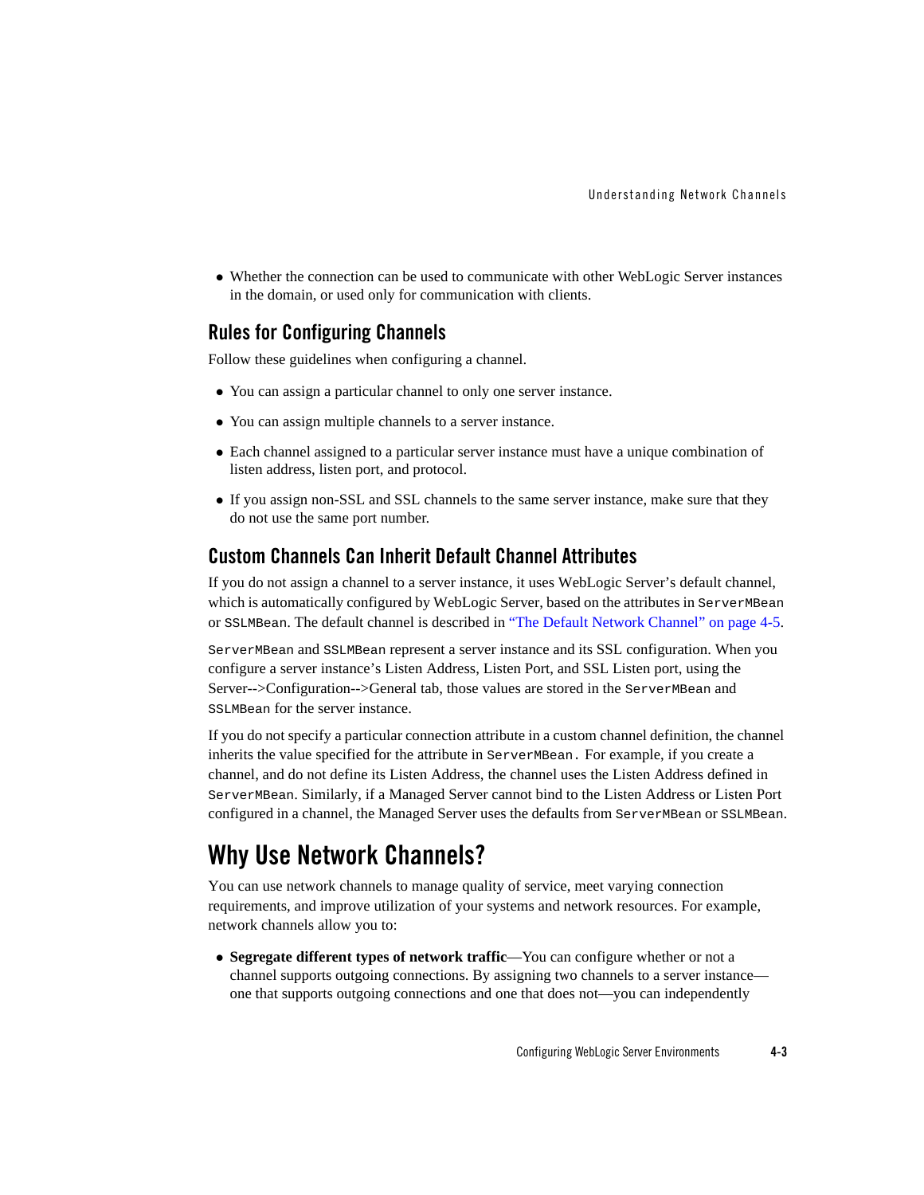- Whether the connection can be used to communicate with other WebLogic Server instances in the domain, or used only for communication with clients.

### Rules for Configuring Channels

Follow these guidelines when configuring a channel.

- You can assign a particular channel to only one server instance.
- You can assign multiple channels to a server instance.
- Each channel assigned to a particular server instance must have a unique combination of listen address, listen port, and protocol.
- If you assign non-SSL and SSL channels to the same server instance, make sure that they do not use the same port number.

### Custom Channels Can Inherit Default Channel Attributes

If you do not assign a channel to a server instance, it uses WebLogic Server's default channel, which is automatically configured by WebLogic Server, based on the attributes in `ServerMBean` or `SSLMBean`. The default channel is described in "The Default Network Channel" on page 4-5.

`ServerMBean` and `SSLMBean` represent a server instance and its SSL configuration. When you configure a server instance's Listen Address, Listen Port, and SSL Listen port, using the Server-->Configuration-->General tab, those values are stored in the `ServerMBean` and `SSLMBean` for the server instance.

If you do not specify a particular connection attribute in a custom channel definition, the channel inherits the value specified for the attribute in `ServerMBean`. For example, if you create a channel, and do not define its Listen Address, the channel uses the Listen Address defined in `ServerMBean`. Similarly, if a Managed Server cannot bind to the Listen Address or Listen Port configured in a channel, the Managed Server uses the defaults from `ServerMBean` or `SSLMBean`.

## Why Use Network Channels?

You can use network channels to manage quality of service, meet varying connection requirements, and improve utilization of your systems and network resources. For example, network channels allow you to:

- **Segregate different types of network traffic**—You can configure whether or not a channel supports outgoing connections. By assigning two channels to a server instance—one that supports outgoing connections and one that does not—you can independently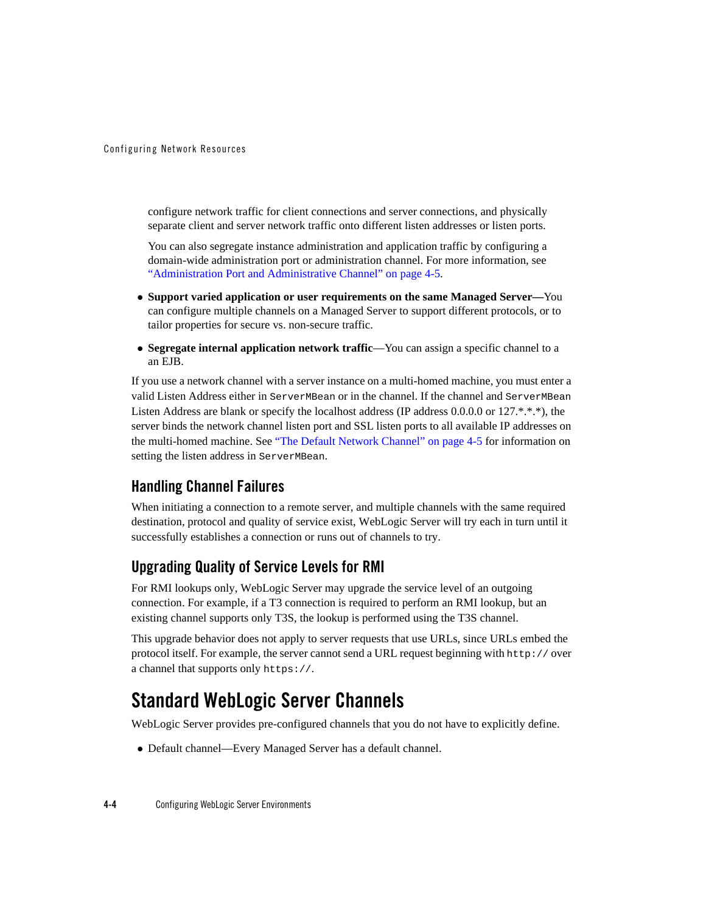configure network traffic for client connections and server connections, and physically separate client and server network traffic onto different listen addresses or listen ports.

You can also segregate instance administration and application traffic by configuring a domain-wide administration port or administration channel. For more information, see "Administration Port and Administrative Channel" on page 4-5.

- **Support varied application or user requirements on the same Managed Server—**You can configure multiple channels on a Managed Server to support different protocols, or to tailor properties for secure vs. non-secure traffic.
- **Segregate internal application network traffic**—You can assign a specific channel to a an EJB.

If you use a network channel with a server instance on a multi-homed machine, you must enter a valid Listen Address either in `ServerMBean` or in the channel. If the channel and `ServerMBean` Listen Address are blank or specify the localhost address (IP address 0.0.0.0 or 127.*.*.*), the server binds the network channel listen port and SSL listen ports to all available IP addresses on the multi-homed machine. See "The Default Network Channel" on page 4-5 for information on setting the listen address in `ServerMBean`.

## Handling Channel Failures

When initiating a connection to a remote server, and multiple channels with the same required destination, protocol and quality of service exist, WebLogic Server will try each in turn until it successfully establishes a connection or runs out of channels to try.

## Upgrading Quality of Service Levels for RMI

For RMI lookups only, WebLogic Server may upgrade the service level of an outgoing connection. For example, if a T3 connection is required to perform an RMI lookup, but an existing channel supports only T3S, the lookup is performed using the T3S channel.

This upgrade behavior does not apply to server requests that use URLs, since URLs embed the protocol itself. For example, the server cannot send a URL request beginning with `http://` over a channel that supports only `https://`.

# Standard WebLogic Server Channels

WebLogic Server provides pre-configured channels that you do not have to explicitly define.

- Default channel—Every Managed Server has a default channel.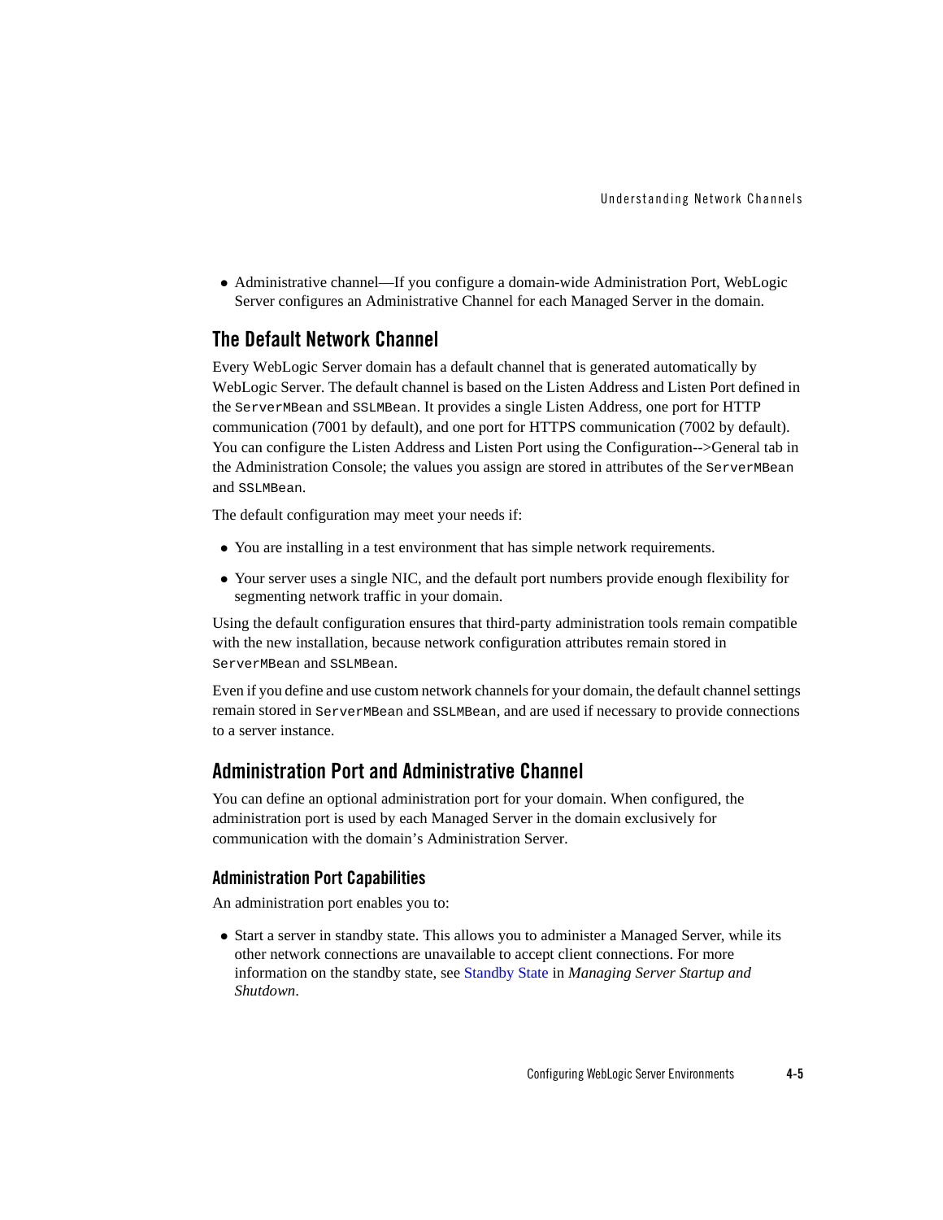- Administrative channel—If you configure a domain-wide Administration Port, WebLogic Server configures an Administrative Channel for each Managed Server in the domain.

## The Default Network Channel

Every WebLogic Server domain has a default channel that is generated automatically by WebLogic Server. The default channel is based on the Listen Address and Listen Port defined in the `ServerMBean` and `SSLMBean`. It provides a single Listen Address, one port for HTTP communication (7001 by default), and one port for HTTPS communication (7002 by default). You can configure the Listen Address and Listen Port using the Configuration-->General tab in the Administration Console; the values you assign are stored in attributes of the `ServerMBean` and `SSLMBean`.

The default configuration may meet your needs if:

- You are installing in a test environment that has simple network requirements.
- Your server uses a single NIC, and the default port numbers provide enough flexibility for segmenting network traffic in your domain.

Using the default configuration ensures that third-party administration tools remain compatible with the new installation, because network configuration attributes remain stored in `ServerMBean` and `SSLMBean`.

Even if you define and use custom network channels for your domain, the default channel settings remain stored in `ServerMBean` and `SSLMBean`, and are used if necessary to provide connections to a server instance.

## Administration Port and Administrative Channel

You can define an optional administration port for your domain. When configured, the administration port is used by each Managed Server in the domain exclusively for communication with the domain's Administration Server.

### Administration Port Capabilities

An administration port enables you to:

- Start a server in standby state. This allows you to administer a Managed Server, while its other network connections are unavailable to accept client connections. For more information on the standby state, see Standby State in *Managing Server Startup and Shutdown*.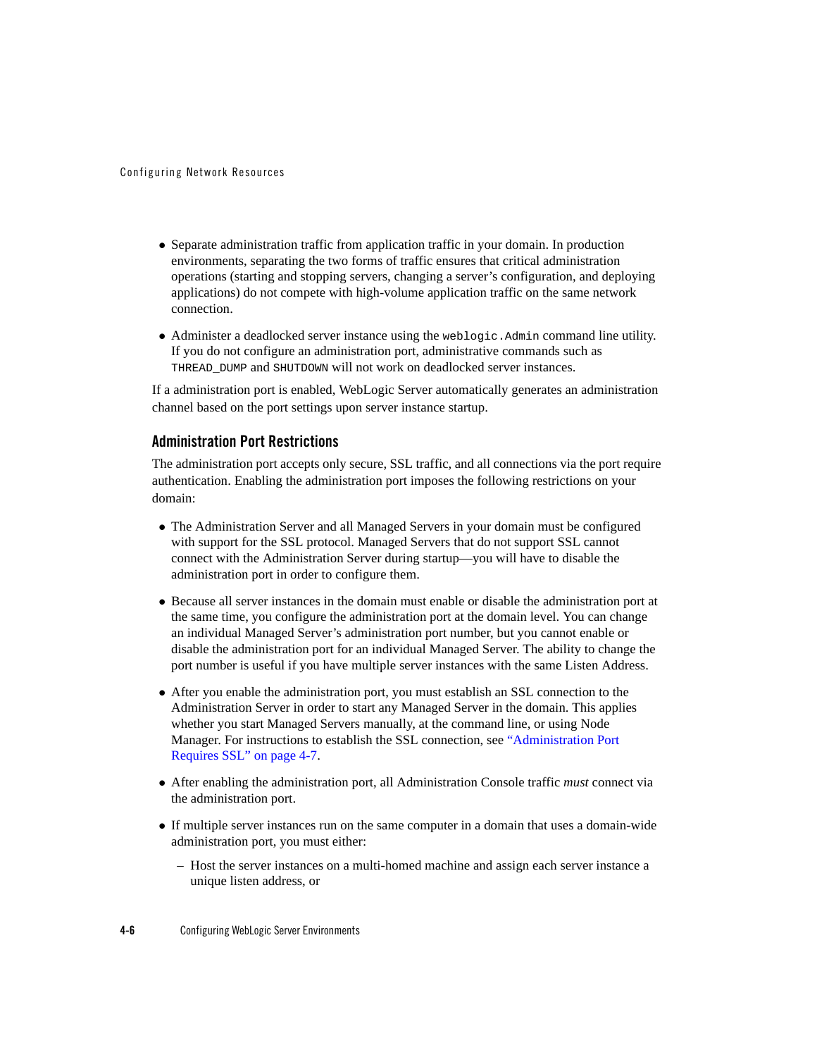- Separate administration traffic from application traffic in your domain. In production environments, separating the two forms of traffic ensures that critical administration operations (starting and stopping servers, changing a server's configuration, and deploying applications) do not compete with high-volume application traffic on the same network connection.
- Administer a deadlocked server instance using the `weblogic.Admin` command line utility. If you do not configure an administration port, administrative commands such as `THREAD_DUMP` and `SHUTDOWN` will not work on deadlocked server instances.

If a administration port is enabled, WebLogic Server automatically generates an administration channel based on the port settings upon server instance startup.

### Administration Port Restrictions

The administration port accepts only secure, SSL traffic, and all connections via the port require authentication. Enabling the administration port imposes the following restrictions on your domain:

- The Administration Server and all Managed Servers in your domain must be configured with support for the SSL protocol. Managed Servers that do not support SSL cannot connect with the Administration Server during startup—you will have to disable the administration port in order to configure them.
- Because all server instances in the domain must enable or disable the administration port at the same time, you configure the administration port at the domain level. You can change an individual Managed Server's administration port number, but you cannot enable or disable the administration port for an individual Managed Server. The ability to change the port number is useful if you have multiple server instances with the same Listen Address.
- After you enable the administration port, you must establish an SSL connection to the Administration Server in order to start any Managed Server in the domain. This applies whether you start Managed Servers manually, at the command line, or using Node Manager. For instructions to establish the SSL connection, see "Administration Port Requires SSL" on page 4-7.
- After enabling the administration port, all Administration Console traffic *must* connect via the administration port.
- If multiple server instances run on the same computer in a domain that uses a domain-wide administration port, you must either:
  - Host the server instances on a multi-homed machine and assign each server instance a unique listen address, or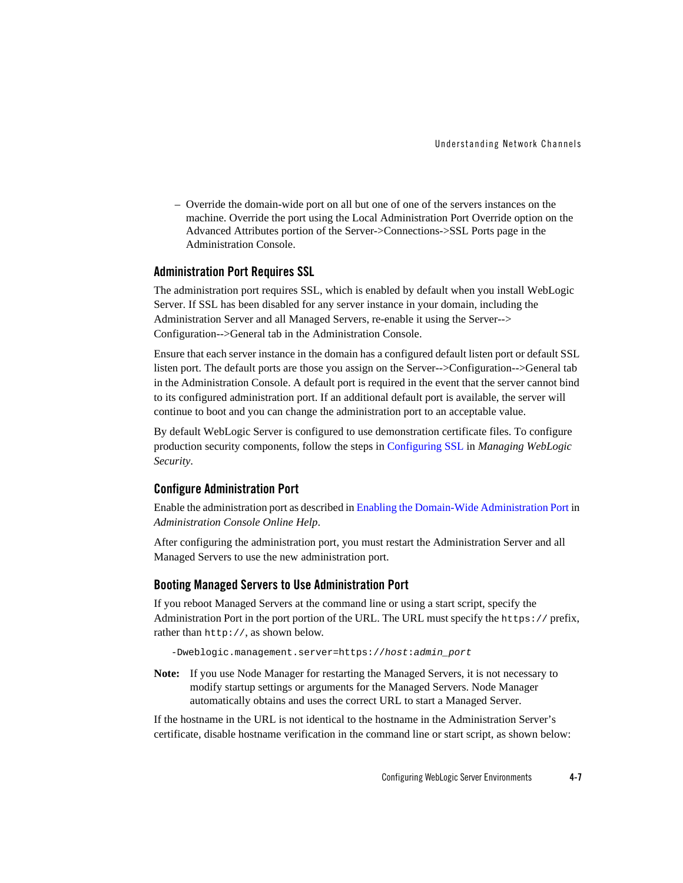– Override the domain-wide port on all but one of one of the servers instances on the machine. Override the port using the Local Administration Port Override option on the Advanced Attributes portion of the Server->Connections->SSL Ports page in the Administration Console.

### Administration Port Requires SSL

The administration port requires SSL, which is enabled by default when you install WebLogic Server. If SSL has been disabled for any server instance in your domain, including the Administration Server and all Managed Servers, re-enable it using the Server--> Configuration-->General tab in the Administration Console.

Ensure that each server instance in the domain has a configured default listen port or default SSL listen port. The default ports are those you assign on the Server-->Configuration-->General tab in the Administration Console. A default port is required in the event that the server cannot bind to its configured administration port. If an additional default port is available, the server will continue to boot and you can change the administration port to an acceptable value.

By default WebLogic Server is configured to use demonstration certificate files. To configure production security components, follow the steps in Configuring SSL in *Managing WebLogic Security*.

### Configure Administration Port

Enable the administration port as described in Enabling the Domain-Wide Administration Port in *Administration Console Online Help*.

After configuring the administration port, you must restart the Administration Server and all Managed Servers to use the new administration port.

### Booting Managed Servers to Use Administration Port

If you reboot Managed Servers at the command line or using a start script, specify the Administration Port in the port portion of the URL. The URL must specify the `https://` prefix, rather than `http://`, as shown below.

```
-Dweblogic.management.server=https://host:admin_port
```

**Note:** If you use Node Manager for restarting the Managed Servers, it is not necessary to modify startup settings or arguments for the Managed Servers. Node Manager automatically obtains and uses the correct URL to start a Managed Server.

If the hostname in the URL is not identical to the hostname in the Administration Server's certificate, disable hostname verification in the command line or start script, as shown below: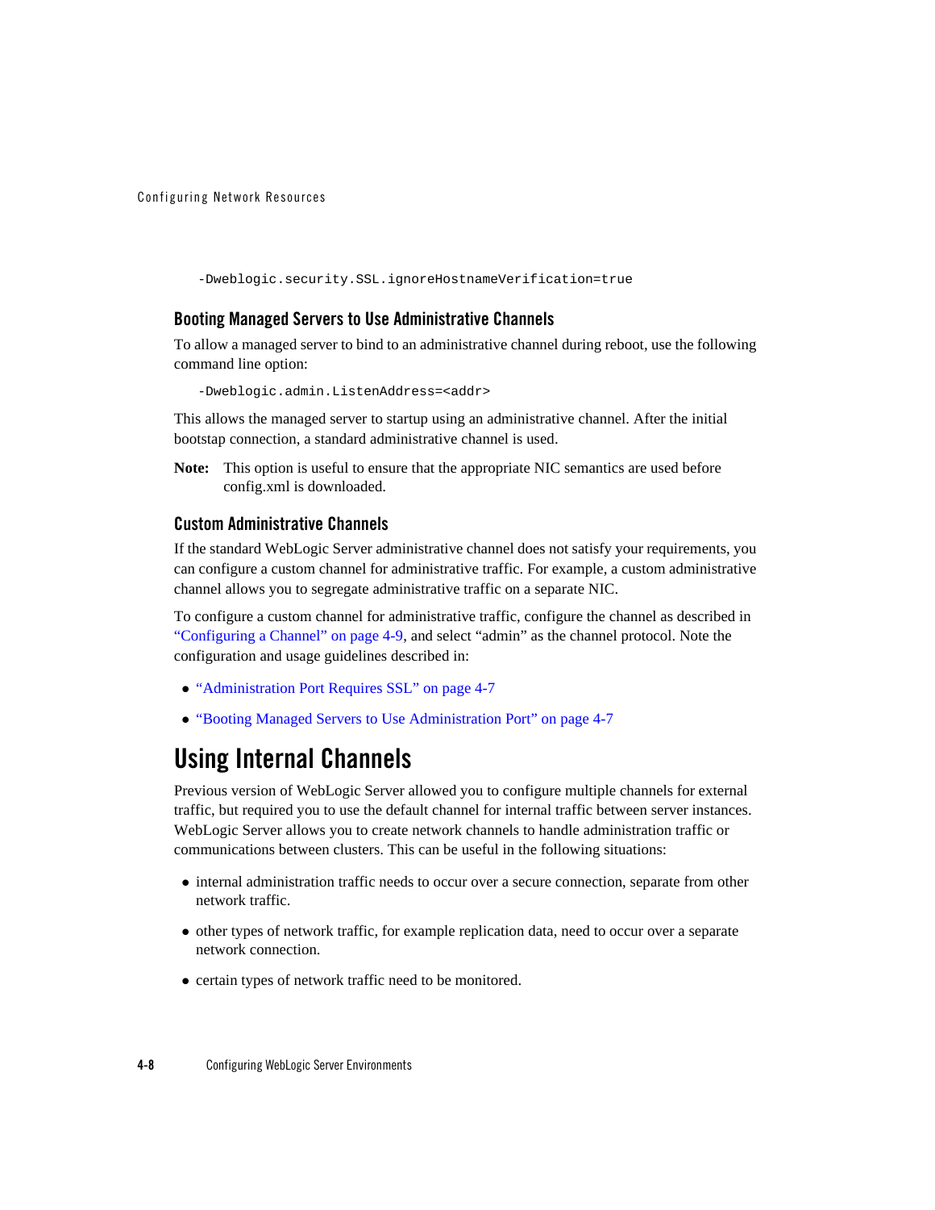```
-Dweblogic.security.SSL.ignoreHostnameVerification=true
```

### Booting Managed Servers to Use Administrative Channels

To allow a managed server to bind to an administrative channel during reboot, use the following command line option:

```
-Dweblogic.admin.ListenAddress=<addr>
```

This allows the managed server to startup using an administrative channel. After the initial bootstap connection, a standard administrative channel is used.

**Note:** This option is useful to ensure that the appropriate NIC semantics are used before config.xml is downloaded.

### Custom Administrative Channels

If the standard WebLogic Server administrative channel does not satisfy your requirements, you can configure a custom channel for administrative traffic. For example, a custom administrative channel allows you to segregate administrative traffic on a separate NIC.

To configure a custom channel for administrative traffic, configure the channel as described in "Configuring a Channel" on page 4-9, and select "admin" as the channel protocol. Note the configuration and usage guidelines described in:

- "Administration Port Requires SSL" on page 4-7
- "Booting Managed Servers to Use Administration Port" on page 4-7

## Using Internal Channels

Previous version of WebLogic Server allowed you to configure multiple channels for external traffic, but required you to use the default channel for internal traffic between server instances. WebLogic Server allows you to create network channels to handle administration traffic or communications between clusters. This can be useful in the following situations:

- internal administration traffic needs to occur over a secure connection, separate from other network traffic.
- other types of network traffic, for example replication data, need to occur over a separate network connection.
- certain types of network traffic need to be monitored.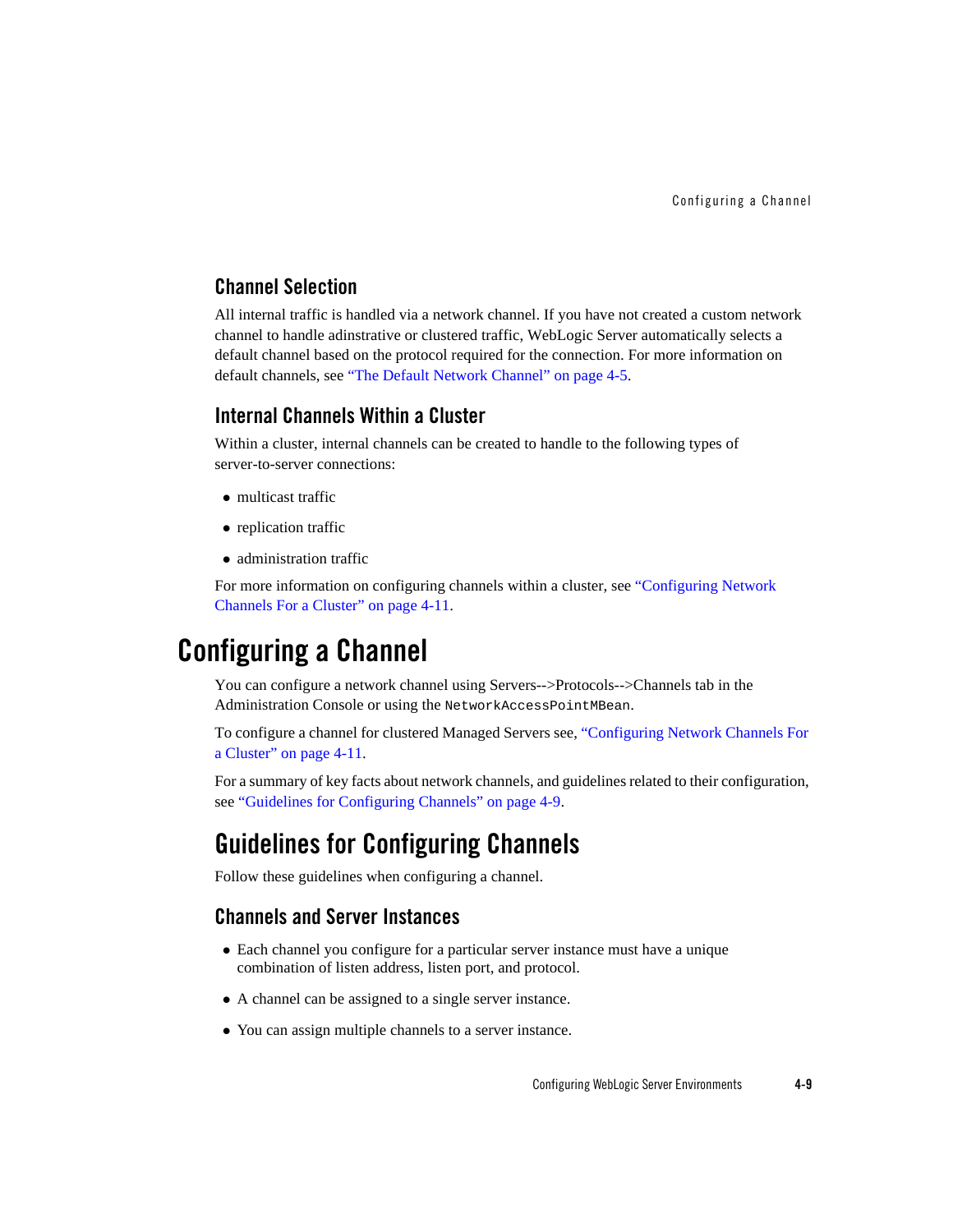### Channel Selection

All internal traffic is handled via a network channel. If you have not created a custom network channel to handle adinstrative or clustered traffic, WebLogic Server automatically selects a default channel based on the protocol required for the connection. For more information on default channels, see "The Default Network Channel" on page 4-5.

### Internal Channels Within a Cluster

Within a cluster, internal channels can be created to handle to the following types of server-to-server connections:

- multicast traffic
- replication traffic
- administration traffic

For more information on configuring channels within a cluster, see "Configuring Network Channels For a Cluster" on page 4-11.

# Configuring a Channel

You can configure a network channel using Servers-->Protocols-->Channels tab in the Administration Console or using the `NetworkAccessPointMBean`.

To configure a channel for clustered Managed Servers see, "Configuring Network Channels For a Cluster" on page 4-11.

For a summary of key facts about network channels, and guidelines related to their configuration, see "Guidelines for Configuring Channels" on page 4-9.

## Guidelines for Configuring Channels

Follow these guidelines when configuring a channel.

### Channels and Server Instances

- Each channel you configure for a particular server instance must have a unique combination of listen address, listen port, and protocol.
- A channel can be assigned to a single server instance.
- You can assign multiple channels to a server instance.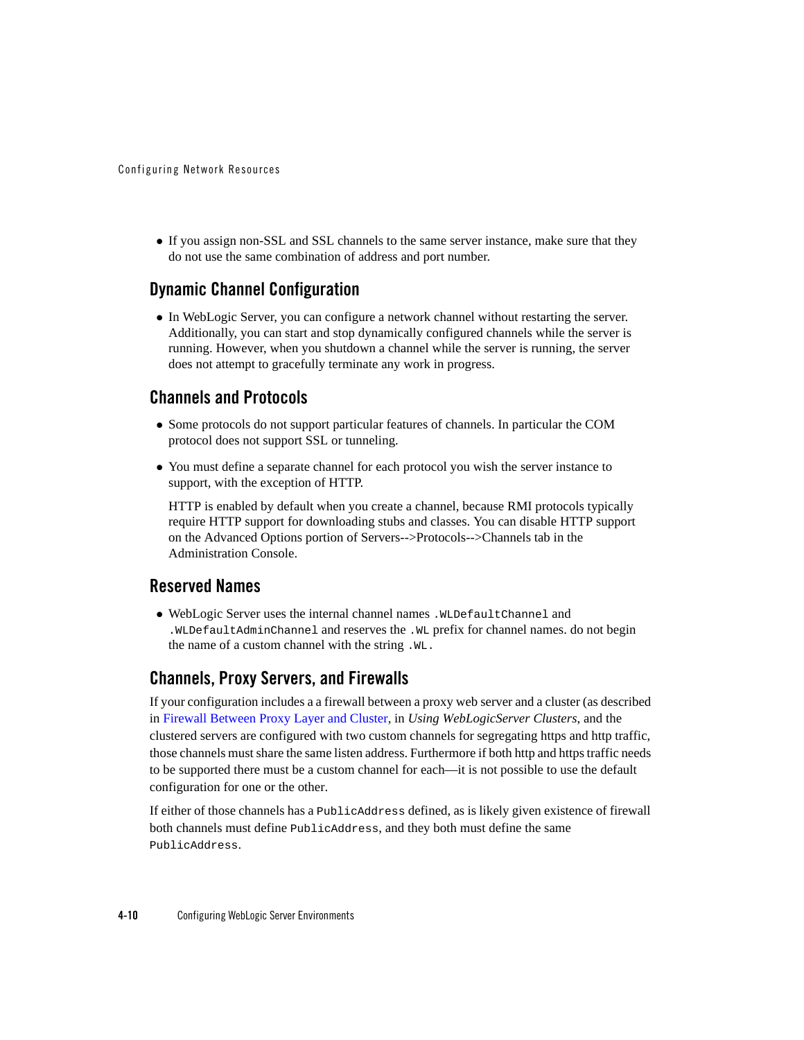- If you assign non-SSL and SSL channels to the same server instance, make sure that they do not use the same combination of address and port number.

## Dynamic Channel Configuration

- In WebLogic Server, you can configure a network channel without restarting the server. Additionally, you can start and stop dynamically configured channels while the server is running. However, when you shutdown a channel while the server is running, the server does not attempt to gracefully terminate any work in progress.

## Channels and Protocols

- Some protocols do not support particular features of channels. In particular the COM protocol does not support SSL or tunneling.
- You must define a separate channel for each protocol you wish the server instance to support, with the exception of HTTP.

  HTTP is enabled by default when you create a channel, because RMI protocols typically require HTTP support for downloading stubs and classes. You can disable HTTP support on the Advanced Options portion of Servers-->Protocols-->Channels tab in the Administration Console.

## Reserved Names

- WebLogic Server uses the internal channel names `.WLDefaultChannel` and `.WLDefaultAdminChannel` and reserves the `.WL` prefix for channel names. do not begin the name of a custom channel with the string `.WL`.

## Channels, Proxy Servers, and Firewalls

If your configuration includes a a firewall between a proxy web server and a cluster (as described in Firewall Between Proxy Layer and Cluster, in *Using WebLogicServer Clusters*, and the clustered servers are configured with two custom channels for segregating https and http traffic, those channels must share the same listen address. Furthermore if both http and https traffic needs to be supported there must be a custom channel for each—it is not possible to use the default configuration for one or the other.

If either of those channels has a `PublicAddress` defined, as is likely given existence of firewall both channels must define `PublicAddress`, and they both must define the same `PublicAddress`.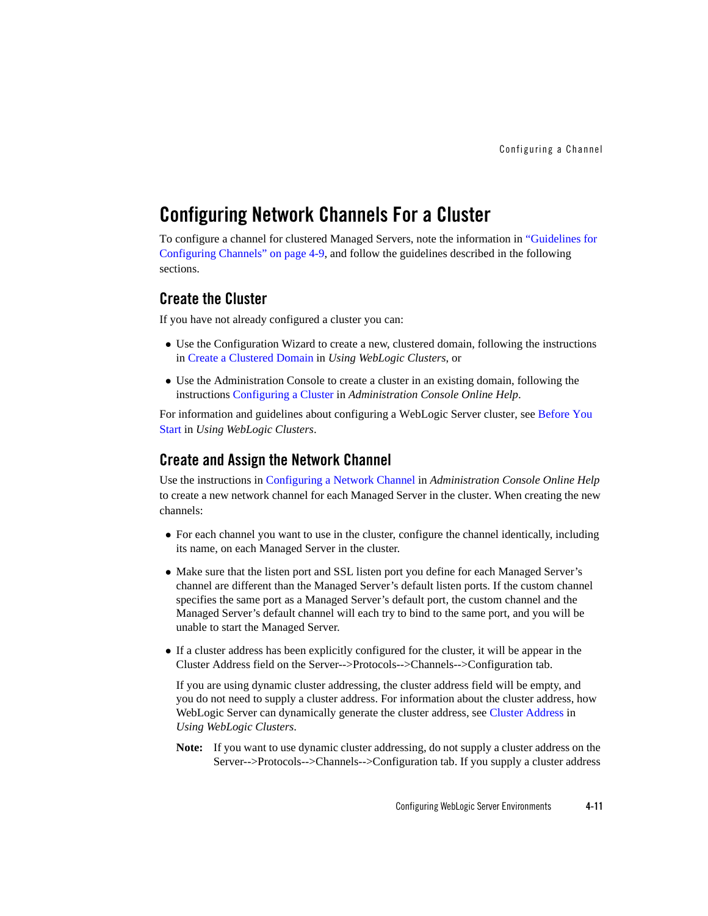# Configuring Network Channels For a Cluster

To configure a channel for clustered Managed Servers, note the information in "Guidelines for Configuring Channels" on page 4-9, and follow the guidelines described in the following sections.

## Create the Cluster

If you have not already configured a cluster you can:

- Use the Configuration Wizard to create a new, clustered domain, following the instructions in Create a Clustered Domain in *Using WebLogic Clusters*, or
- Use the Administration Console to create a cluster in an existing domain, following the instructions Configuring a Cluster in *Administration Console Online Help*.

For information and guidelines about configuring a WebLogic Server cluster, see Before You Start in *Using WebLogic Clusters*.

## Create and Assign the Network Channel

Use the instructions in Configuring a Network Channel in *Administration Console Online Help* to create a new network channel for each Managed Server in the cluster. When creating the new channels:

- For each channel you want to use in the cluster, configure the channel identically, including its name, on each Managed Server in the cluster.
- Make sure that the listen port and SSL listen port you define for each Managed Server's channel are different than the Managed Server's default listen ports. If the custom channel specifies the same port as a Managed Server's default port, the custom channel and the Managed Server's default channel will each try to bind to the same port, and you will be unable to start the Managed Server.
- If a cluster address has been explicitly configured for the cluster, it will be appear in the Cluster Address field on the Server-->Protocols-->Channels-->Configuration tab.

  If you are using dynamic cluster addressing, the cluster address field will be empty, and you do not need to supply a cluster address. For information about the cluster address, how WebLogic Server can dynamically generate the cluster address, see Cluster Address in *Using WebLogic Clusters*.

  **Note:** If you want to use dynamic cluster addressing, do not supply a cluster address on the Server-->Protocols-->Channels-->Configuration tab. If you supply a cluster address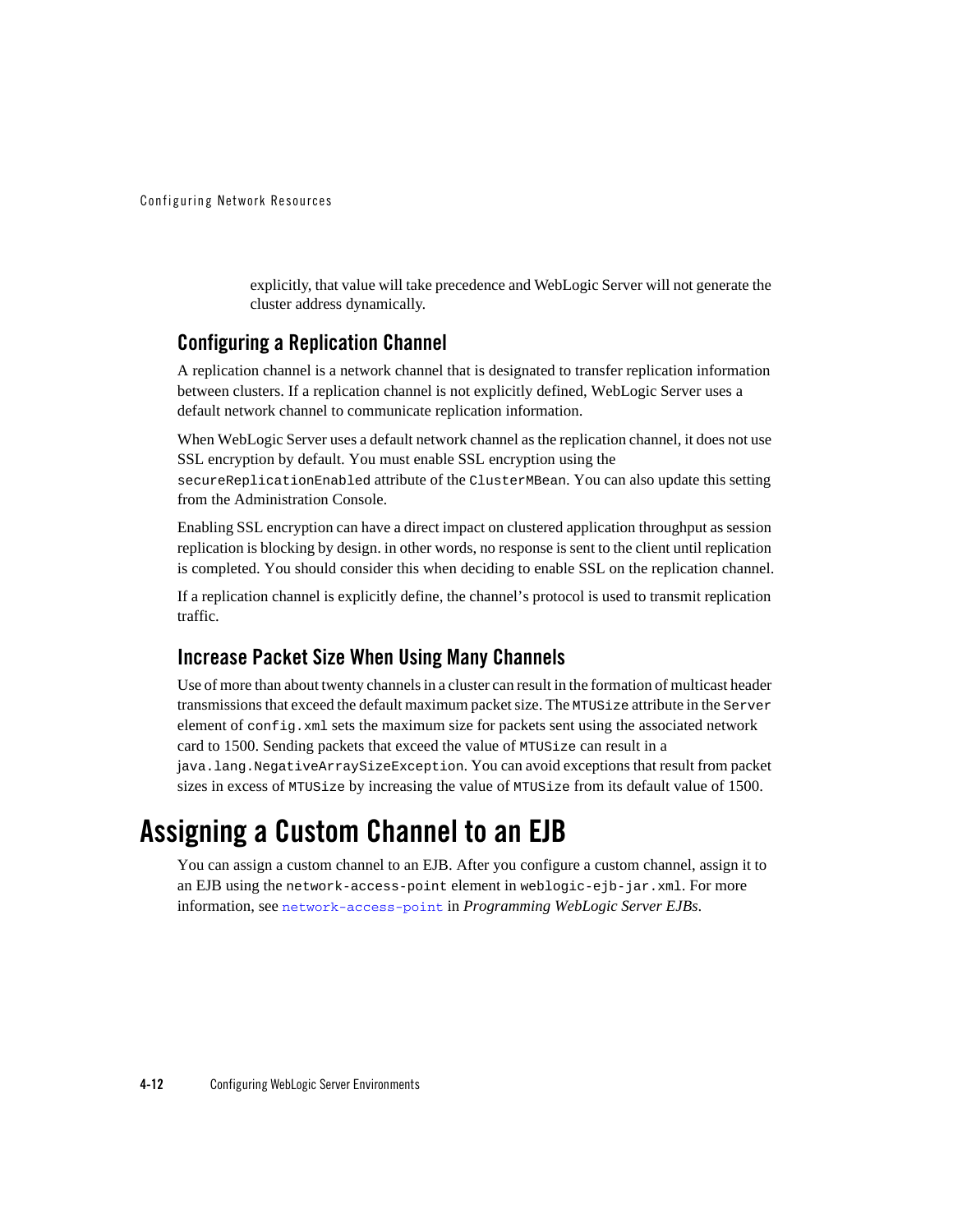explicitly, that value will take precedence and WebLogic Server will not generate the cluster address dynamically.

### Configuring a Replication Channel

A replication channel is a network channel that is designated to transfer replication information between clusters. If a replication channel is not explicitly defined, WebLogic Server uses a default network channel to communicate replication information.

When WebLogic Server uses a default network channel as the replication channel, it does not use SSL encryption by default. You must enable SSL encryption using the `secureReplicationEnabled` attribute of the `ClusterMBean`. You can also update this setting from the Administration Console.

Enabling SSL encryption can have a direct impact on clustered application throughput as session replication is blocking by design. in other words, no response is sent to the client until replication is completed. You should consider this when deciding to enable SSL on the replication channel.

If a replication channel is explicitly define, the channel's protocol is used to transmit replication traffic.

### Increase Packet Size When Using Many Channels

Use of more than about twenty channels in a cluster can result in the formation of multicast header transmissions that exceed the default maximum packet size. The `MTUSize` attribute in the `Server` element of `config.xml` sets the maximum size for packets sent using the associated network card to 1500. Sending packets that exceed the value of `MTUSize` can result in a `java.lang.NegativeArraySizeException`. You can avoid exceptions that result from packet sizes in excess of `MTUSize` by increasing the value of `MTUSize` from its default value of 1500.

## Assigning a Custom Channel to an EJB

You can assign a custom channel to an EJB. After you configure a custom channel, assign it to an EJB using the `network-access-point` element in `weblogic-ejb-jar.xml`. For more information, see `network-access-point` in *Programming WebLogic Server EJBs*.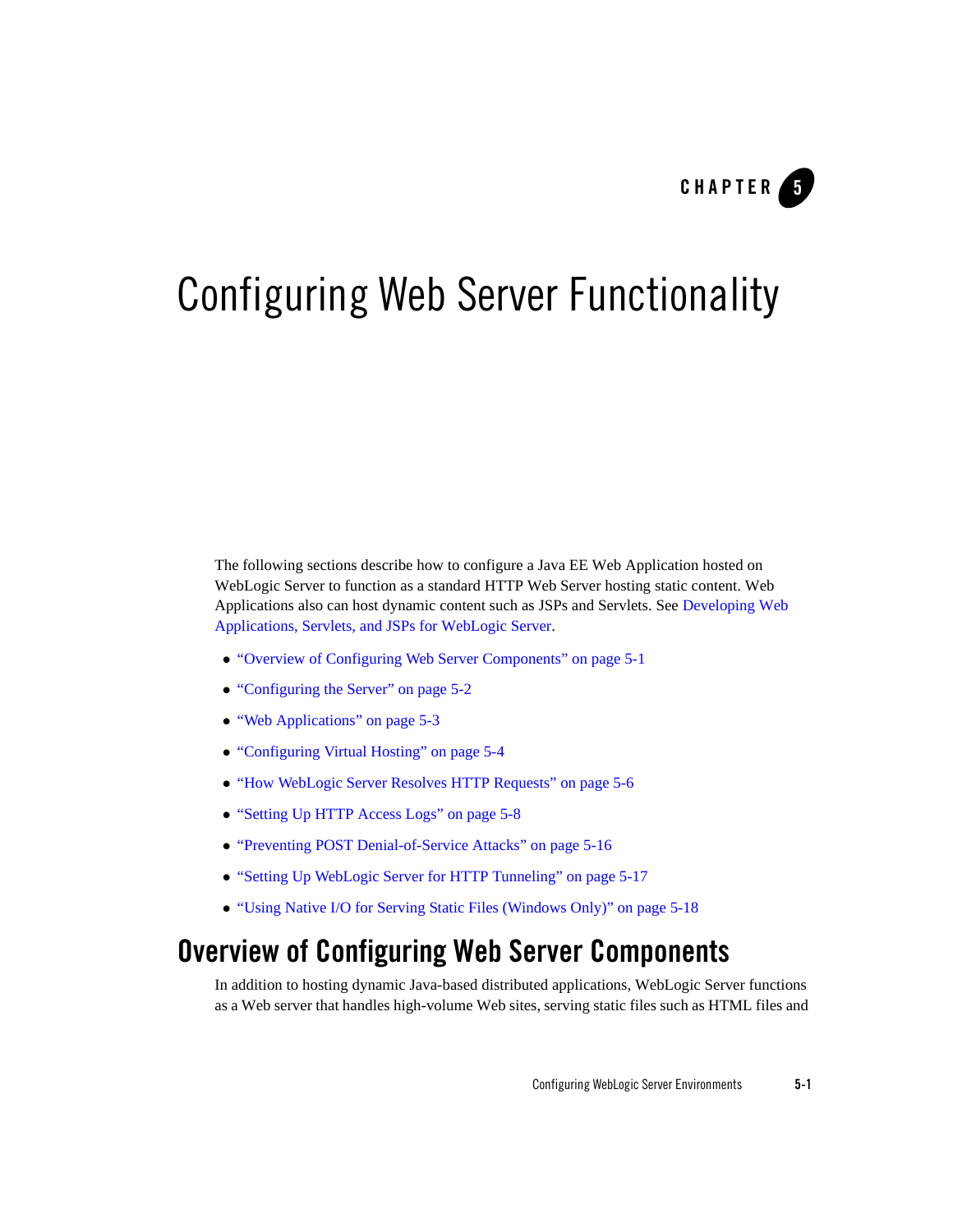CHAPTER 5

# Configuring Web Server Functionality

The following sections describe how to configure a Java EE Web Application hosted on WebLogic Server to function as a standard HTTP Web Server hosting static content. Web Applications also can host dynamic content such as JSPs and Servlets. See Developing Web Applications, Servlets, and JSPs for WebLogic Server.

- "Overview of Configuring Web Server Components" on page 5-1
- "Configuring the Server" on page 5-2
- "Web Applications" on page 5-3
- "Configuring Virtual Hosting" on page 5-4
- "How WebLogic Server Resolves HTTP Requests" on page 5-6
- "Setting Up HTTP Access Logs" on page 5-8
- "Preventing POST Denial-of-Service Attacks" on page 5-16
- "Setting Up WebLogic Server for HTTP Tunneling" on page 5-17
- "Using Native I/O for Serving Static Files (Windows Only)" on page 5-18

## Overview of Configuring Web Server Components

In addition to hosting dynamic Java-based distributed applications, WebLogic Server functions as a Web server that handles high-volume Web sites, serving static files such as HTML files and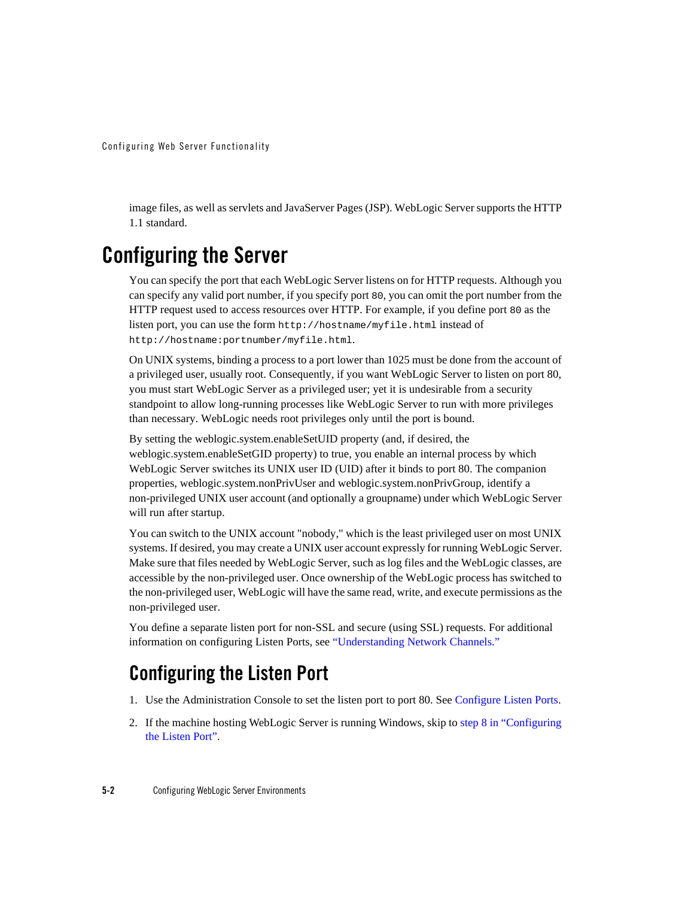image files, as well as servlets and JavaServer Pages (JSP). WebLogic Server supports the HTTP 1.1 standard.

# Configuring the Server

You can specify the port that each WebLogic Server listens on for HTTP requests. Although you can specify any valid port number, if you specify port `80`, you can omit the port number from the HTTP request used to access resources over HTTP. For example, if you define port `80` as the listen port, you can use the form `http://hostname/myfile.html` instead of `http://hostname:portnumber/myfile.html`.

On UNIX systems, binding a process to a port lower than 1025 must be done from the account of a privileged user, usually root. Consequently, if you want WebLogic Server to listen on port 80, you must start WebLogic Server as a privileged user; yet it is undesirable from a security standpoint to allow long-running processes like WebLogic Server to run with more privileges than necessary. WebLogic needs root privileges only until the port is bound.

By setting the weblogic.system.enableSetUID property (and, if desired, the weblogic.system.enableSetGID property) to true, you enable an internal process by which WebLogic Server switches its UNIX user ID (UID) after it binds to port 80. The companion properties, weblogic.system.nonPrivUser and weblogic.system.nonPrivGroup, identify a non-privileged UNIX user account (and optionally a groupname) under which WebLogic Server will run after startup.

You can switch to the UNIX account "nobody," which is the least privileged user on most UNIX systems. If desired, you may create a UNIX user account expressly for running WebLogic Server. Make sure that files needed by WebLogic Server, such as log files and the WebLogic classes, are accessible by the non-privileged user. Once ownership of the WebLogic process has switched to the non-privileged user, WebLogic will have the same read, write, and execute permissions as the non-privileged user.

You define a separate listen port for non-SSL and secure (using SSL) requests. For additional information on configuring Listen Ports, see "Understanding Network Channels."

## Configuring the Listen Port

1. Use the Administration Console to set the listen port to port 80. See Configure Listen Ports.
2. If the machine hosting WebLogic Server is running Windows, skip to step 8 in "Configuring the Listen Port".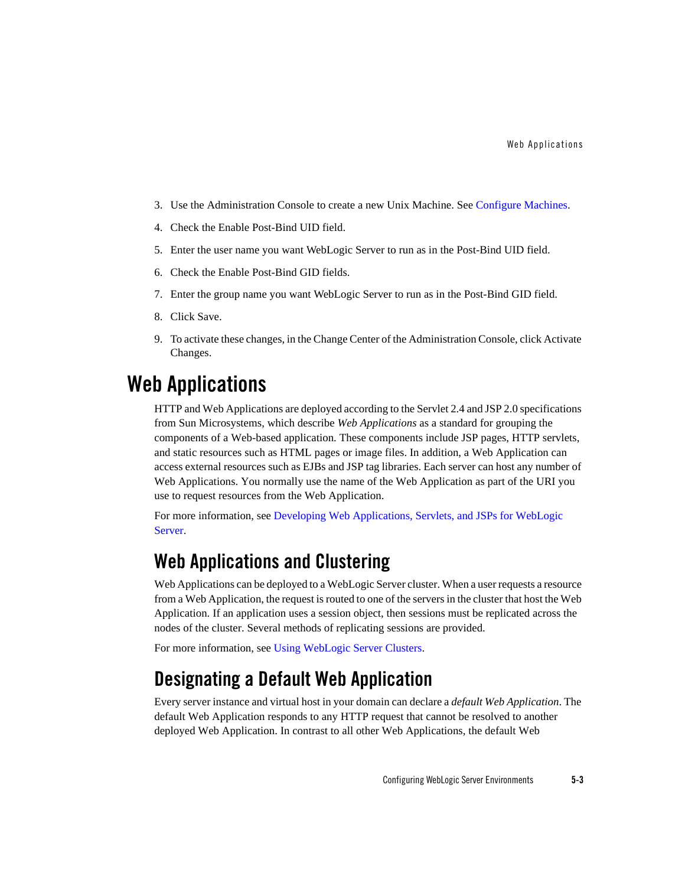3. Use the Administration Console to create a new Unix Machine. See Configure Machines.
4. Check the Enable Post-Bind UID field.
5. Enter the user name you want WebLogic Server to run as in the Post-Bind UID field.
6. Check the Enable Post-Bind GID fields.
7. Enter the group name you want WebLogic Server to run as in the Post-Bind GID field.
8. Click Save.
9. To activate these changes, in the Change Center of the Administration Console, click Activate Changes.

# Web Applications

HTTP and Web Applications are deployed according to the Servlet 2.4 and JSP 2.0 specifications from Sun Microsystems, which describe *Web Applications* as a standard for grouping the components of a Web-based application. These components include JSP pages, HTTP servlets, and static resources such as HTML pages or image files. In addition, a Web Application can access external resources such as EJBs and JSP tag libraries. Each server can host any number of Web Applications. You normally use the name of the Web Application as part of the URI you use to request resources from the Web Application.

For more information, see Developing Web Applications, Servlets, and JSPs for WebLogic Server.

## Web Applications and Clustering

Web Applications can be deployed to a WebLogic Server cluster. When a user requests a resource from a Web Application, the request is routed to one of the servers in the cluster that host the Web Application. If an application uses a session object, then sessions must be replicated across the nodes of the cluster. Several methods of replicating sessions are provided.

For more information, see Using WebLogic Server Clusters.

## Designating a Default Web Application

Every server instance and virtual host in your domain can declare a *default Web Application*. The default Web Application responds to any HTTP request that cannot be resolved to another deployed Web Application. In contrast to all other Web Applications, the default Web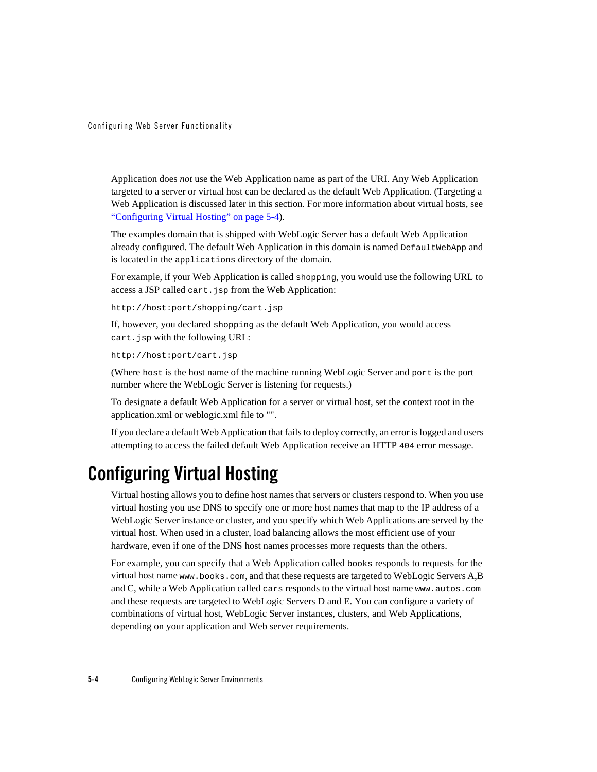Application does *not* use the Web Application name as part of the URI. Any Web Application targeted to a server or virtual host can be declared as the default Web Application. (Targeting a Web Application is discussed later in this section. For more information about virtual hosts, see "Configuring Virtual Hosting" on page 5-4).

The examples domain that is shipped with WebLogic Server has a default Web Application already configured. The default Web Application in this domain is named `DefaultWebApp` and is located in the `applications` directory of the domain.

For example, if your Web Application is called `shopping`, you would use the following URL to access a JSP called `cart.jsp` from the Web Application:

```
http://host:port/shopping/cart.jsp
```

If, however, you declared `shopping` as the default Web Application, you would access `cart.jsp` with the following URL:

```
http://host:port/cart.jsp
```

(Where `host` is the host name of the machine running WebLogic Server and `port` is the port number where the WebLogic Server is listening for requests.)

To designate a default Web Application for a server or virtual host, set the context root in the application.xml or weblogic.xml file to "".

If you declare a default Web Application that fails to deploy correctly, an error is logged and users attempting to access the failed default Web Application receive an HTTP `404` error message.

# Configuring Virtual Hosting

Virtual hosting allows you to define host names that servers or clusters respond to. When you use virtual hosting you use DNS to specify one or more host names that map to the IP address of a WebLogic Server instance or cluster, and you specify which Web Applications are served by the virtual host. When used in a cluster, load balancing allows the most efficient use of your hardware, even if one of the DNS host names processes more requests than the others.

For example, you can specify that a Web Application called `books` responds to requests for the virtual host name `www.books.com`, and that these requests are targeted to WebLogic Servers A,B and C, while a Web Application called `cars` responds to the virtual host name `www.autos.com` and these requests are targeted to WebLogic Servers D and E. You can configure a variety of combinations of virtual host, WebLogic Server instances, clusters, and Web Applications, depending on your application and Web server requirements.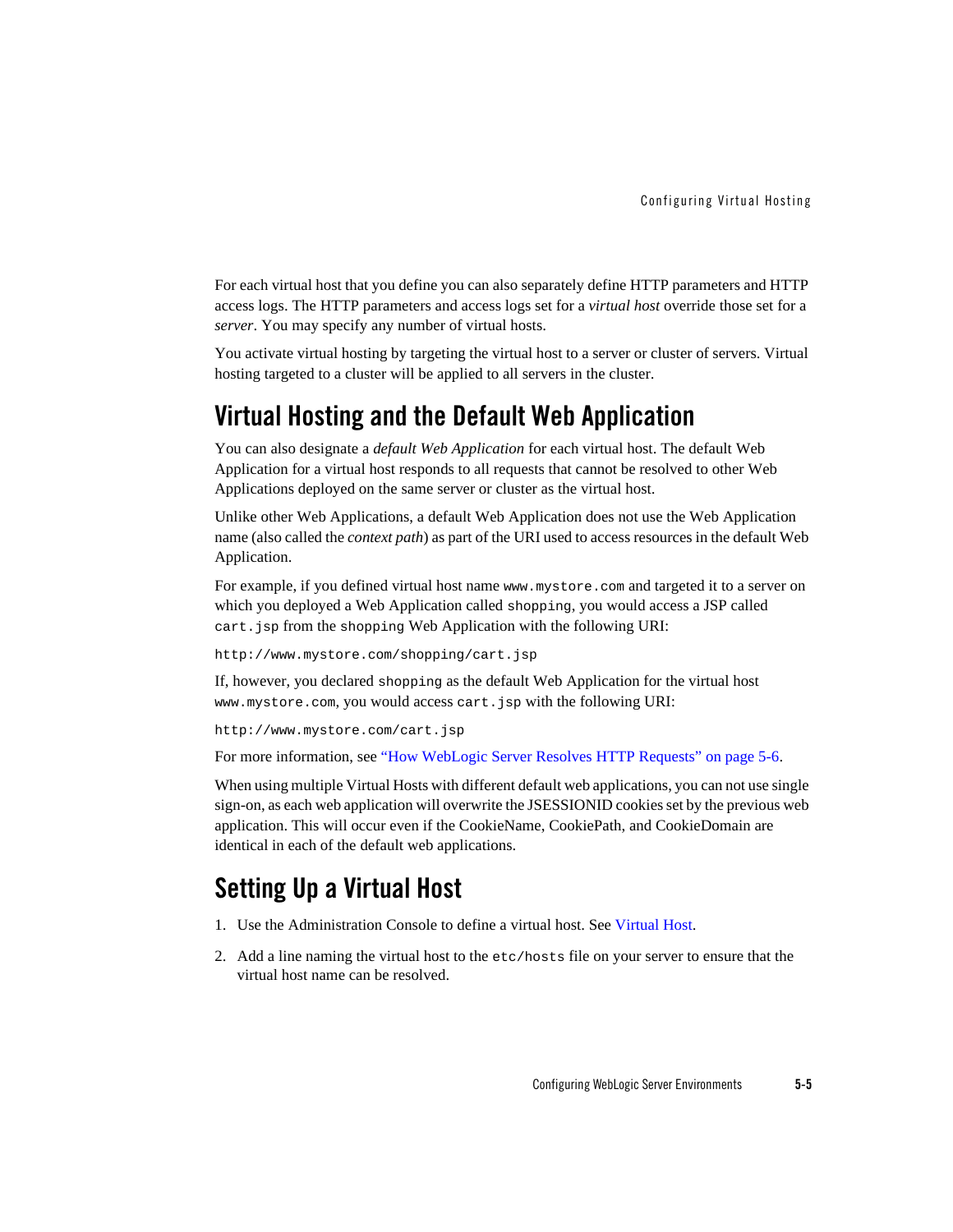For each virtual host that you define you can also separately define HTTP parameters and HTTP access logs. The HTTP parameters and access logs set for a *virtual host* override those set for a *server*. You may specify any number of virtual hosts.

You activate virtual hosting by targeting the virtual host to a server or cluster of servers. Virtual hosting targeted to a cluster will be applied to all servers in the cluster.

## Virtual Hosting and the Default Web Application

You can also designate a *default Web Application* for each virtual host. The default Web Application for a virtual host responds to all requests that cannot be resolved to other Web Applications deployed on the same server or cluster as the virtual host.

Unlike other Web Applications, a default Web Application does not use the Web Application name (also called the *context path*) as part of the URI used to access resources in the default Web Application.

For example, if you defined virtual host name `www.mystore.com` and targeted it to a server on which you deployed a Web Application called `shopping`, you would access a JSP called `cart.jsp` from the `shopping` Web Application with the following URI:

```
http://www.mystore.com/shopping/cart.jsp
```

If, however, you declared `shopping` as the default Web Application for the virtual host `www.mystore.com`, you would access `cart.jsp` with the following URI:

```
http://www.mystore.com/cart.jsp
```

For more information, see "How WebLogic Server Resolves HTTP Requests" on page 5-6.

When using multiple Virtual Hosts with different default web applications, you can not use single sign-on, as each web application will overwrite the JSESSIONID cookies set by the previous web application. This will occur even if the CookieName, CookiePath, and CookieDomain are identical in each of the default web applications.

## Setting Up a Virtual Host

1. Use the Administration Console to define a virtual host. See Virtual Host.
2. Add a line naming the virtual host to the `etc/hosts` file on your server to ensure that the virtual host name can be resolved.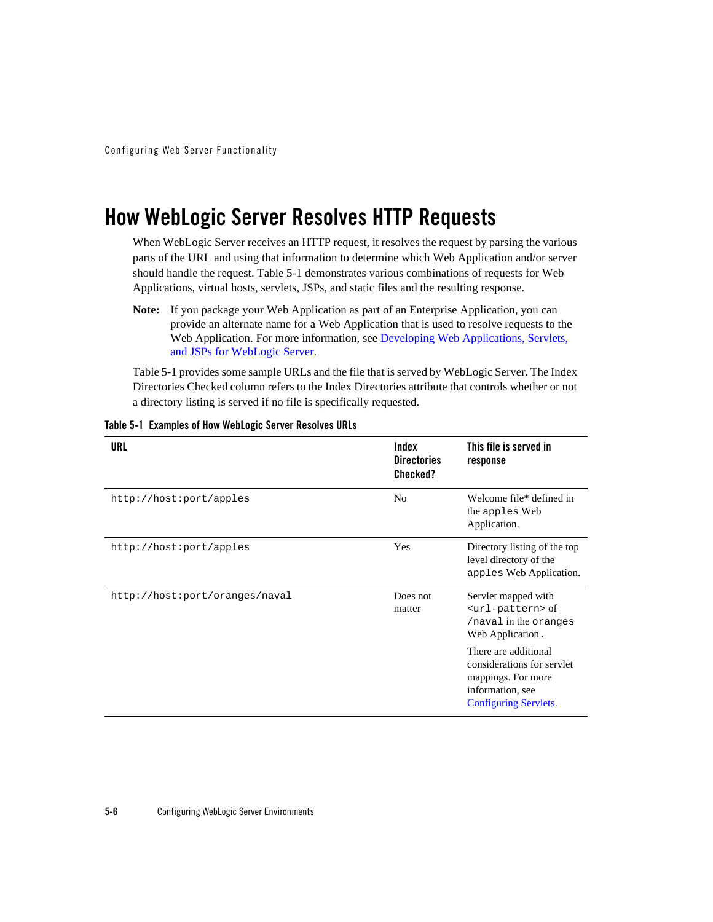# How WebLogic Server Resolves HTTP Requests

When WebLogic Server receives an HTTP request, it resolves the request by parsing the various parts of the URL and using that information to determine which Web Application and/or server should handle the request. Table 5-1 demonstrates various combinations of requests for Web Applications, virtual hosts, servlets, JSPs, and static files and the resulting response.

**Note:** If you package your Web Application as part of an Enterprise Application, you can provide an alternate name for a Web Application that is used to resolve requests to the Web Application. For more information, see Developing Web Applications, Servlets, and JSPs for WebLogic Server.

Table 5-1 provides some sample URLs and the file that is served by WebLogic Server. The Index Directories Checked column refers to the Index Directories attribute that controls whether or not a directory listing is served if no file is specifically requested.

**Table 5-1 Examples of How WebLogic Server Resolves URLs**

| URL | Index Directories Checked? | This file is served in response |
|---|---|---|
| `http://host:port/apples` | No | Welcome file* defined in the `apples` Web Application. |
| `http://host:port/apples` | Yes | Directory listing of the top level directory of the `apples` Web Application. |
| `http://host:port/oranges/naval` | Does not matter | Servlet mapped with `<url-pattern>` of `/naval` in the `oranges` Web Application. There are additional considerations for servlet mappings. For more information, see Configuring Servlets. |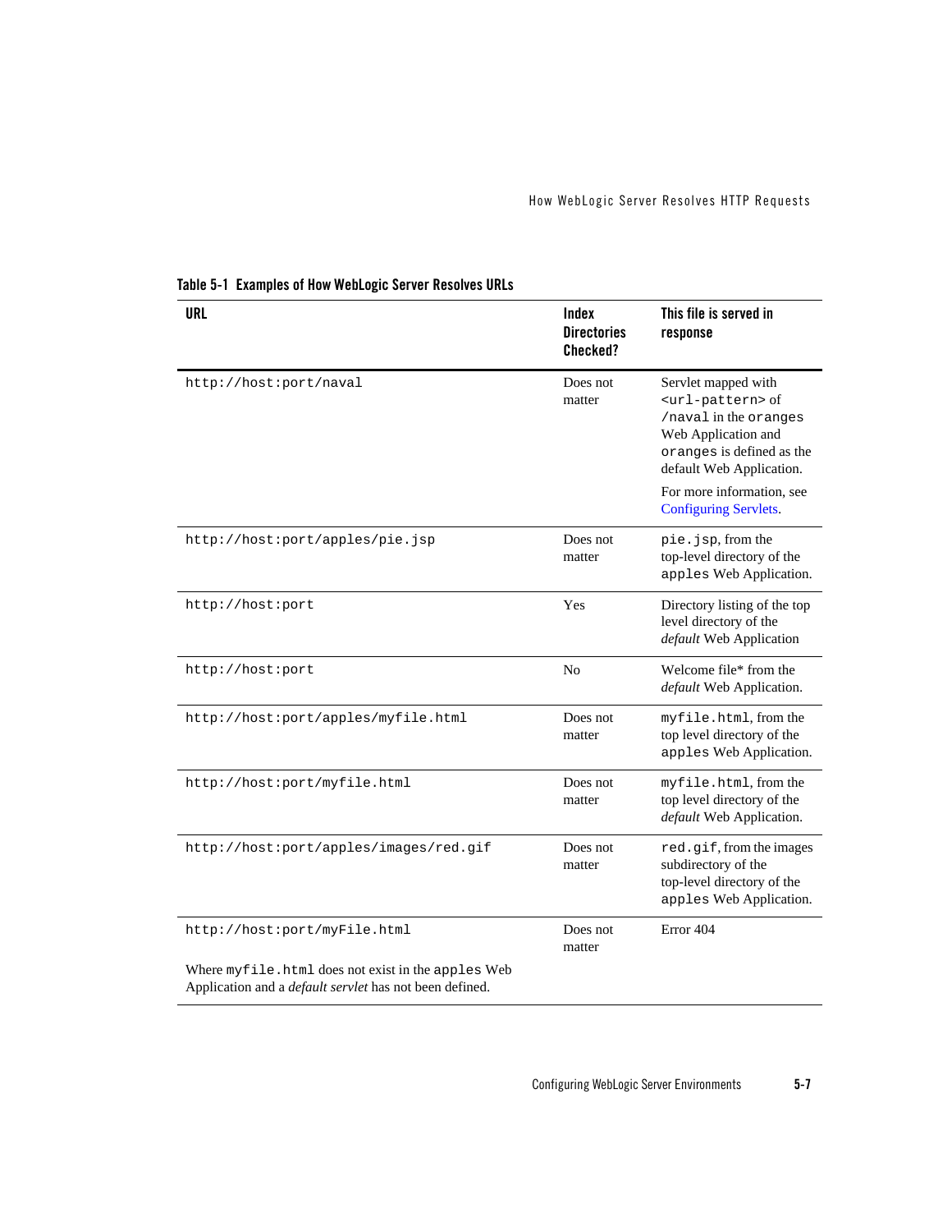**Table 5-1 Examples of How WebLogic Server Resolves URLs**

| URL | Index Directories Checked? | This file is served in response |
|---|---|---|
| `http://host:port/naval` | Does not matter | Servlet mapped with `<url-pattern>` of `/naval` in the `oranges` Web Application and `oranges` is defined as the default Web Application. For more information, see Configuring Servlets. |
| `http://host:port/apples/pie.jsp` | Does not matter | `pie.jsp`, from the top-level directory of the `apples` Web Application. |
| `http://host:port` | Yes | Directory listing of the top level directory of the *default* Web Application |
| `http://host:port` | No | Welcome file* from the *default* Web Application. |
| `http://host:port/apples/myfile.html` | Does not matter | `myfile.html`, from the top level directory of the `apples` Web Application. |
| `http://host:port/myfile.html` | Does not matter | `myfile.html`, from the top level directory of the *default* Web Application. |
| `http://host:port/apples/images/red.gif` | Does not matter | `red.gif`, from the images subdirectory of the top-level directory of the `apples` Web Application. |
| `http://host:port/myFile.html` Where `myfile.html` does not exist in the `apples` Web Application and a *default servlet* has not been defined. | Does not matter | Error 404 |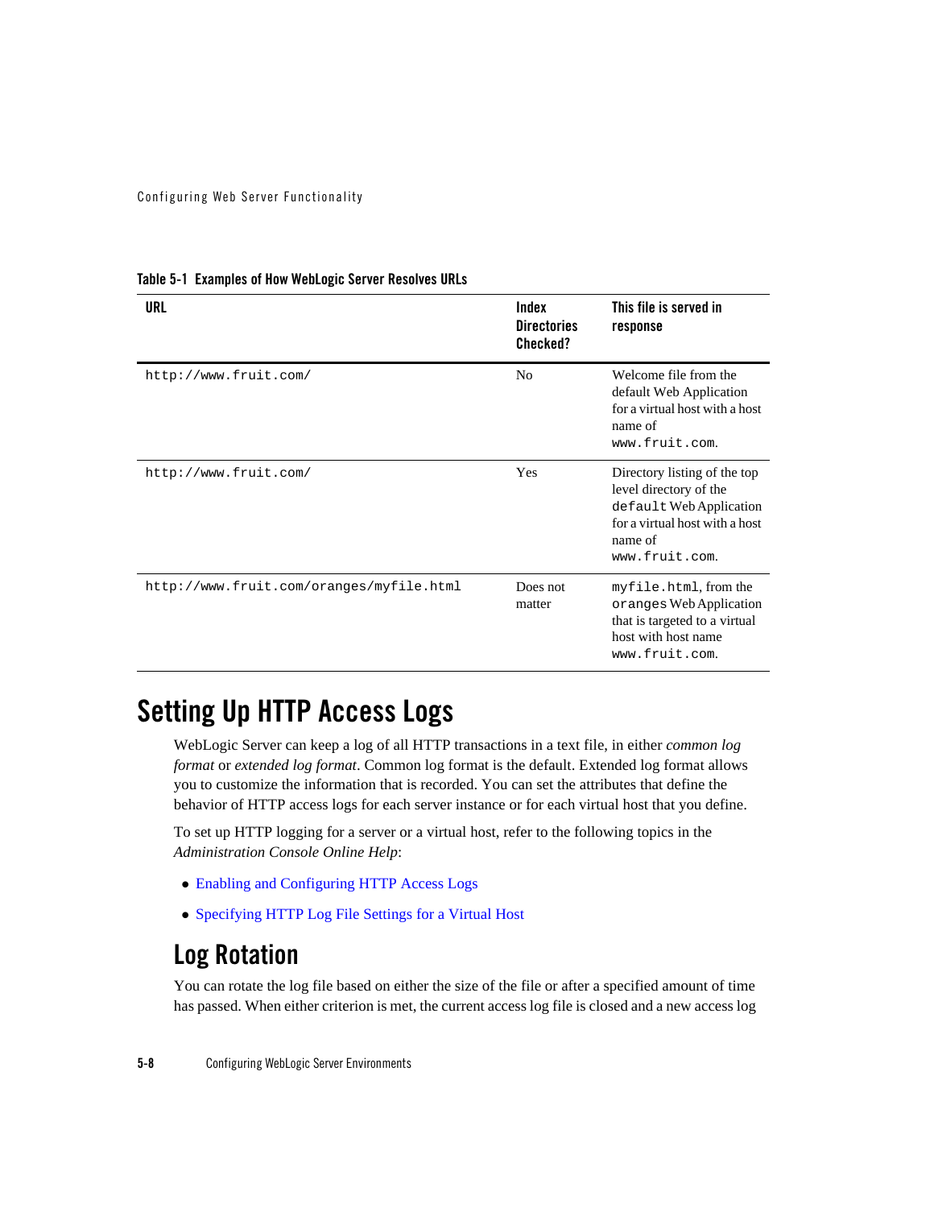**Table 5-1 Examples of How WebLogic Server Resolves URLs**

| URL | Index Directories Checked? | This file is served in response |
|---|---|---|
| `http://www.fruit.com/` | No | Welcome file from the default Web Application for a virtual host with a host name of `www.fruit.com`. |
| `http://www.fruit.com/` | Yes | Directory listing of the top level directory of the `default` Web Application for a virtual host with a host name of `www.fruit.com`. |
| `http://www.fruit.com/oranges/myfile.html` | Does not matter | `myfile.html`, from the `oranges` Web Application that is targeted to a virtual host with host name `www.fruit.com`. |

# Setting Up HTTP Access Logs

WebLogic Server can keep a log of all HTTP transactions in a text file, in either *common log format* or *extended log format*. Common log format is the default. Extended log format allows you to customize the information that is recorded. You can set the attributes that define the behavior of HTTP access logs for each server instance or for each virtual host that you define.

To set up HTTP logging for a server or a virtual host, refer to the following topics in the *Administration Console Online Help*:

- Enabling and Configuring HTTP Access Logs
- Specifying HTTP Log File Settings for a Virtual Host

## Log Rotation

You can rotate the log file based on either the size of the file or after a specified amount of time has passed. When either criterion is met, the current access log file is closed and a new access log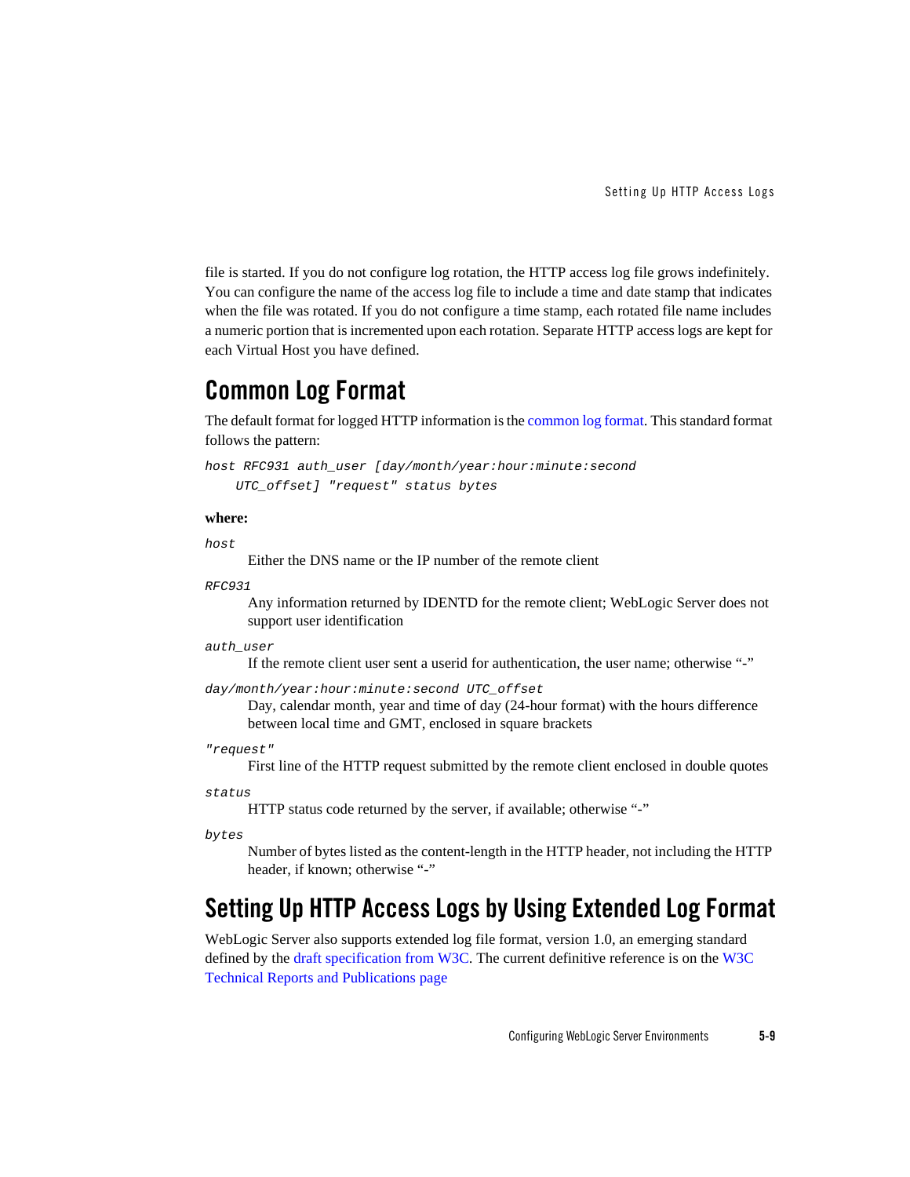file is started. If you do not configure log rotation, the HTTP access log file grows indefinitely. You can configure the name of the access log file to include a time and date stamp that indicates when the file was rotated. If you do not configure a time stamp, each rotated file name includes a numeric portion that is incremented upon each rotation. Separate HTTP access logs are kept for each Virtual Host you have defined.

## Common Log Format

The default format for logged HTTP information is the common log format. This standard format follows the pattern:

```
host RFC931 auth_user [day/month/year:hour:minute:second
    UTC_offset] "request" status bytes
```

**where:**

*host*
: Either the DNS name or the IP number of the remote client

*RFC931*
: Any information returned by IDENTD for the remote client; WebLogic Server does not support user identification

*auth_user*
: If the remote client user sent a userid for authentication, the user name; otherwise "-"

*day/month/year:hour:minute:second UTC_offset*
: Day, calendar month, year and time of day (24-hour format) with the hours difference between local time and GMT, enclosed in square brackets

*"request"*
: First line of the HTTP request submitted by the remote client enclosed in double quotes

*status*
: HTTP status code returned by the server, if available; otherwise "-"

*bytes*
: Number of bytes listed as the content-length in the HTTP header, not including the HTTP header, if known; otherwise "-"

## Setting Up HTTP Access Logs by Using Extended Log Format

WebLogic Server also supports extended log file format, version 1.0, an emerging standard defined by the draft specification from W3C. The current definitive reference is on the W3C Technical Reports and Publications page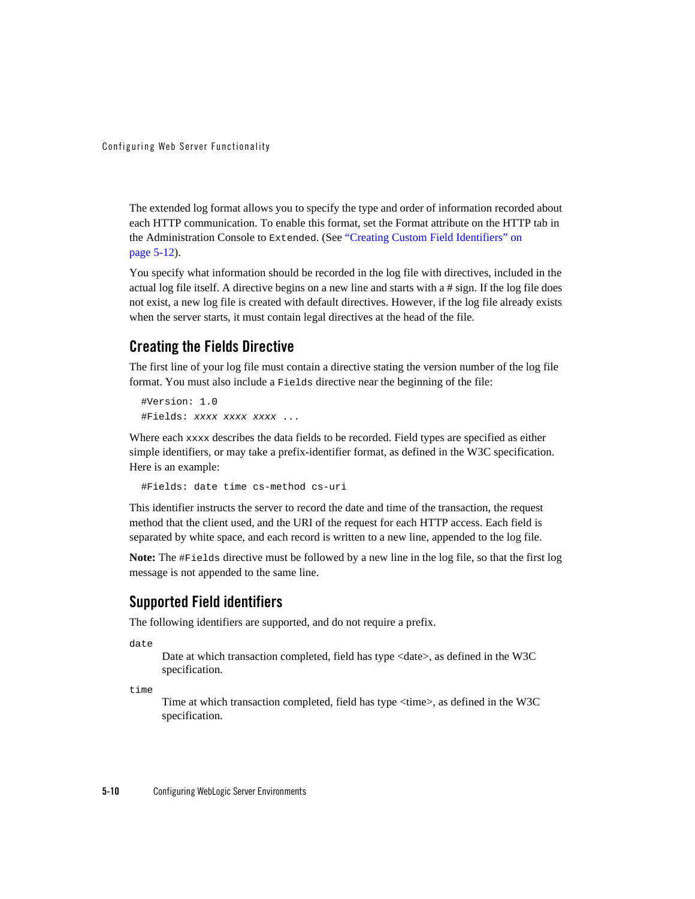The extended log format allows you to specify the type and order of information recorded about each HTTP communication. To enable this format, set the Format attribute on the HTTP tab in the Administration Console to `Extended`. (See "Creating Custom Field Identifiers" on page 5-12).

You specify what information should be recorded in the log file with directives, included in the actual log file itself. A directive begins on a new line and starts with a # sign. If the log file does not exist, a new log file is created with default directives. However, if the log file already exists when the server starts, it must contain legal directives at the head of the file.

## Creating the Fields Directive

The first line of your log file must contain a directive stating the version number of the log file format. You must also include a `Fields` directive near the beginning of the file:

```
#Version: 1.0
#Fields: xxxx xxxx xxxx ...
```

Where each `xxxx` describes the data fields to be recorded. Field types are specified as either simple identifiers, or may take a prefix-identifier format, as defined in the W3C specification. Here is an example:

```
#Fields: date time cs-method cs-uri
```

This identifier instructs the server to record the date and time of the transaction, the request method that the client used, and the URI of the request for each HTTP access. Each field is separated by white space, and each record is written to a new line, appended to the log file.

**Note:** The `#Fields` directive must be followed by a new line in the log file, so that the first log message is not appended to the same line.

## Supported Field identifiers

The following identifiers are supported, and do not require a prefix.

`date`

Date at which transaction completed, field has type <date>, as defined in the W3C specification.

`time`

Time at which transaction completed, field has type <time>, as defined in the W3C specification.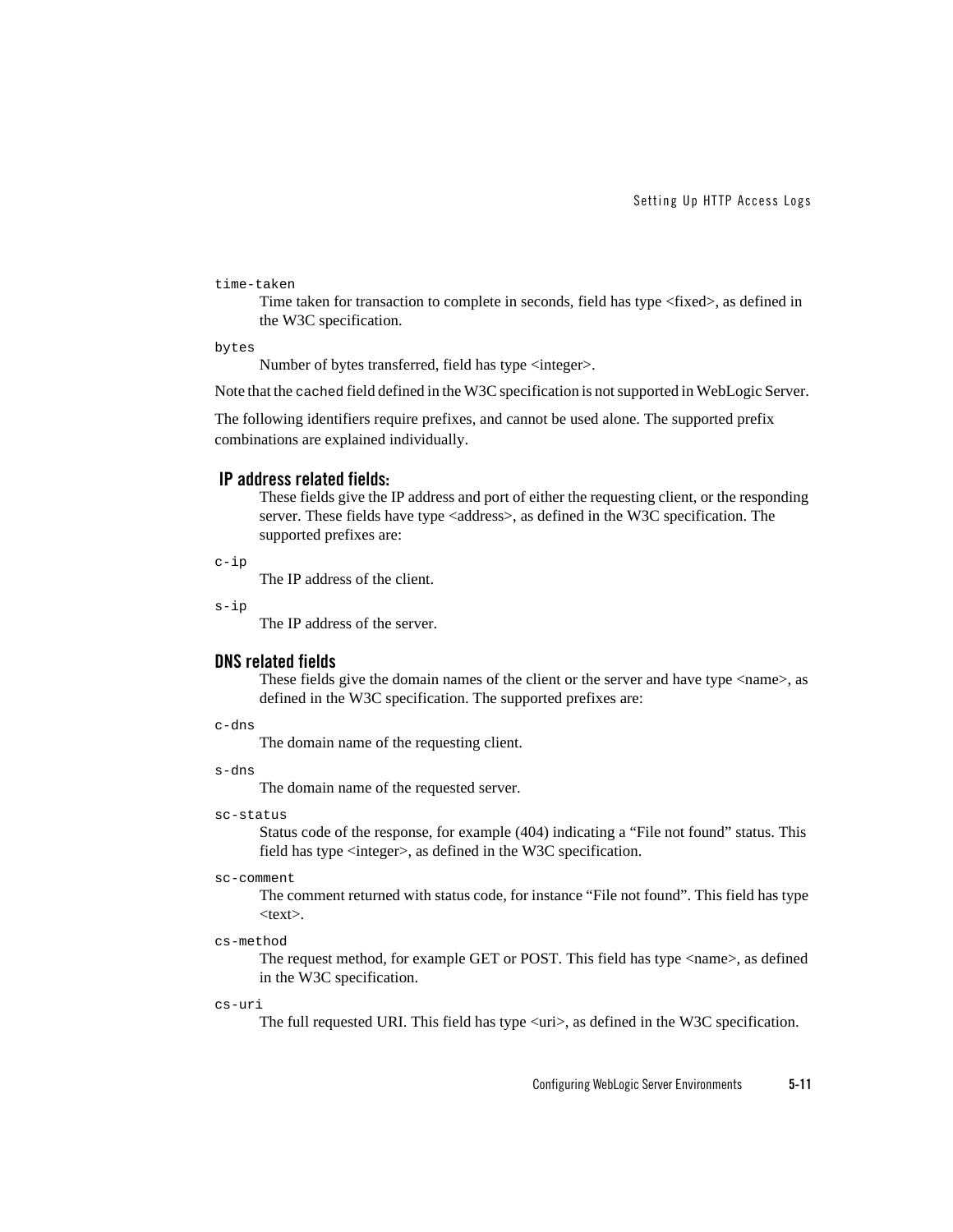`time-taken`

Time taken for transaction to complete in seconds, field has type <fixed>, as defined in the W3C specification.

`bytes`

Number of bytes transferred, field has type <integer>.

Note that the `cached` field defined in the W3C specification is not supported in WebLogic Server.

The following identifiers require prefixes, and cannot be used alone. The supported prefix combinations are explained individually.

### IP address related fields:

These fields give the IP address and port of either the requesting client, or the responding server. These fields have type <address>, as defined in the W3C specification. The supported prefixes are:

`c-ip`

The IP address of the client.

`s-ip`

The IP address of the server.

### DNS related fields

These fields give the domain names of the client or the server and have type <name>, as defined in the W3C specification. The supported prefixes are:

`c-dns`

The domain name of the requesting client.

`s-dns`

The domain name of the requested server.

`sc-status`

Status code of the response, for example (404) indicating a “File not found” status. This field has type <integer>, as defined in the W3C specification.

`sc-comment`

The comment returned with status code, for instance “File not found”. This field has type <text>.

`cs-method`

The request method, for example GET or POST. This field has type <name>, as defined in the W3C specification.

`cs-uri`

The full requested URI. This field has type <uri>, as defined in the W3C specification.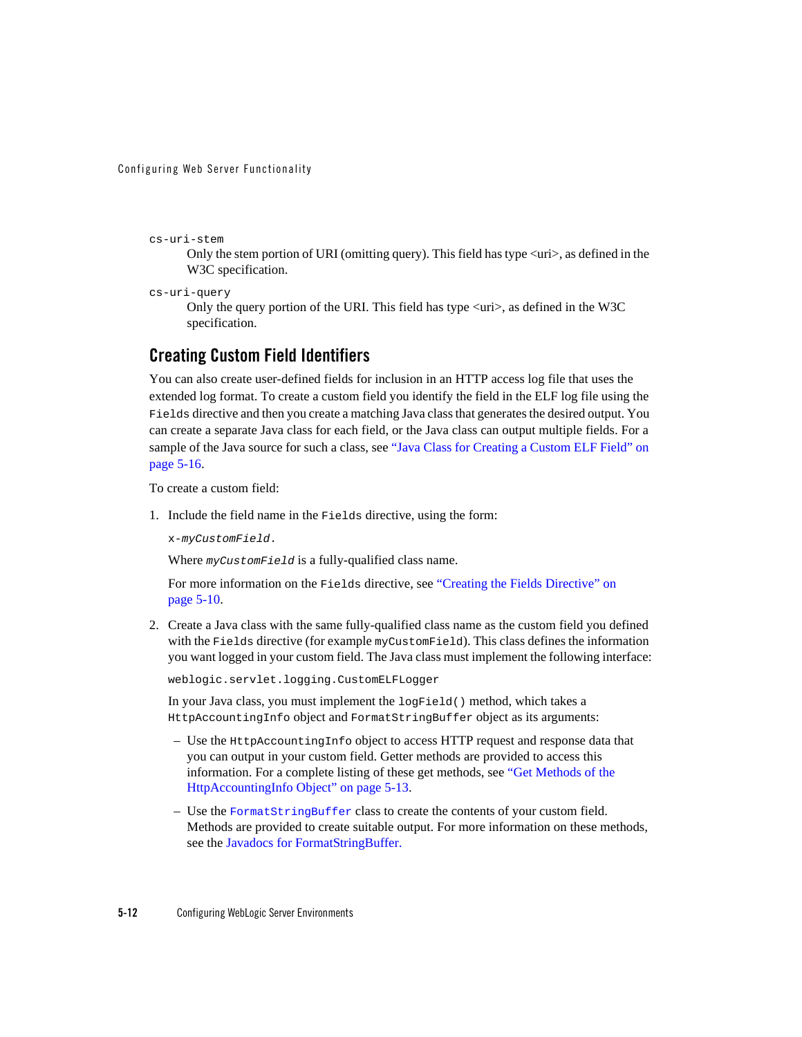`cs-uri-stem`
: Only the stem portion of URI (omitting query). This field has type <uri>, as defined in the W3C specification.

`cs-uri-query`
: Only the query portion of the URI. This field has type <uri>, as defined in the W3C specification.

## Creating Custom Field Identifiers

You can also create user-defined fields for inclusion in an HTTP access log file that uses the extended log format. To create a custom field you identify the field in the ELF log file using the `Fields` directive and then you create a matching Java class that generates the desired output. You can create a separate Java class for each field, or the Java class can output multiple fields. For a sample of the Java source for such a class, see "Java Class for Creating a Custom ELF Field" on page 5-16.

To create a custom field:

1. Include the field name in the `Fields` directive, using the form:

   `x-`*`myCustomField`*`.`

   Where *`myCustomField`* is a fully-qualified class name.

   For more information on the `Fields` directive, see "Creating the Fields Directive" on page 5-10.

2. Create a Java class with the same fully-qualified class name as the custom field you defined with the `Fields` directive (for example `myCustomField`). This class defines the information you want logged in your custom field. The Java class must implement the following interface:

   `weblogic.servlet.logging.CustomELFLogger`

   In your Java class, you must implement the `logField()` method, which takes a `HttpAccountingInfo` object and `FormatStringBuffer` object as its arguments:

   – Use the `HttpAccountingInfo` object to access HTTP request and response data that you can output in your custom field. Getter methods are provided to access this information. For a complete listing of these get methods, see "Get Methods of the HttpAccountingInfo Object" on page 5-13.

   – Use the `FormatStringBuffer` class to create the contents of your custom field. Methods are provided to create suitable output. For more information on these methods, see the Javadocs for FormatStringBuffer.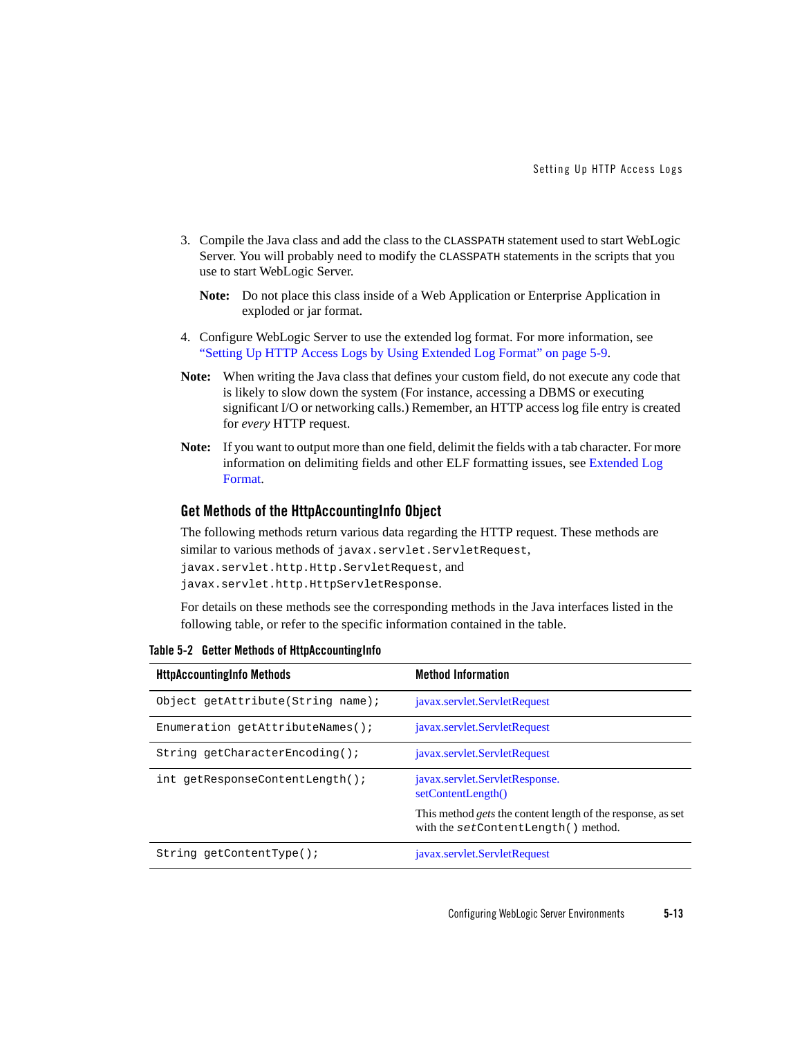3. Compile the Java class and add the class to the `CLASSPATH` statement used to start WebLogic Server. You will probably need to modify the `CLASSPATH` statements in the scripts that you use to start WebLogic Server.

   **Note:** Do not place this class inside of a Web Application or Enterprise Application in exploded or jar format.

4. Configure WebLogic Server to use the extended log format. For more information, see "Setting Up HTTP Access Logs by Using Extended Log Format" on page 5-9.

**Note:** When writing the Java class that defines your custom field, do not execute any code that is likely to slow down the system (For instance, accessing a DBMS or executing significant I/O or networking calls.) Remember, an HTTP access log file entry is created for *every* HTTP request.

**Note:** If you want to output more than one field, delimit the fields with a tab character. For more information on delimiting fields and other ELF formatting issues, see Extended Log Format.

### Get Methods of the HttpAccountingInfo Object

The following methods return various data regarding the HTTP request. These methods are similar to various methods of `javax.servlet.ServletRequest`, `javax.servlet.http.Http.ServletRequest`, and `javax.servlet.http.HttpServletResponse`.

For details on these methods see the corresponding methods in the Java interfaces listed in the following table, or refer to the specific information contained in the table.

**Table 5-2 Getter Methods of HttpAccountingInfo**

| HttpAccountingInfo Methods | Method Information |
|---|---|
| `Object getAttribute(String name);` | javax.servlet.ServletRequest |
| `Enumeration getAttributeNames();` | javax.servlet.ServletRequest |
| `String getCharacterEncoding();` | javax.servlet.ServletRequest |
| `int getResponseContentLength();` | javax.servlet.ServletResponse.setContentLength()<br><br>This method *gets* the content length of the response, as set with the `setContentLength()` method. |
| `String getContentType();` | javax.servlet.ServletRequest |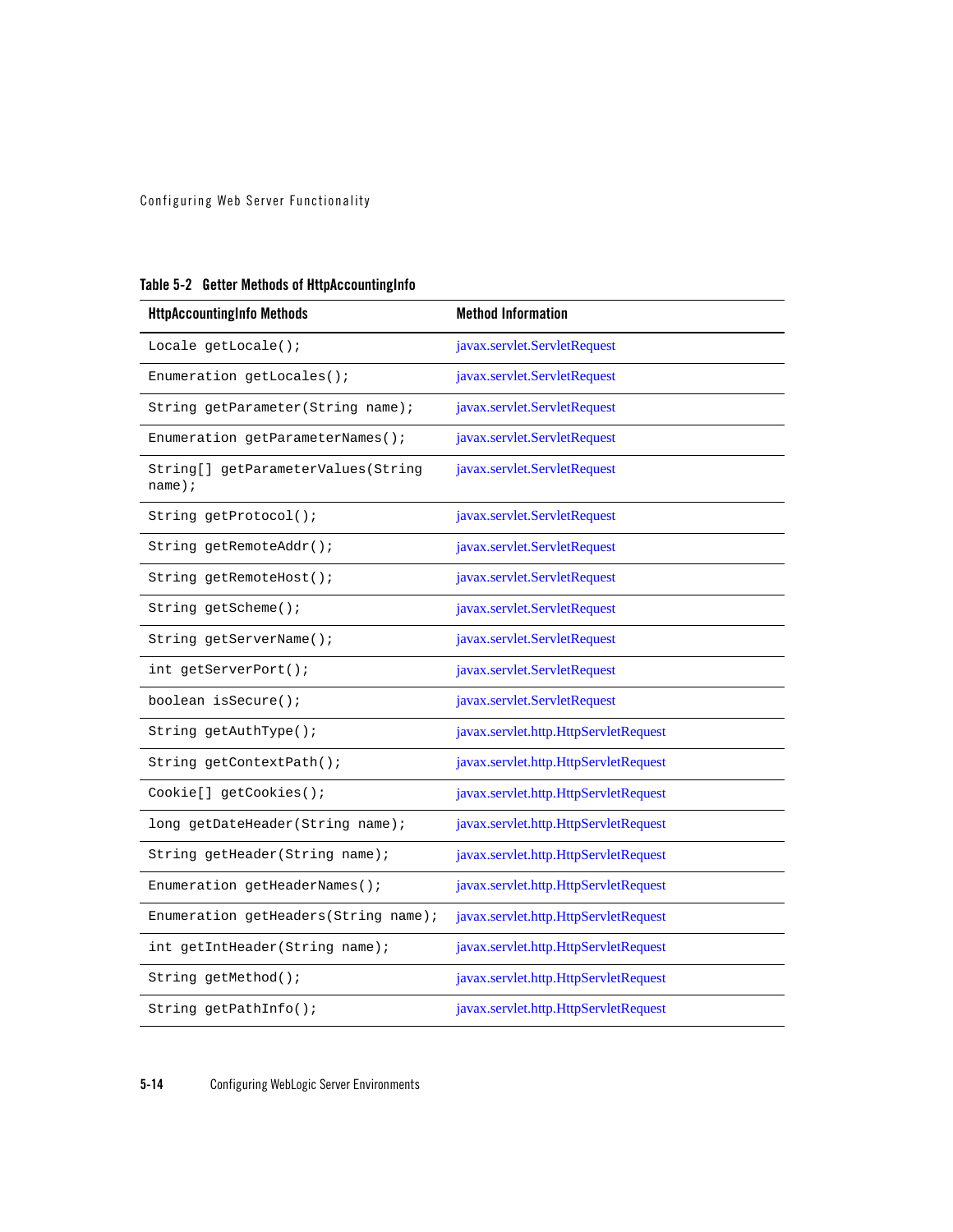**Table 5-2 Getter Methods of HttpAccountingInfo**

| HttpAccountingInfo Methods | Method Information |
|---|---|
| `Locale getLocale();` | javax.servlet.ServletRequest |
| `Enumeration getLocales();` | javax.servlet.ServletRequest |
| `String getParameter(String name);` | javax.servlet.ServletRequest |
| `Enumeration getParameterNames();` | javax.servlet.ServletRequest |
| `String[] getParameterValues(String name);` | javax.servlet.ServletRequest |
| `String getProtocol();` | javax.servlet.ServletRequest |
| `String getRemoteAddr();` | javax.servlet.ServletRequest |
| `String getRemoteHost();` | javax.servlet.ServletRequest |
| `String getScheme();` | javax.servlet.ServletRequest |
| `String getServerName();` | javax.servlet.ServletRequest |
| `int getServerPort();` | javax.servlet.ServletRequest |
| `boolean isSecure();` | javax.servlet.ServletRequest |
| `String getAuthType();` | javax.servlet.http.HttpServletRequest |
| `String getContextPath();` | javax.servlet.http.HttpServletRequest |
| `Cookie[] getCookies();` | javax.servlet.http.HttpServletRequest |
| `long getDateHeader(String name);` | javax.servlet.http.HttpServletRequest |
| `String getHeader(String name);` | javax.servlet.http.HttpServletRequest |
| `Enumeration getHeaderNames();` | javax.servlet.http.HttpServletRequest |
| `Enumeration getHeaders(String name);` | javax.servlet.http.HttpServletRequest |
| `int getIntHeader(String name);` | javax.servlet.http.HttpServletRequest |
| `String getMethod();` | javax.servlet.http.HttpServletRequest |
| `String getPathInfo();` | javax.servlet.http.HttpServletRequest |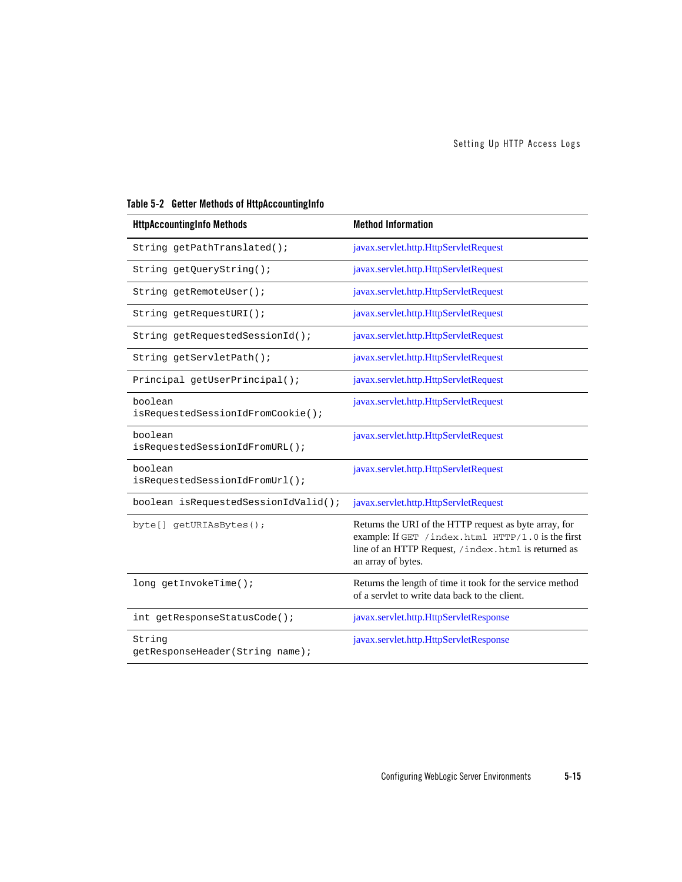**Table 5-2 Getter Methods of HttpAccountingInfo**

| HttpAccountingInfo Methods | Method Information |
|---|---|
| `String getPathTranslated();` | javax.servlet.http.HttpServletRequest |
| `String getQueryString();` | javax.servlet.http.HttpServletRequest |
| `String getRemoteUser();` | javax.servlet.http.HttpServletRequest |
| `String getRequestURI();` | javax.servlet.http.HttpServletRequest |
| `String getRequestedSessionId();` | javax.servlet.http.HttpServletRequest |
| `String getServletPath();` | javax.servlet.http.HttpServletRequest |
| `Principal getUserPrincipal();` | javax.servlet.http.HttpServletRequest |
| `boolean isRequestedSessionIdFromCookie();` | javax.servlet.http.HttpServletRequest |
| `boolean isRequestedSessionIdFromURL();` | javax.servlet.http.HttpServletRequest |
| `boolean isRequestedSessionIdFromUrl();` | javax.servlet.http.HttpServletRequest |
| `boolean isRequestedSessionIdValid();` | javax.servlet.http.HttpServletRequest |
| `byte[] getURIAsBytes();` | Returns the URI of the HTTP request as byte array, for example: If `GET /index.html HTTP/1.0` is the first line of an HTTP Request, `/index.html` is returned as an array of bytes. |
| `long getInvokeTime();` | Returns the length of time it took for the service method of a servlet to write data back to the client. |
| `int getResponseStatusCode();` | javax.servlet.http.HttpServletResponse |
| `String getResponseHeader(String name);` | javax.servlet.http.HttpServletResponse |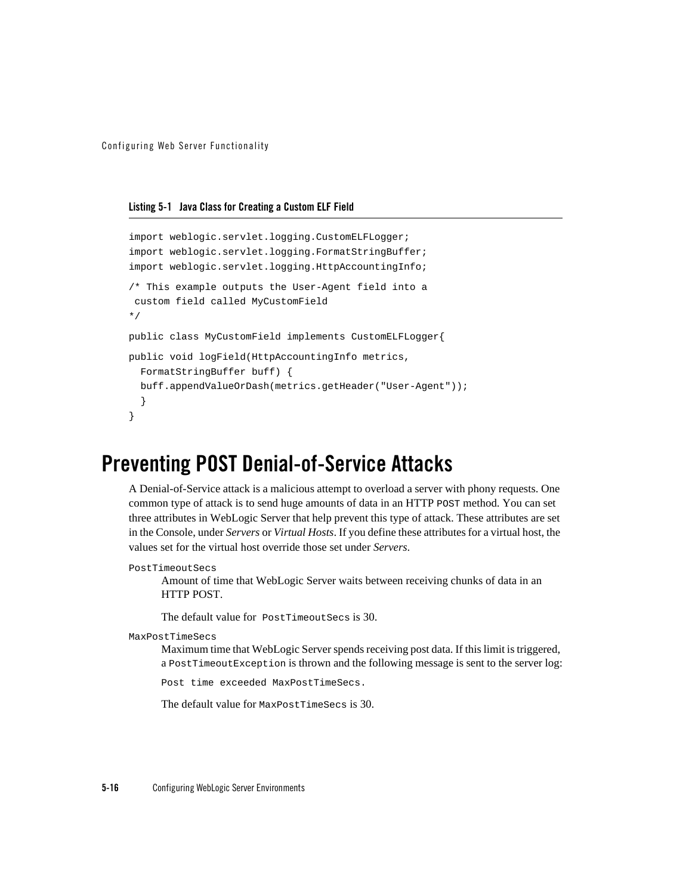**Listing 5-1 Java Class for Creating a Custom ELF Field**

```
import weblogic.servlet.logging.CustomELFLogger;
import weblogic.servlet.logging.FormatStringBuffer;
import weblogic.servlet.logging.HttpAccountingInfo;

/* This example outputs the User-Agent field into a
 custom field called MyCustomField
*/

public class MyCustomField implements CustomELFLogger{

public void logField(HttpAccountingInfo metrics,
  FormatStringBuffer buff) {
  buff.appendValueOrDash(metrics.getHeader("User-Agent"));
  }
}
```

# Preventing POST Denial-of-Service Attacks

A Denial-of-Service attack is a malicious attempt to overload a server with phony requests. One common type of attack is to send huge amounts of data in an HTTP `POST` method. You can set three attributes in WebLogic Server that help prevent this type of attack. These attributes are set in the Console, under *Servers* or *Virtual Hosts*. If you define these attributes for a virtual host, the values set for the virtual host override those set under *Servers*.

`PostTimeoutSecs`

Amount of time that WebLogic Server waits between receiving chunks of data in an HTTP POST.

The default value for `PostTimeoutSecs` is 30.

`MaxPostTimeSecs`

Maximum time that WebLogic Server spends receiving post data. If this limit is triggered, a `PostTimeoutException` is thrown and the following message is sent to the server log:

`Post time exceeded MaxPostTimeSecs.`

The default value for `MaxPostTimeSecs` is 30.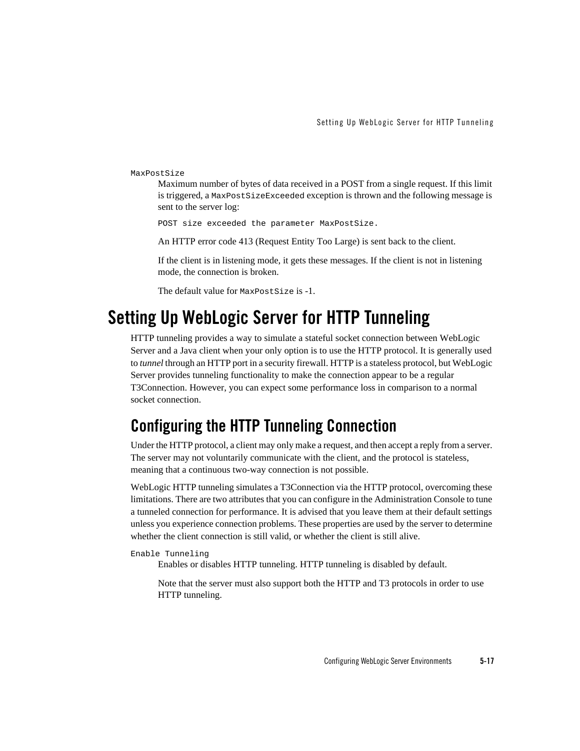`MaxPostSize`

Maximum number of bytes of data received in a POST from a single request. If this limit is triggered, a `MaxPostSizeExceeded` exception is thrown and the following message is sent to the server log:

```
POST size exceeded the parameter MaxPostSize.
```

An HTTP error code 413 (Request Entity Too Large) is sent back to the client.

If the client is in listening mode, it gets these messages. If the client is not in listening mode, the connection is broken.

The default value for `MaxPostSize` is -1.

# Setting Up WebLogic Server for HTTP Tunneling

HTTP tunneling provides a way to simulate a stateful socket connection between WebLogic Server and a Java client when your only option is to use the HTTP protocol. It is generally used to *tunnel* through an HTTP port in a security firewall. HTTP is a stateless protocol, but WebLogic Server provides tunneling functionality to make the connection appear to be a regular T3Connection. However, you can expect some performance loss in comparison to a normal socket connection.

## Configuring the HTTP Tunneling Connection

Under the HTTP protocol, a client may only make a request, and then accept a reply from a server. The server may not voluntarily communicate with the client, and the protocol is stateless, meaning that a continuous two-way connection is not possible.

WebLogic HTTP tunneling simulates a T3Connection via the HTTP protocol, overcoming these limitations. There are two attributes that you can configure in the Administration Console to tune a tunneled connection for performance. It is advised that you leave them at their default settings unless you experience connection problems. These properties are used by the server to determine whether the client connection is still valid, or whether the client is still alive.

`Enable Tunneling`

Enables or disables HTTP tunneling. HTTP tunneling is disabled by default.

Note that the server must also support both the HTTP and T3 protocols in order to use HTTP tunneling.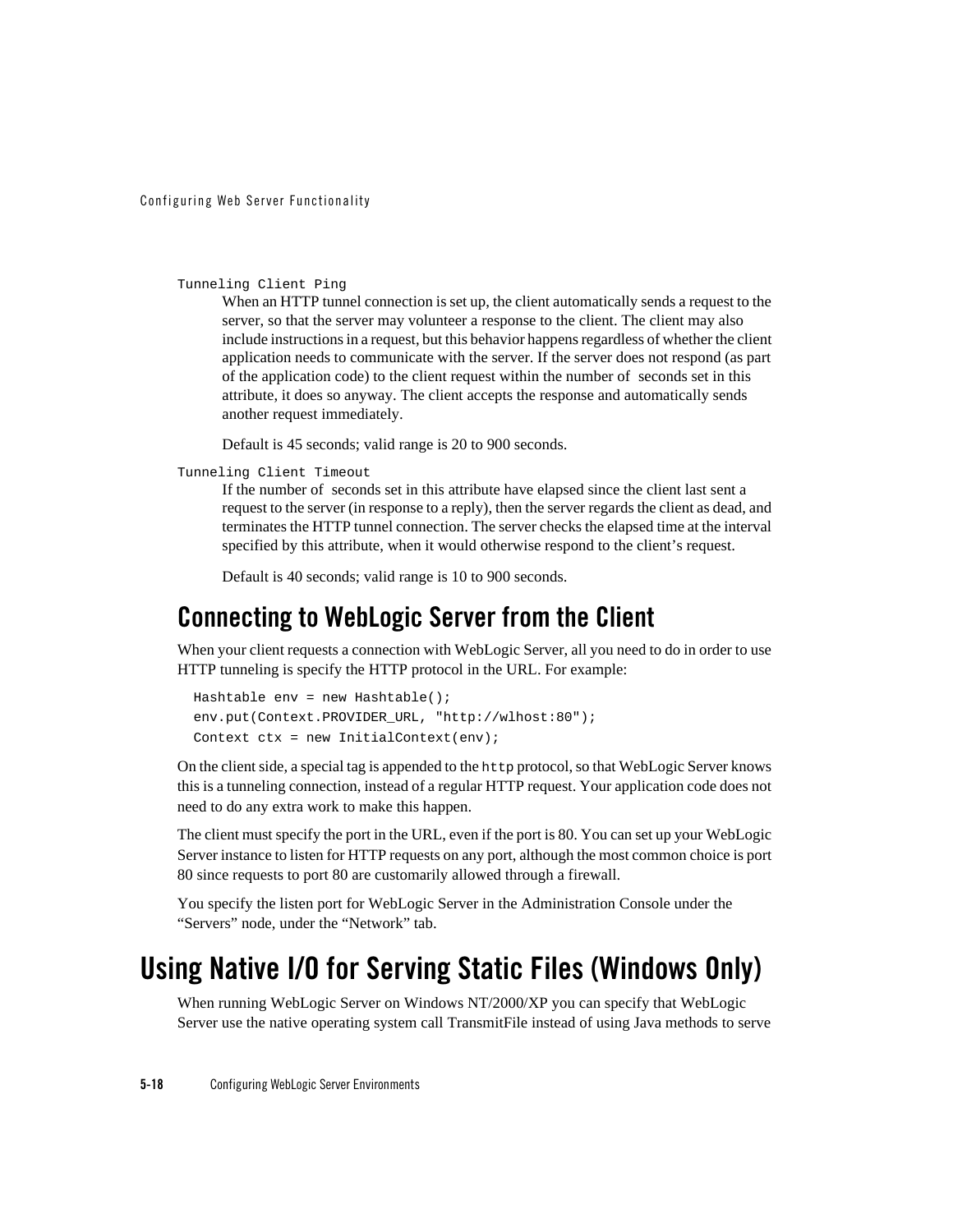`Tunneling Client Ping`

When an HTTP tunnel connection is set up, the client automatically sends a request to the server, so that the server may volunteer a response to the client. The client may also include instructions in a request, but this behavior happens regardless of whether the client application needs to communicate with the server. If the server does not respond (as part of the application code) to the client request within the number of seconds set in this attribute, it does so anyway. The client accepts the response and automatically sends another request immediately.

Default is 45 seconds; valid range is 20 to 900 seconds.

`Tunneling Client Timeout`

If the number of seconds set in this attribute have elapsed since the client last sent a request to the server (in response to a reply), then the server regards the client as dead, and terminates the HTTP tunnel connection. The server checks the elapsed time at the interval specified by this attribute, when it would otherwise respond to the client's request.

Default is 40 seconds; valid range is 10 to 900 seconds.

## Connecting to WebLogic Server from the Client

When your client requests a connection with WebLogic Server, all you need to do in order to use HTTP tunneling is specify the HTTP protocol in the URL. For example:

```
Hashtable env = new Hashtable();
env.put(Context.PROVIDER_URL, "http://wlhost:80");
Context ctx = new InitialContext(env);
```

On the client side, a special tag is appended to the `http` protocol, so that WebLogic Server knows this is a tunneling connection, instead of a regular HTTP request. Your application code does not need to do any extra work to make this happen.

The client must specify the port in the URL, even if the port is 80. You can set up your WebLogic Server instance to listen for HTTP requests on any port, although the most common choice is port 80 since requests to port 80 are customarily allowed through a firewall.

You specify the listen port for WebLogic Server in the Administration Console under the "Servers" node, under the "Network" tab.

# Using Native I/O for Serving Static Files (Windows Only)

When running WebLogic Server on Windows NT/2000/XP you can specify that WebLogic Server use the native operating system call TransmitFile instead of using Java methods to serve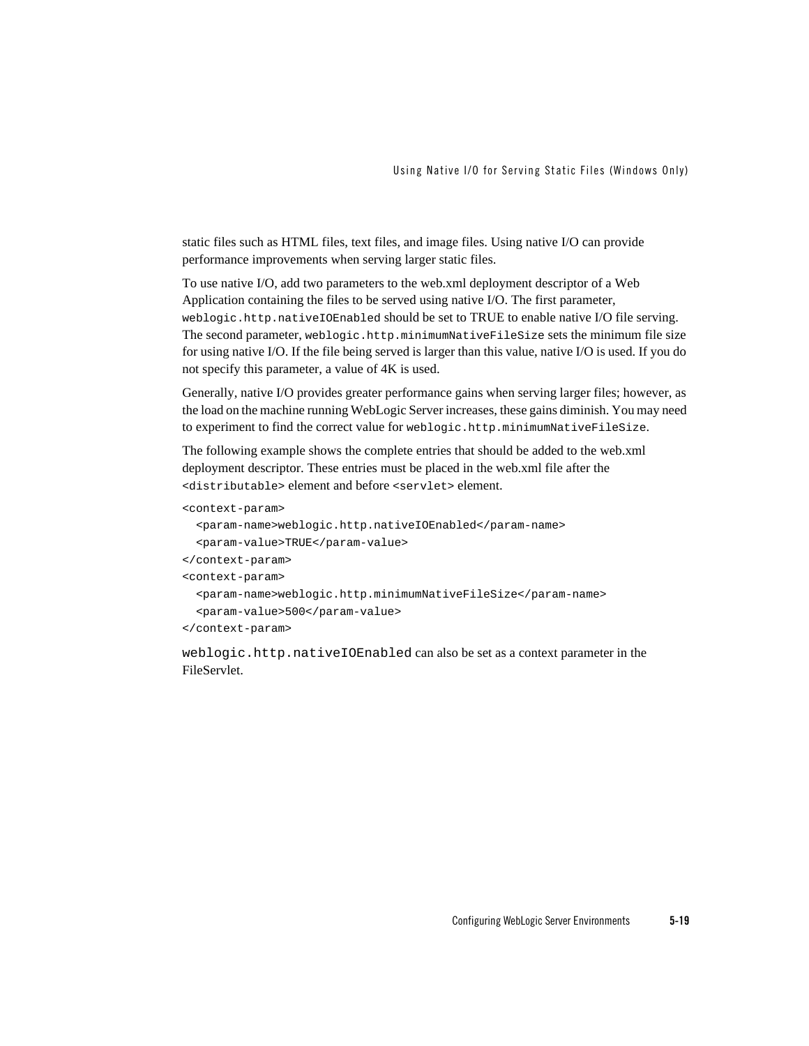static files such as HTML files, text files, and image files. Using native I/O can provide performance improvements when serving larger static files.

To use native I/O, add two parameters to the web.xml deployment descriptor of a Web Application containing the files to be served using native I/O. The first parameter, `weblogic.http.nativeIOEnabled` should be set to TRUE to enable native I/O file serving. The second parameter, `weblogic.http.minimumNativeFileSize` sets the minimum file size for using native I/O. If the file being served is larger than this value, native I/O is used. If you do not specify this parameter, a value of 4K is used.

Generally, native I/O provides greater performance gains when serving larger files; however, as the load on the machine running WebLogic Server increases, these gains diminish. You may need to experiment to find the correct value for `weblogic.http.minimumNativeFileSize`.

The following example shows the complete entries that should be added to the web.xml deployment descriptor. These entries must be placed in the web.xml file after the `<distributable>` element and before `<servlet>` element.

```
<context-param>
  <param-name>weblogic.http.nativeIOEnabled</param-name>
  <param-value>TRUE</param-value>
</context-param>
<context-param>
  <param-name>weblogic.http.minimumNativeFileSize</param-name>
  <param-value>500</param-value>
</context-param>
```

`weblogic.http.nativeIOEnabled` can also be set as a context parameter in the FileServlet.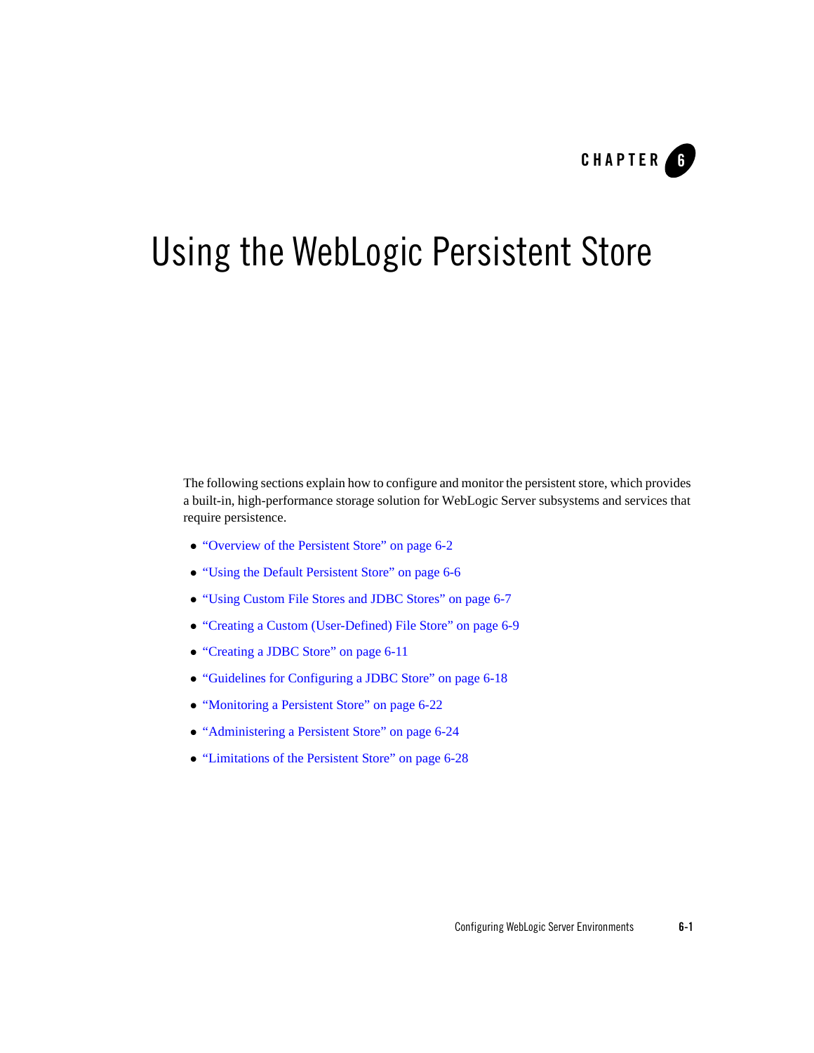CHAPTER 6

# Using the WebLogic Persistent Store

The following sections explain how to configure and monitor the persistent store, which provides a built-in, high-performance storage solution for WebLogic Server subsystems and services that require persistence.

- "Overview of the Persistent Store" on page 6-2
- "Using the Default Persistent Store" on page 6-6
- "Using Custom File Stores and JDBC Stores" on page 6-7
- "Creating a Custom (User-Defined) File Store" on page 6-9
- "Creating a JDBC Store" on page 6-11
- "Guidelines for Configuring a JDBC Store" on page 6-18
- "Monitoring a Persistent Store" on page 6-22
- "Administering a Persistent Store" on page 6-24
- "Limitations of the Persistent Store" on page 6-28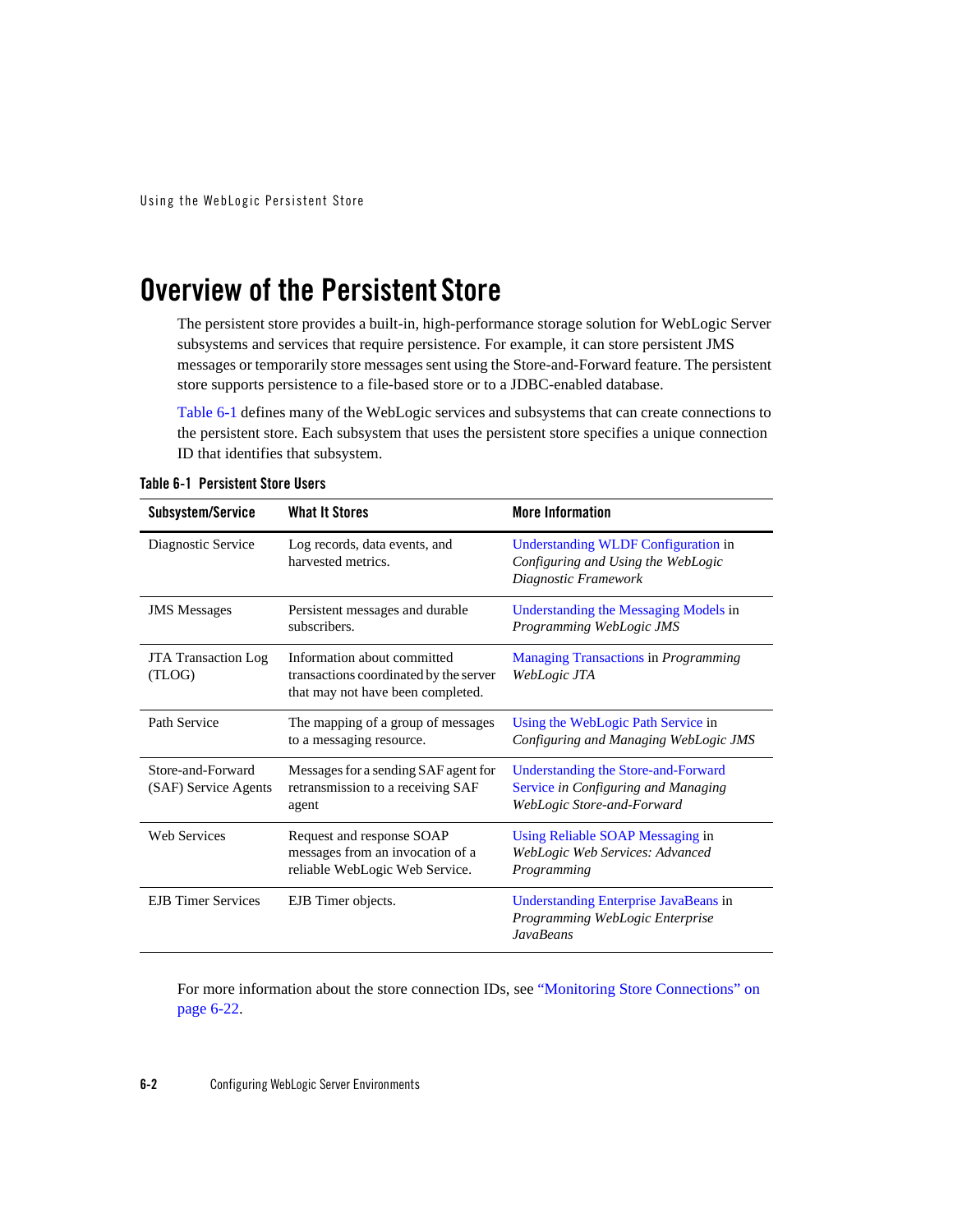# Overview of the Persistent Store

The persistent store provides a built-in, high-performance storage solution for WebLogic Server subsystems and services that require persistence. For example, it can store persistent JMS messages or temporarily store messages sent using the Store-and-Forward feature. The persistent store supports persistence to a file-based store or to a JDBC-enabled database.

Table 6-1 defines many of the WebLogic services and subsystems that can create connections to the persistent store. Each subsystem that uses the persistent store specifies a unique connection ID that identifies that subsystem.

**Table 6-1 Persistent Store Users**

| Subsystem/Service | What It Stores | More Information |
|---|---|---|
| Diagnostic Service | Log records, data events, and harvested metrics. | Understanding WLDF Configuration in *Configuring and Using the WebLogic Diagnostic Framework* |
| JMS Messages | Persistent messages and durable subscribers. | Understanding the Messaging Models in *Programming WebLogic JMS* |
| JTA Transaction Log (TLOG) | Information about committed transactions coordinated by the server that may not have been completed. | Managing Transactions in *Programming WebLogic JTA* |
| Path Service | The mapping of a group of messages to a messaging resource. | Using the WebLogic Path Service in *Configuring and Managing WebLogic JMS* |
| Store-and-Forward (SAF) Service Agents | Messages for a sending SAF agent for retransmission to a receiving SAF agent | Understanding the Store-and-Forward Service *in Configuring and Managing WebLogic Store-and-Forward* |
| Web Services | Request and response SOAP messages from an invocation of a reliable WebLogic Web Service. | Using Reliable SOAP Messaging in *WebLogic Web Services: Advanced Programming* |
| EJB Timer Services | EJB Timer objects. | Understanding Enterprise JavaBeans in *Programming WebLogic Enterprise JavaBeans* |

For more information about the store connection IDs, see "Monitoring Store Connections" on page 6-22.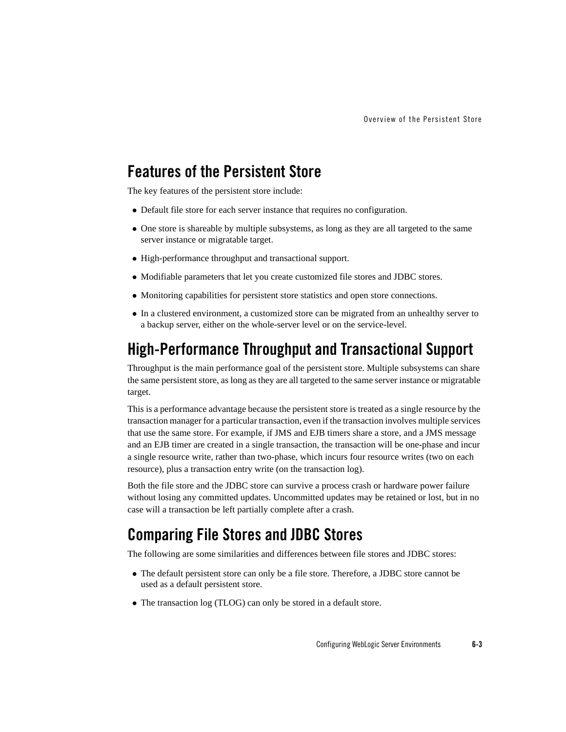## Features of the Persistent Store

The key features of the persistent store include:

- Default file store for each server instance that requires no configuration.
- One store is shareable by multiple subsystems, as long as they are all targeted to the same server instance or migratable target.
- High-performance throughput and transactional support.
- Modifiable parameters that let you create customized file stores and JDBC stores.
- Monitoring capabilities for persistent store statistics and open store connections.
- In a clustered environment, a customized store can be migrated from an unhealthy server to a backup server, either on the whole-server level or on the service-level.

## High-Performance Throughput and Transactional Support

Throughput is the main performance goal of the persistent store. Multiple subsystems can share the same persistent store, as long as they are all targeted to the same server instance or migratable target.

This is a performance advantage because the persistent store is treated as a single resource by the transaction manager for a particular transaction, even if the transaction involves multiple services that use the same store. For example, if JMS and EJB timers share a store, and a JMS message and an EJB timer are created in a single transaction, the transaction will be one-phase and incur a single resource write, rather than two-phase, which incurs four resource writes (two on each resource), plus a transaction entry write (on the transaction log).

Both the file store and the JDBC store can survive a process crash or hardware power failure without losing any committed updates. Uncommitted updates may be retained or lost, but in no case will a transaction be left partially complete after a crash.

## Comparing File Stores and JDBC Stores

The following are some similarities and differences between file stores and JDBC stores:

- The default persistent store can only be a file store. Therefore, a JDBC store cannot be used as a default persistent store.
- The transaction log (TLOG) can only be stored in a default store.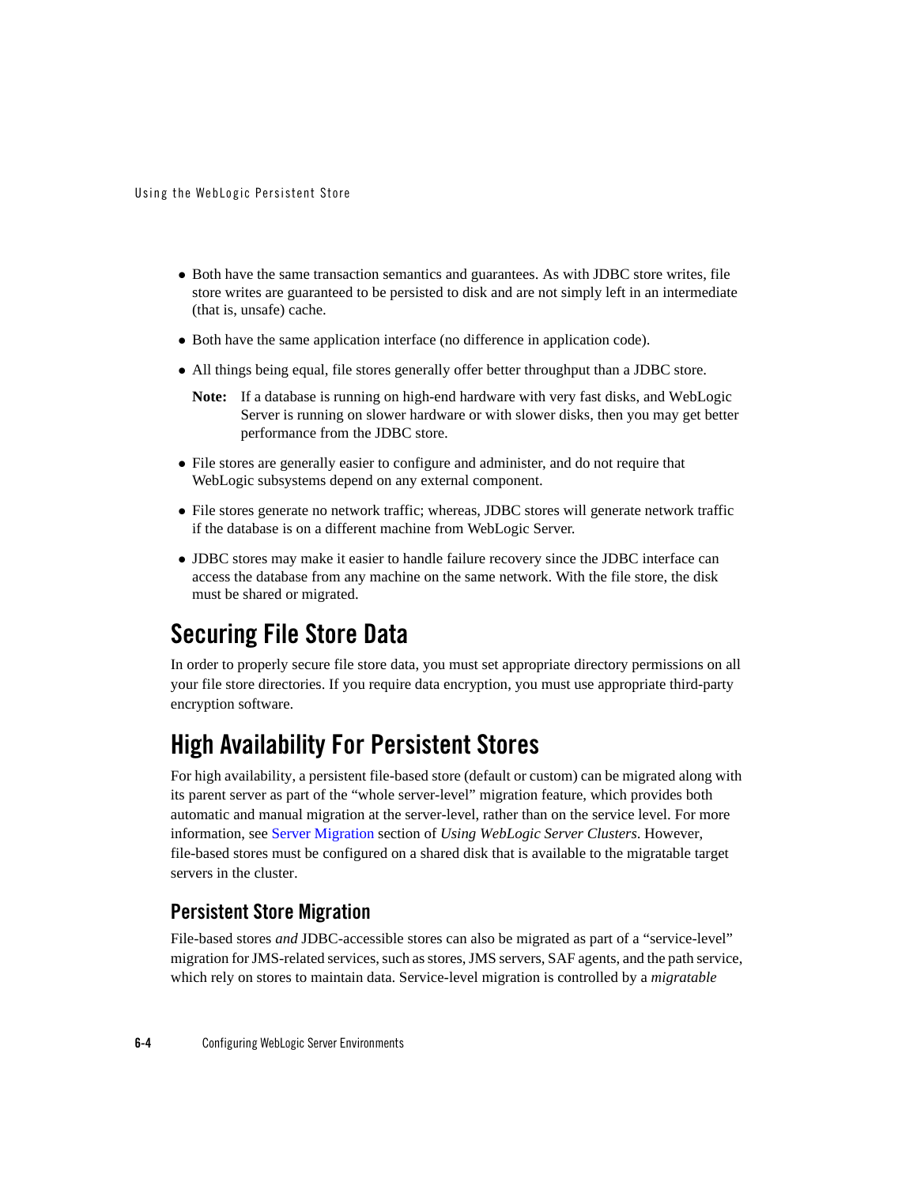- Both have the same transaction semantics and guarantees. As with JDBC store writes, file store writes are guaranteed to be persisted to disk and are not simply left in an intermediate (that is, unsafe) cache.
- Both have the same application interface (no difference in application code).
- All things being equal, file stores generally offer better throughput than a JDBC store.

  **Note:** If a database is running on high-end hardware with very fast disks, and WebLogic Server is running on slower hardware or with slower disks, then you may get better performance from the JDBC store.

- File stores are generally easier to configure and administer, and do not require that WebLogic subsystems depend on any external component.
- File stores generate no network traffic; whereas, JDBC stores will generate network traffic if the database is on a different machine from WebLogic Server.
- JDBC stores may make it easier to handle failure recovery since the JDBC interface can access the database from any machine on the same network. With the file store, the disk must be shared or migrated.

## Securing File Store Data

In order to properly secure file store data, you must set appropriate directory permissions on all your file store directories. If you require data encryption, you must use appropriate third-party encryption software.

## High Availability For Persistent Stores

For high availability, a persistent file-based store (default or custom) can be migrated along with its parent server as part of the "whole server-level" migration feature, which provides both automatic and manual migration at the server-level, rather than on the service level. For more information, see Server Migration section of *Using WebLogic Server Clusters*. However, file-based stores must be configured on a shared disk that is available to the migratable target servers in the cluster.

### Persistent Store Migration

File-based stores *and* JDBC-accessible stores can also be migrated as part of a "service-level" migration for JMS-related services, such as stores, JMS servers, SAF agents, and the path service, which rely on stores to maintain data. Service-level migration is controlled by a *migratable*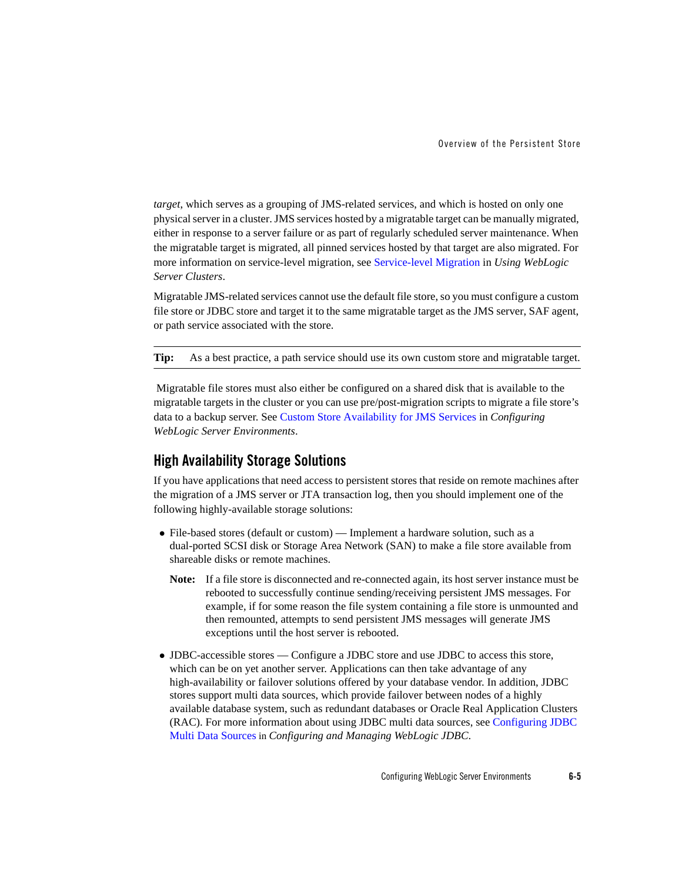*target*, which serves as a grouping of JMS-related services, and which is hosted on only one physical server in a cluster. JMS services hosted by a migratable target can be manually migrated, either in response to a server failure or as part of regularly scheduled server maintenance. When the migratable target is migrated, all pinned services hosted by that target are also migrated. For more information on service-level migration, see Service-level Migration in *Using WebLogic Server Clusters*.

Migratable JMS-related services cannot use the default file store, so you must configure a custom file store or JDBC store and target it to the same migratable target as the JMS server, SAF agent, or path service associated with the store.

**Tip:** As a best practice, a path service should use its own custom store and migratable target.

Migratable file stores must also either be configured on a shared disk that is available to the migratable targets in the cluster or you can use pre/post-migration scripts to migrate a file store's data to a backup server. See Custom Store Availability for JMS Services in *Configuring WebLogic Server Environments*.

## High Availability Storage Solutions

If you have applications that need access to persistent stores that reside on remote machines after the migration of a JMS server or JTA transaction log, then you should implement one of the following highly-available storage solutions:

- File-based stores (default or custom) — Implement a hardware solution, such as a dual-ported SCSI disk or Storage Area Network (SAN) to make a file store available from shareable disks or remote machines.

  **Note:** If a file store is disconnected and re-connected again, its host server instance must be rebooted to successfully continue sending/receiving persistent JMS messages. For example, if for some reason the file system containing a file store is unmounted and then remounted, attempts to send persistent JMS messages will generate JMS exceptions until the host server is rebooted.

- JDBC-accessible stores — Configure a JDBC store and use JDBC to access this store, which can be on yet another server. Applications can then take advantage of any high-availability or failover solutions offered by your database vendor. In addition, JDBC stores support multi data sources, which provide failover between nodes of a highly available database system, such as redundant databases or Oracle Real Application Clusters (RAC). For more information about using JDBC multi data sources, see Configuring JDBC Multi Data Sources in *Configuring and Managing WebLogic JDBC*.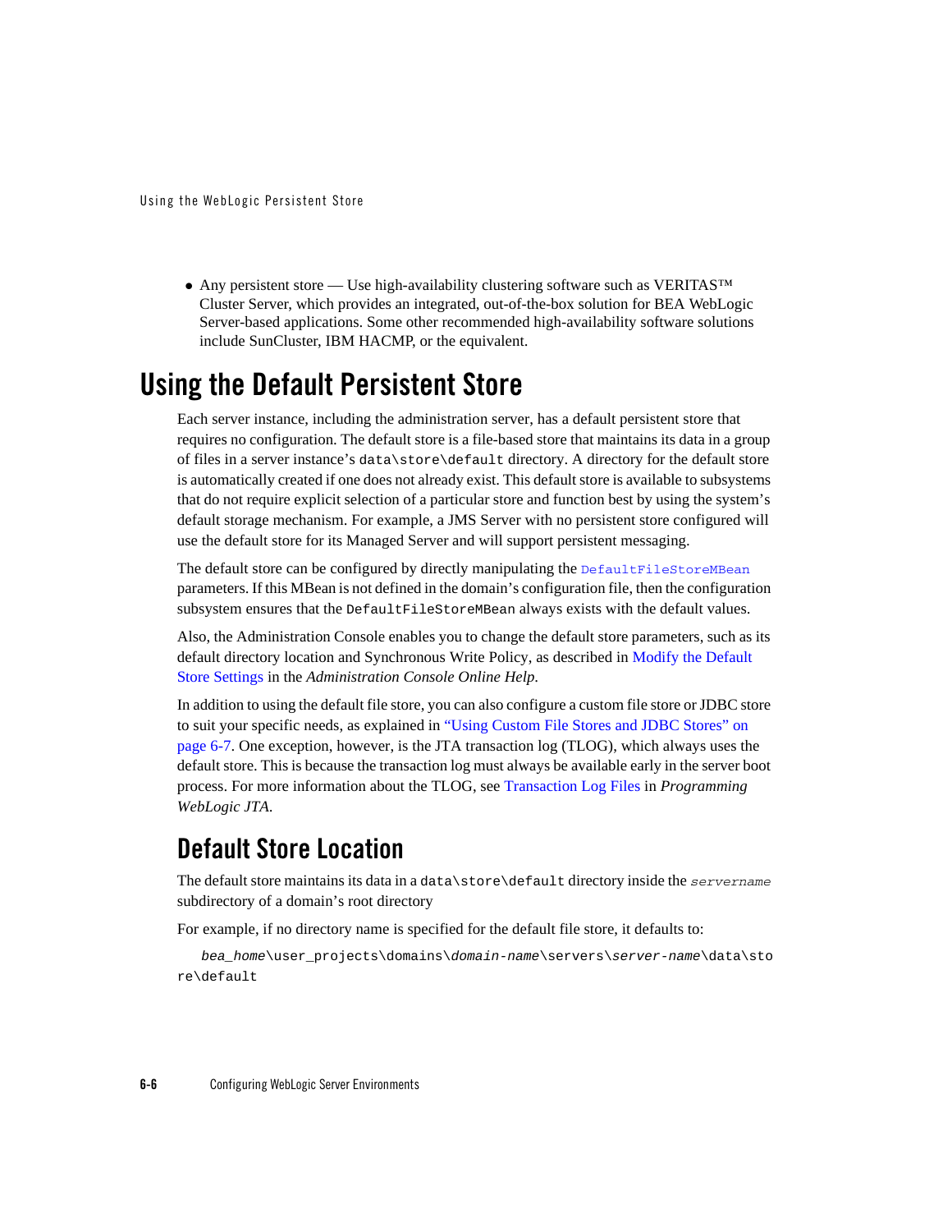- Any persistent store — Use high-availability clustering software such as VERITAS™ Cluster Server, which provides an integrated, out-of-the-box solution for BEA WebLogic Server-based applications. Some other recommended high-availability software solutions include SunCluster, IBM HACMP, or the equivalent.

# Using the Default Persistent Store

Each server instance, including the administration server, has a default persistent store that requires no configuration. The default store is a file-based store that maintains its data in a group of files in a server instance's `data\store\default` directory. A directory for the default store is automatically created if one does not already exist. This default store is available to subsystems that do not require explicit selection of a particular store and function best by using the system's default storage mechanism. For example, a JMS Server with no persistent store configured will use the default store for its Managed Server and will support persistent messaging.

The default store can be configured by directly manipulating the `DefaultFileStoreMBean` parameters. If this MBean is not defined in the domain's configuration file, then the configuration subsystem ensures that the `DefaultFileStoreMBean` always exists with the default values.

Also, the Administration Console enables you to change the default store parameters, such as its default directory location and Synchronous Write Policy, as described in Modify the Default Store Settings in the *Administration Console Online Help*.

In addition to using the default file store, you can also configure a custom file store or JDBC store to suit your specific needs, as explained in "Using Custom File Stores and JDBC Stores" on page 6-7. One exception, however, is the JTA transaction log (TLOG), which always uses the default store. This is because the transaction log must always be available early in the server boot process. For more information about the TLOG, see Transaction Log Files in *Programming WebLogic JTA*.

## Default Store Location

The default store maintains its data in a `data\store\default` directory inside the *`servername`* subdirectory of a domain's root directory

For example, if no directory name is specified for the default file store, it defaults to:

```
bea_home\user_projects\domains\domain-name\servers\server-name\data\store\default
```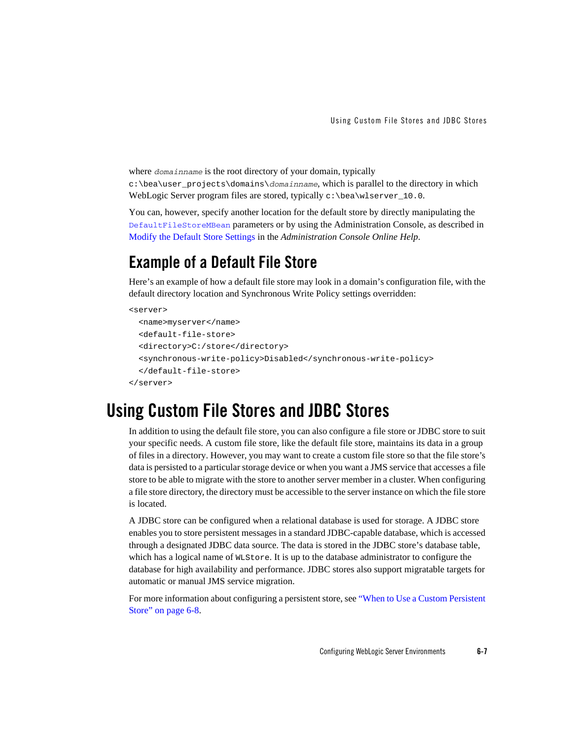where *domainname* is the root directory of your domain, typically `c:\bea\user_projects\domains\domainname`, which is parallel to the directory in which WebLogic Server program files are stored, typically `c:\bea\wlserver_10.0`.

You can, however, specify another location for the default store by directly manipulating the `DefaultFileStoreMBean` parameters or by using the Administration Console, as described in Modify the Default Store Settings in the *Administration Console Online Help*.

## Example of a Default File Store

Here's an example of how a default file store may look in a domain's configuration file, with the default directory location and Synchronous Write Policy settings overridden:

```
<server>
  <name>myserver</name>
  <default-file-store>
  <directory>C:/store</directory>
  <synchronous-write-policy>Disabled</synchronous-write-policy>
  </default-file-store>
</server>
```

# Using Custom File Stores and JDBC Stores

In addition to using the default file store, you can also configure a file store or JDBC store to suit your specific needs. A custom file store, like the default file store, maintains its data in a group of files in a directory. However, you may want to create a custom file store so that the file store's data is persisted to a particular storage device or when you want a JMS service that accesses a file store to be able to migrate with the store to another server member in a cluster. When configuring a file store directory, the directory must be accessible to the server instance on which the file store is located.

A JDBC store can be configured when a relational database is used for storage. A JDBC store enables you to store persistent messages in a standard JDBC-capable database, which is accessed through a designated JDBC data source. The data is stored in the JDBC store's database table, which has a logical name of `WLStore`. It is up to the database administrator to configure the database for high availability and performance. JDBC stores also support migratable targets for automatic or manual JMS service migration.

For more information about configuring a persistent store, see "When to Use a Custom Persistent Store" on page 6-8.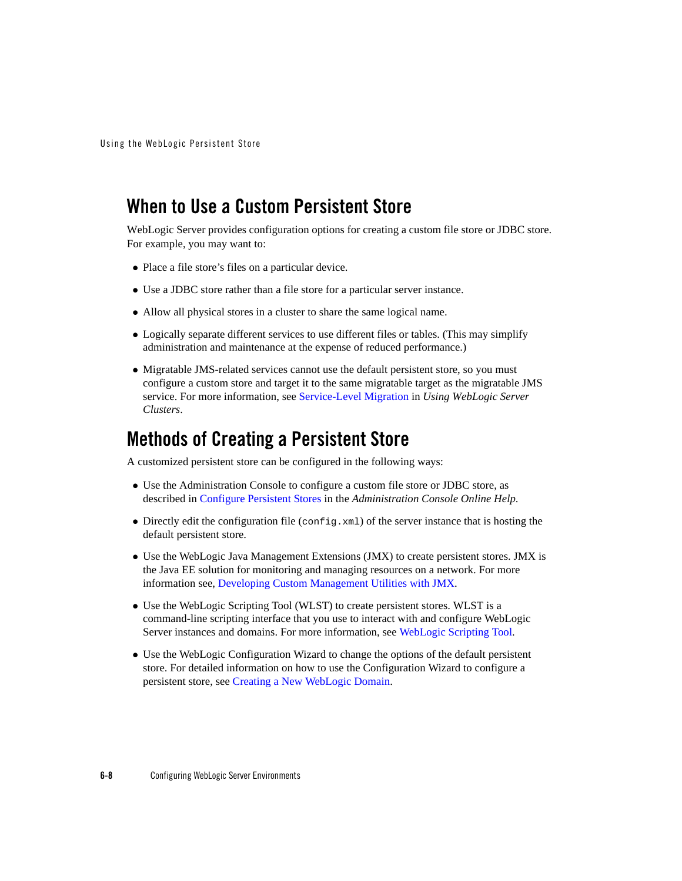## When to Use a Custom Persistent Store

WebLogic Server provides configuration options for creating a custom file store or JDBC store. For example, you may want to:

- Place a file store's files on a particular device.
- Use a JDBC store rather than a file store for a particular server instance.
- Allow all physical stores in a cluster to share the same logical name.
- Logically separate different services to use different files or tables. (This may simplify administration and maintenance at the expense of reduced performance.)
- Migratable JMS-related services cannot use the default persistent store, so you must configure a custom store and target it to the same migratable target as the migratable JMS service. For more information, see Service-Level Migration in *Using WebLogic Server Clusters*.

## Methods of Creating a Persistent Store

A customized persistent store can be configured in the following ways:

- Use the Administration Console to configure a custom file store or JDBC store, as described in Configure Persistent Stores in the *Administration Console Online Help*.
- Directly edit the configuration file (`config.xml`) of the server instance that is hosting the default persistent store.
- Use the WebLogic Java Management Extensions (JMX) to create persistent stores. JMX is the Java EE solution for monitoring and managing resources on a network. For more information see, Developing Custom Management Utilities with JMX.
- Use the WebLogic Scripting Tool (WLST) to create persistent stores. WLST is a command-line scripting interface that you use to interact with and configure WebLogic Server instances and domains. For more information, see WebLogic Scripting Tool.
- Use the WebLogic Configuration Wizard to change the options of the default persistent store. For detailed information on how to use the Configuration Wizard to configure a persistent store, see Creating a New WebLogic Domain.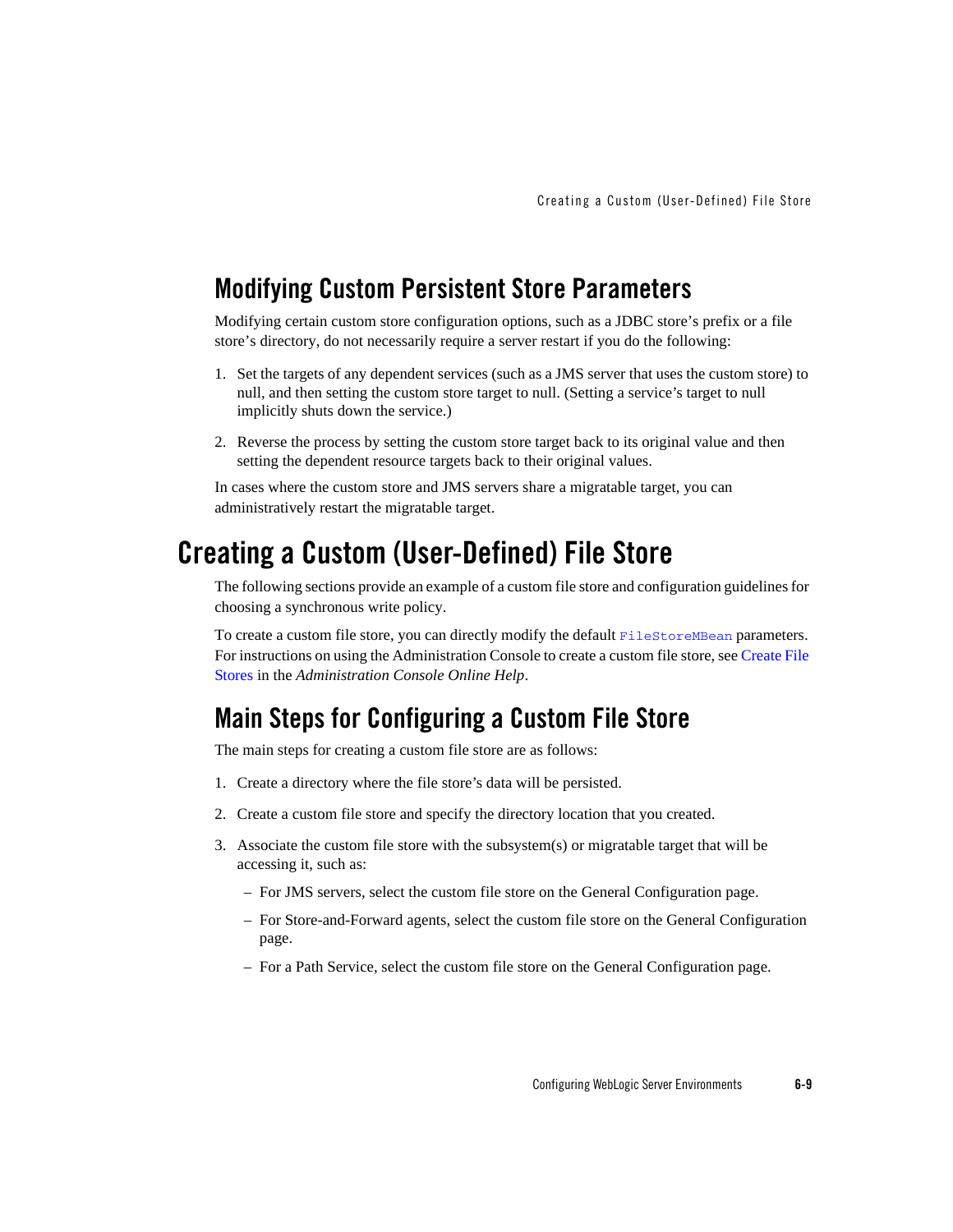## Modifying Custom Persistent Store Parameters

Modifying certain custom store configuration options, such as a JDBC store's prefix or a file store's directory, do not necessarily require a server restart if you do the following:

1. Set the targets of any dependent services (such as a JMS server that uses the custom store) to null, and then setting the custom store target to null. (Setting a service's target to null implicitly shuts down the service.)
2. Reverse the process by setting the custom store target back to its original value and then setting the dependent resource targets back to their original values.

In cases where the custom store and JMS servers share a migratable target, you can administratively restart the migratable target.

# Creating a Custom (User-Defined) File Store

The following sections provide an example of a custom file store and configuration guidelines for choosing a synchronous write policy.

To create a custom file store, you can directly modify the default `FileStoreMBean` parameters. For instructions on using the Administration Console to create a custom file store, see Create File Stores in the *Administration Console Online Help*.

## Main Steps for Configuring a Custom File Store

The main steps for creating a custom file store are as follows:

1. Create a directory where the file store's data will be persisted.
2. Create a custom file store and specify the directory location that you created.
3. Associate the custom file store with the subsystem(s) or migratable target that will be accessing it, such as:
   - For JMS servers, select the custom file store on the General Configuration page.
   - For Store-and-Forward agents, select the custom file store on the General Configuration page.
   - For a Path Service, select the custom file store on the General Configuration page.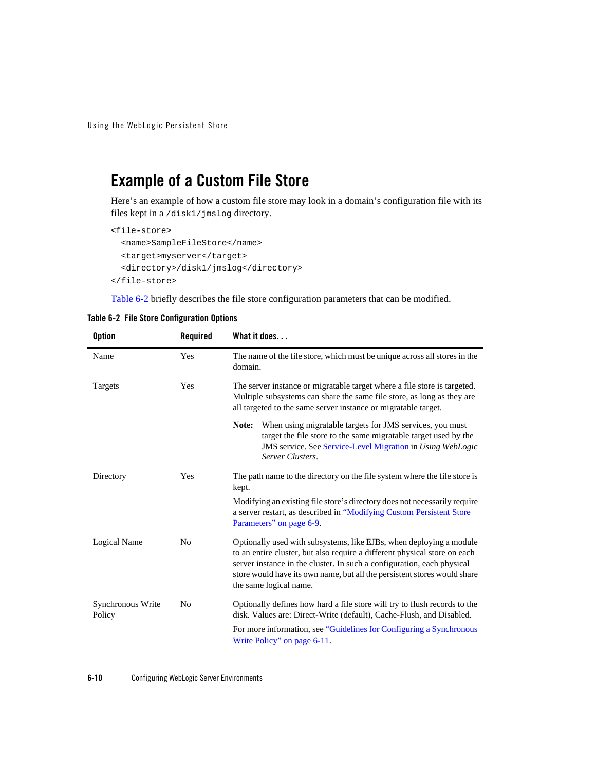## Example of a Custom File Store

Here's an example of how a custom file store may look in a domain's configuration file with its files kept in a `/disk1/jmslog` directory.

```
<file-store>
  <name>SampleFileStore</name>
  <target>myserver</target>
  <directory>/disk1/jmslog</directory>
</file-store>
```

Table 6-2 briefly describes the file store configuration parameters that can be modified.

**Table 6-2 File Store Configuration Options**

| Option | Required | What it does. . . |
|---|---|---|
| Name | Yes | The name of the file store, which must be unique across all stores in the domain. |
| Targets | Yes | The server instance or migratable target where a file store is targeted. Multiple subsystems can share the same file store, as long as they are all targeted to the same server instance or migratable target.<br><br>**Note:** When using migratable targets for JMS services, you must target the file store to the same migratable target used by the JMS service. See Service-Level Migration in *Using WebLogic Server Clusters*. |
| Directory | Yes | The path name to the directory on the file system where the file store is kept.<br><br>Modifying an existing file store's directory does not necessarily require a server restart, as described in "Modifying Custom Persistent Store Parameters" on page 6-9. |
| Logical Name | No | Optionally used with subsystems, like EJBs, when deploying a module to an entire cluster, but also require a different physical store on each server instance in the cluster. In such a configuration, each physical store would have its own name, but all the persistent stores would share the same logical name. |
| Synchronous Write Policy | No | Optionally defines how hard a file store will try to flush records to the disk. Values are: Direct-Write (default), Cache-Flush, and Disabled.<br><br>For more information, see "Guidelines for Configuring a Synchronous Write Policy" on page 6-11. |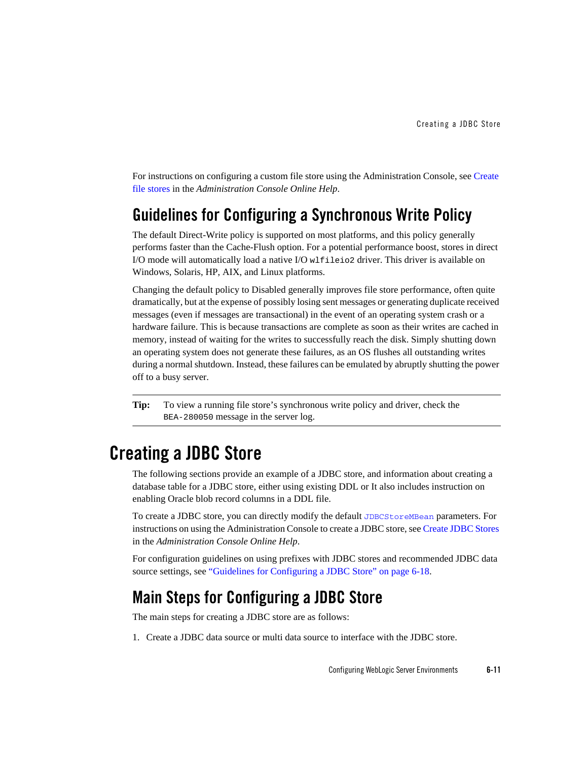For instructions on configuring a custom file store using the Administration Console, see Create file stores in the *Administration Console Online Help*.

## Guidelines for Configuring a Synchronous Write Policy

The default Direct-Write policy is supported on most platforms, and this policy generally performs faster than the Cache-Flush option. For a potential performance boost, stores in direct I/O mode will automatically load a native I/O `wlfileio2` driver. This driver is available on Windows, Solaris, HP, AIX, and Linux platforms.

Changing the default policy to Disabled generally improves file store performance, often quite dramatically, but at the expense of possibly losing sent messages or generating duplicate received messages (even if messages are transactional) in the event of an operating system crash or a hardware failure. This is because transactions are complete as soon as their writes are cached in memory, instead of waiting for the writes to successfully reach the disk. Simply shutting down an operating system does not generate these failures, as an OS flushes all outstanding writes during a normal shutdown. Instead, these failures can be emulated by abruptly shutting the power off to a busy server.

**Tip:** To view a running file store's synchronous write policy and driver, check the `BEA-280050` message in the server log.

# Creating a JDBC Store

The following sections provide an example of a JDBC store, and information about creating a database table for a JDBC store, either using existing DDL or It also includes instruction on enabling Oracle blob record columns in a DDL file.

To create a JDBC store, you can directly modify the default `JDBCStoreMBean` parameters. For instructions on using the Administration Console to create a JDBC store, see Create JDBC Stores in the *Administration Console Online Help*.

For configuration guidelines on using prefixes with JDBC stores and recommended JDBC data source settings, see "Guidelines for Configuring a JDBC Store" on page 6-18.

## Main Steps for Configuring a JDBC Store

The main steps for creating a JDBC store are as follows:

1. Create a JDBC data source or multi data source to interface with the JDBC store.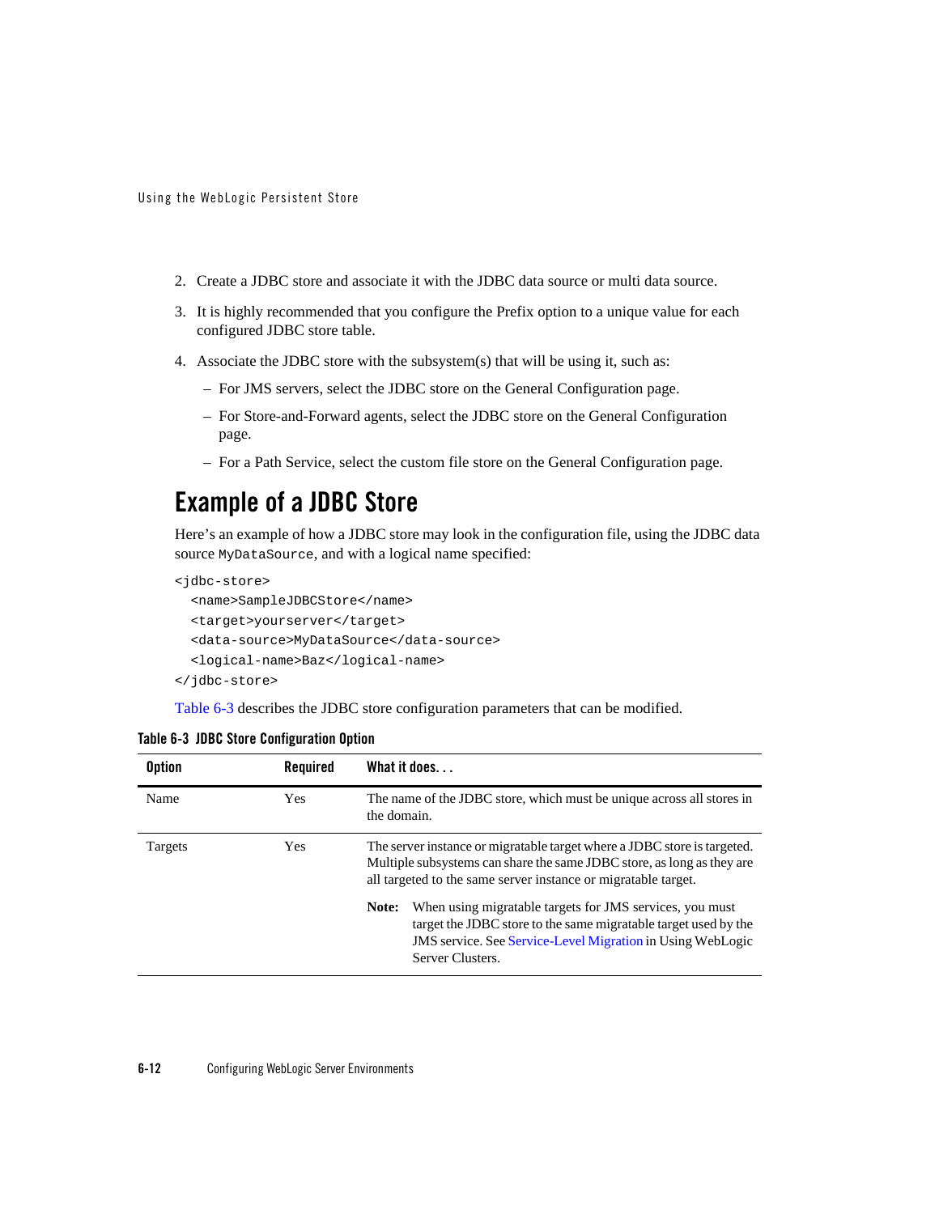2. Create a JDBC store and associate it with the JDBC data source or multi data source.
3. It is highly recommended that you configure the Prefix option to a unique value for each configured JDBC store table.
4. Associate the JDBC store with the subsystem(s) that will be using it, such as:
   – For JMS servers, select the JDBC store on the General Configuration page.
   – For Store-and-Forward agents, select the JDBC store on the General Configuration page.
   – For a Path Service, select the custom file store on the General Configuration page.

## Example of a JDBC Store

Here's an example of how a JDBC store may look in the configuration file, using the JDBC data source `MyDataSource`, and with a logical name specified:

```
<jdbc-store>
  <name>SampleJDBCStore</name>
  <target>yourserver</target>
  <data-source>MyDataSource</data-source>
  <logical-name>Baz</logical-name>
</jdbc-store>
```

Table 6-3 describes the JDBC store configuration parameters that can be modified.

**Table 6-3 JDBC Store Configuration Option**

| Option | Required | What it does. . . |
|---|---|---|
| Name | Yes | The name of the JDBC store, which must be unique across all stores in the domain. |
| Targets | Yes | The server instance or migratable target where a JDBC store is targeted. Multiple subsystems can share the same JDBC store, as long as they are all targeted to the same server instance or migratable target. **Note:** When using migratable targets for JMS services, you must target the JDBC store to the same migratable target used by the JMS service. See Service-Level Migration in Using WebLogic Server Clusters. |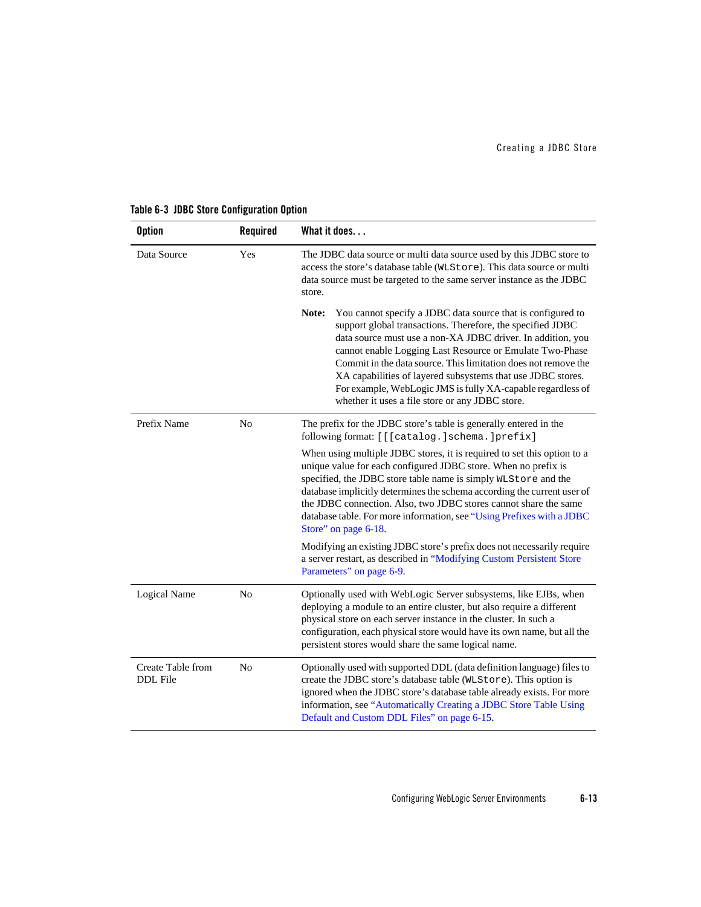**Table 6-3 JDBC Store Configuration Option**

| Option | Required | What it does. . . |
| --- | --- | --- |
| Data Source | Yes | The JDBC data source or multi data source used by this JDBC store to access the store's database table (`WLStore`). This data source or multi data source must be targeted to the same server instance as the JDBC store.<br><br>**Note:** You cannot specify a JDBC data source that is configured to support global transactions. Therefore, the specified JDBC data source must use a non-XA JDBC driver. In addition, you cannot enable Logging Last Resource or Emulate Two-Phase Commit in the data source. This limitation does not remove the XA capabilities of layered subsystems that use JDBC stores. For example, WebLogic JMS is fully XA-capable regardless of whether it uses a file store or any JDBC store. |
| Prefix Name | No | The prefix for the JDBC store's table is generally entered in the following format: `[[[catalog.]schema.]prefix]`<br><br>When using multiple JDBC stores, it is required to set this option to a unique value for each configured JDBC store. When no prefix is specified, the JDBC store table name is simply `WLStore` and the database implicitly determines the schema according the current user of the JDBC connection. Also, two JDBC stores cannot share the same database table. For more information, see "Using Prefixes with a JDBC Store" on page 6-18.<br><br>Modifying an existing JDBC store's prefix does not necessarily require a server restart, as described in "Modifying Custom Persistent Store Parameters" on page 6-9. |
| Logical Name | No | Optionally used with WebLogic Server subsystems, like EJBs, when deploying a module to an entire cluster, but also require a different physical store on each server instance in the cluster. In such a configuration, each physical store would have its own name, but all the persistent stores would share the same logical name. |
| Create Table from DDL File | No | Optionally used with supported DDL (data definition language) files to create the JDBC store's database table (`WLStore`). This option is ignored when the JDBC store's database table already exists. For more information, see "Automatically Creating a JDBC Store Table Using Default and Custom DDL Files" on page 6-15. |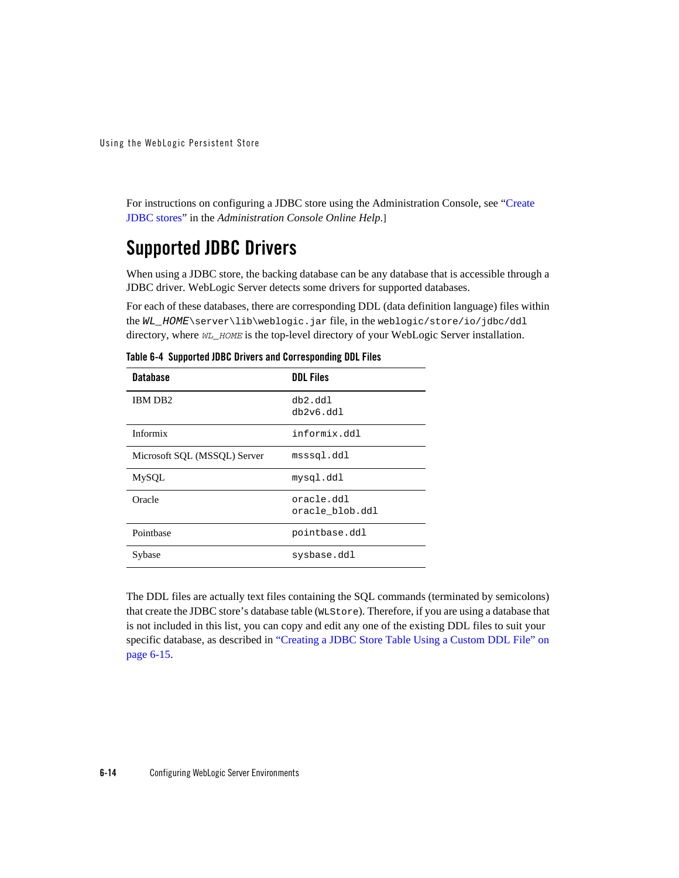For instructions on configuring a JDBC store using the Administration Console, see "Create JDBC stores" in the *Administration Console Online Help*.]

## Supported JDBC Drivers

When using a JDBC store, the backing database can be any database that is accessible through a JDBC driver. WebLogic Server detects some drivers for supported databases.

For each of these databases, there are corresponding DDL (data definition language) files within the `WL_HOME\server\lib\weblogic.jar` file, in the `weblogic/store/io/jdbc/ddl` directory, where *WL_HOME* is the top-level directory of your WebLogic Server installation.

**Table 6-4 Supported JDBC Drivers and Corresponding DDL Files**

| Database | DDL Files |
|---|---|
| IBM DB2 | `db2.ddl`<br>`db2v6.ddl` |
| Informix | `informix.ddl` |
| Microsoft SQL (MSSQL) Server | `msssql.ddl` |
| MySQL | `mysql.ddl` |
| Oracle | `oracle.ddl`<br>`oracle_blob.ddl` |
| Pointbase | `pointbase.ddl` |
| Sybase | `sysbase.ddl` |

The DDL files are actually text files containing the SQL commands (terminated by semicolons) that create the JDBC store's database table (`WLStore`). Therefore, if you are using a database that is not included in this list, you can copy and edit any one of the existing DDL files to suit your specific database, as described in "Creating a JDBC Store Table Using a Custom DDL File" on page 6-15.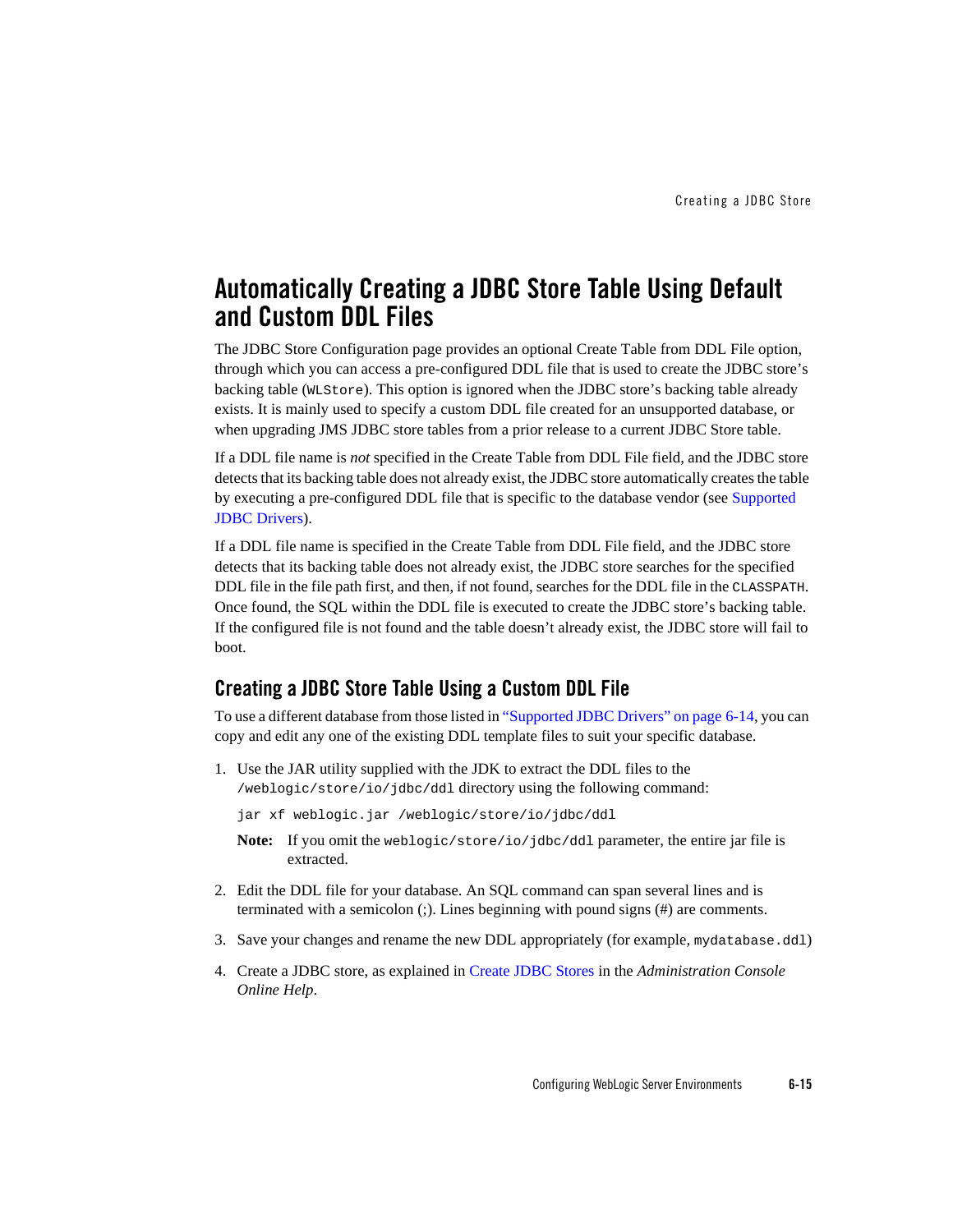# Automatically Creating a JDBC Store Table Using Default and Custom DDL Files

The JDBC Store Configuration page provides an optional Create Table from DDL File option, through which you can access a pre-configured DDL file that is used to create the JDBC store's backing table (`WLStore`). This option is ignored when the JDBC store's backing table already exists. It is mainly used to specify a custom DDL file created for an unsupported database, or when upgrading JMS JDBC store tables from a prior release to a current JDBC Store table.

If a DDL file name is *not* specified in the Create Table from DDL File field, and the JDBC store detects that its backing table does not already exist, the JDBC store automatically creates the table by executing a pre-configured DDL file that is specific to the database vendor (see Supported JDBC Drivers).

If a DDL file name is specified in the Create Table from DDL File field, and the JDBC store detects that its backing table does not already exist, the JDBC store searches for the specified DDL file in the file path first, and then, if not found, searches for the DDL file in the `CLASSPATH`. Once found, the SQL within the DDL file is executed to create the JDBC store's backing table. If the configured file is not found and the table doesn't already exist, the JDBC store will fail to boot.

## Creating a JDBC Store Table Using a Custom DDL File

To use a different database from those listed in "Supported JDBC Drivers" on page 6-14, you can copy and edit any one of the existing DDL template files to suit your specific database.

1. Use the JAR utility supplied with the JDK to extract the DDL files to the `/weblogic/store/io/jdbc/ddl` directory using the following command:

   ```
   jar xf weblogic.jar /weblogic/store/io/jdbc/ddl
   ```

   **Note:** If you omit the `weblogic/store/io/jdbc/ddl` parameter, the entire jar file is extracted.

2. Edit the DDL file for your database. An SQL command can span several lines and is terminated with a semicolon (;). Lines beginning with pound signs (#) are comments.

3. Save your changes and rename the new DDL appropriately (for example, `mydatabase.ddl`)

4. Create a JDBC store, as explained in Create JDBC Stores in the *Administration Console Online Help*.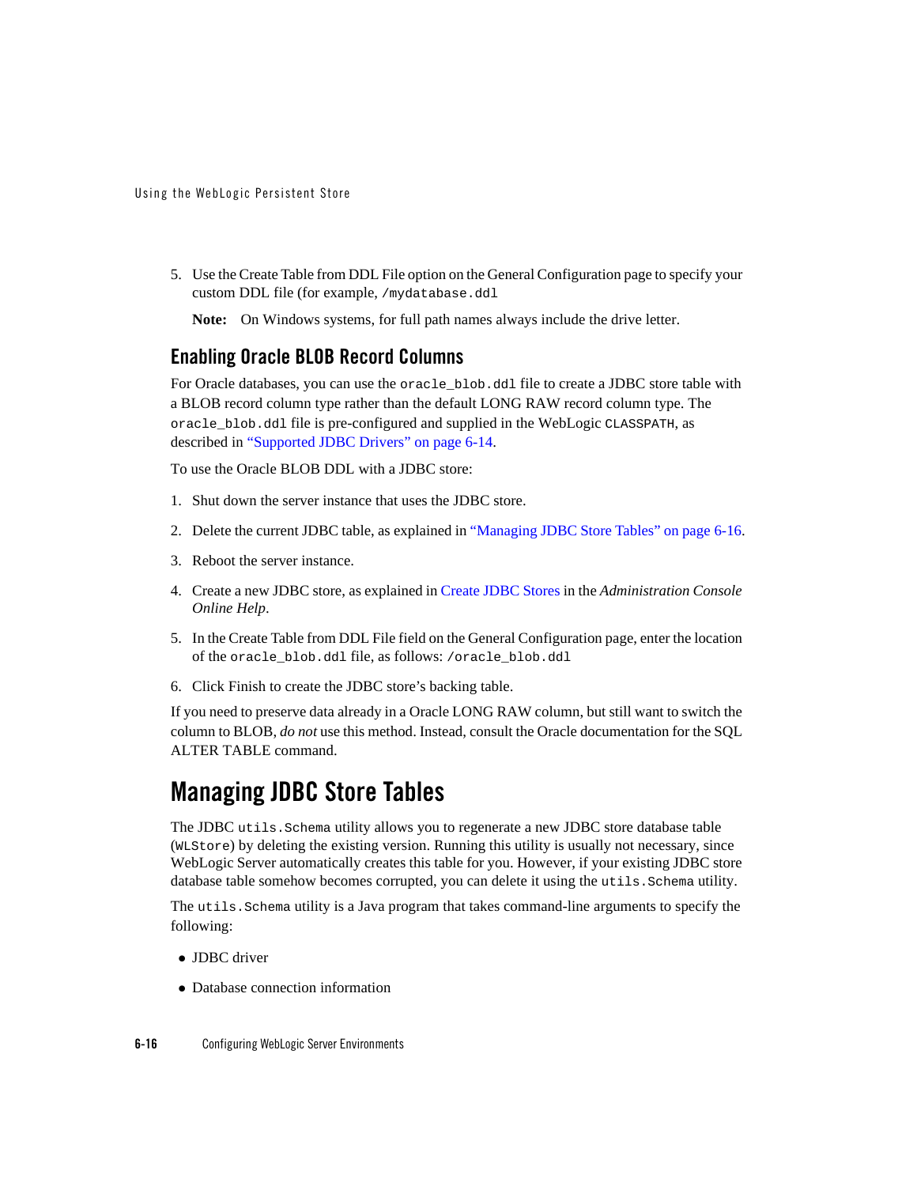5. Use the Create Table from DDL File option on the General Configuration page to specify your custom DDL file (for example, `/mydatabase.ddl`

   **Note:** On Windows systems, for full path names always include the drive letter.

### Enabling Oracle BLOB Record Columns

For Oracle databases, you can use the `oracle_blob.ddl` file to create a JDBC store table with a BLOB record column type rather than the default LONG RAW record column type. The `oracle_blob.ddl` file is pre-configured and supplied in the WebLogic `CLASSPATH`, as described in "Supported JDBC Drivers" on page 6-14.

To use the Oracle BLOB DDL with a JDBC store:

1. Shut down the server instance that uses the JDBC store.
2. Delete the current JDBC table, as explained in "Managing JDBC Store Tables" on page 6-16.
3. Reboot the server instance.
4. Create a new JDBC store, as explained in Create JDBC Stores in the *Administration Console Online Help*.
5. In the Create Table from DDL File field on the General Configuration page, enter the location of the `oracle_blob.ddl` file, as follows: `/oracle_blob.ddl`
6. Click Finish to create the JDBC store's backing table.

If you need to preserve data already in a Oracle LONG RAW column, but still want to switch the column to BLOB, *do not* use this method. Instead, consult the Oracle documentation for the SQL ALTER TABLE command.

## Managing JDBC Store Tables

The JDBC `utils.Schema` utility allows you to regenerate a new JDBC store database table (`WLStore`) by deleting the existing version. Running this utility is usually not necessary, since WebLogic Server automatically creates this table for you. However, if your existing JDBC store database table somehow becomes corrupted, you can delete it using the `utils.Schema` utility.

The `utils.Schema` utility is a Java program that takes command-line arguments to specify the following:

- JDBC driver
- Database connection information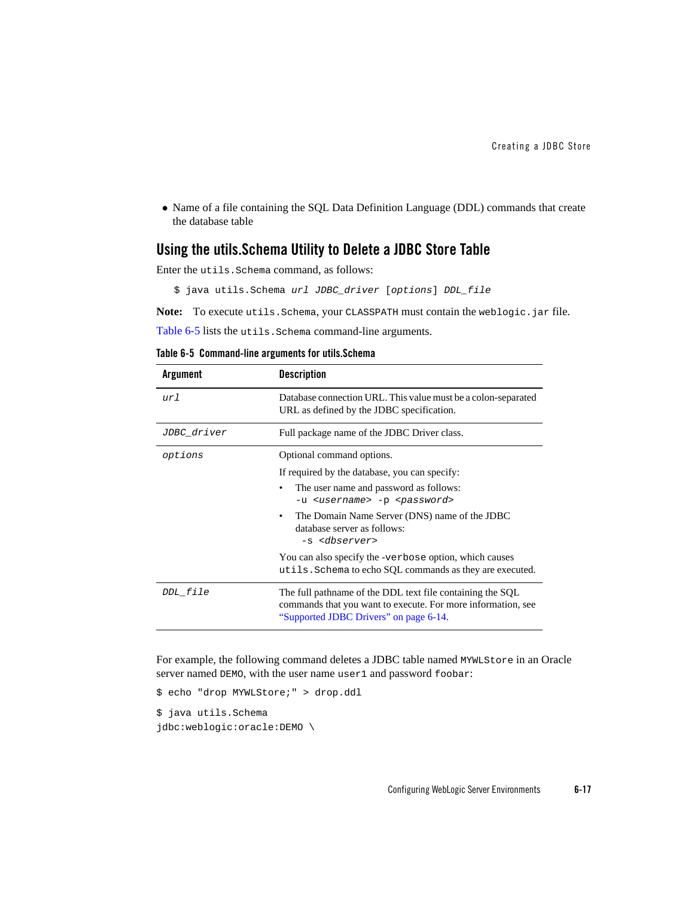- Name of a file containing the SQL Data Definition Language (DDL) commands that create the database table

## Using the utils.Schema Utility to Delete a JDBC Store Table

Enter the `utils.Schema` command, as follows:

```
$ java utils.Schema url JDBC_driver [options] DDL_file
```

**Note:** To execute `utils.Schema`, your `CLASSPATH` must contain the `weblogic.jar` file.

Table 6-5 lists the `utils.Schema` command-line arguments.

**Table 6-5 Command-line arguments for utils.Schema**

| Argument | Description |
|---|---|
| *url* | Database connection URL. This value must be a colon-separated URL as defined by the JDBC specification. |
| *JDBC_driver* | Full package name of the JDBC Driver class. |
| *options* | Optional command options.<br>If required by the database, you can specify:<br>• The user name and password as follows: `-u <username> -p <password>`<br>• The Domain Name Server (DNS) name of the JDBC database server as follows: `-s <dbserver>`<br>You can also specify the `-verbose` option, which causes `utils.Schema` to echo SQL commands as they are executed. |
| *DDL_file* | The full pathname of the DDL text file containing the SQL commands that you want to execute. For more information, see "Supported JDBC Drivers" on page 6-14. |

For example, the following command deletes a JDBC table named `MYWLStore` in an Oracle server named `DEMO`, with the user name `user1` and password `foobar`:

```
$ echo "drop MYWLStore;" > drop.ddl
```

```
$ java utils.Schema
jdbc:weblogic:oracle:DEMO \
```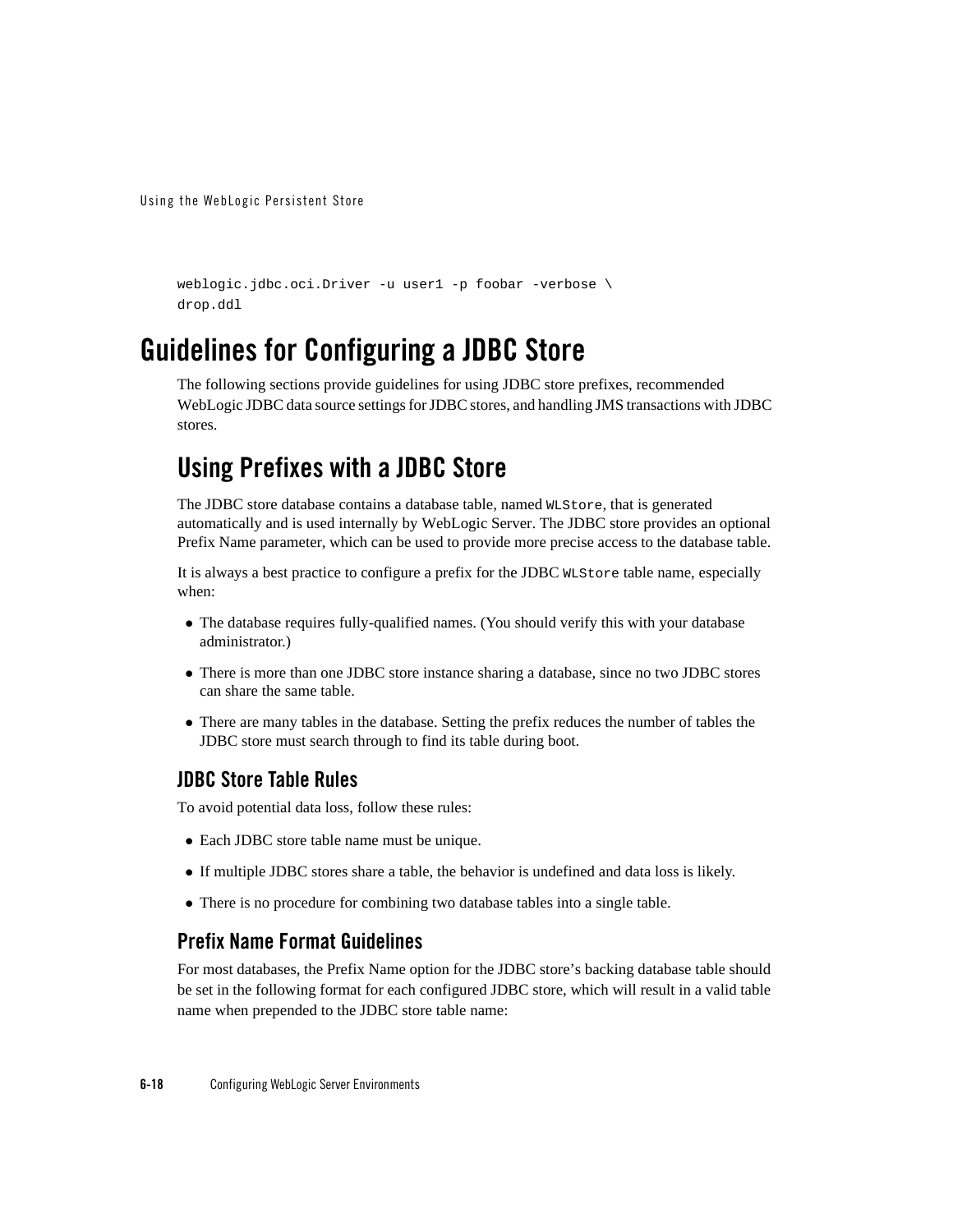```
weblogic.jdbc.oci.Driver -u user1 -p foobar -verbose \
drop.ddl
```

# Guidelines for Configuring a JDBC Store

The following sections provide guidelines for using JDBC store prefixes, recommended WebLogic JDBC data source settings for JDBC stores, and handling JMS transactions with JDBC stores.

## Using Prefixes with a JDBC Store

The JDBC store database contains a database table, named `WLStore`, that is generated automatically and is used internally by WebLogic Server. The JDBC store provides an optional Prefix Name parameter, which can be used to provide more precise access to the database table.

It is always a best practice to configure a prefix for the JDBC `WLStore` table name, especially when:

- The database requires fully-qualified names. (You should verify this with your database administrator.)
- There is more than one JDBC store instance sharing a database, since no two JDBC stores can share the same table.
- There are many tables in the database. Setting the prefix reduces the number of tables the JDBC store must search through to find its table during boot.

### JDBC Store Table Rules

To avoid potential data loss, follow these rules:

- Each JDBC store table name must be unique.
- If multiple JDBC stores share a table, the behavior is undefined and data loss is likely.
- There is no procedure for combining two database tables into a single table.

### Prefix Name Format Guidelines

For most databases, the Prefix Name option for the JDBC store's backing database table should be set in the following format for each configured JDBC store, which will result in a valid table name when prepended to the JDBC store table name: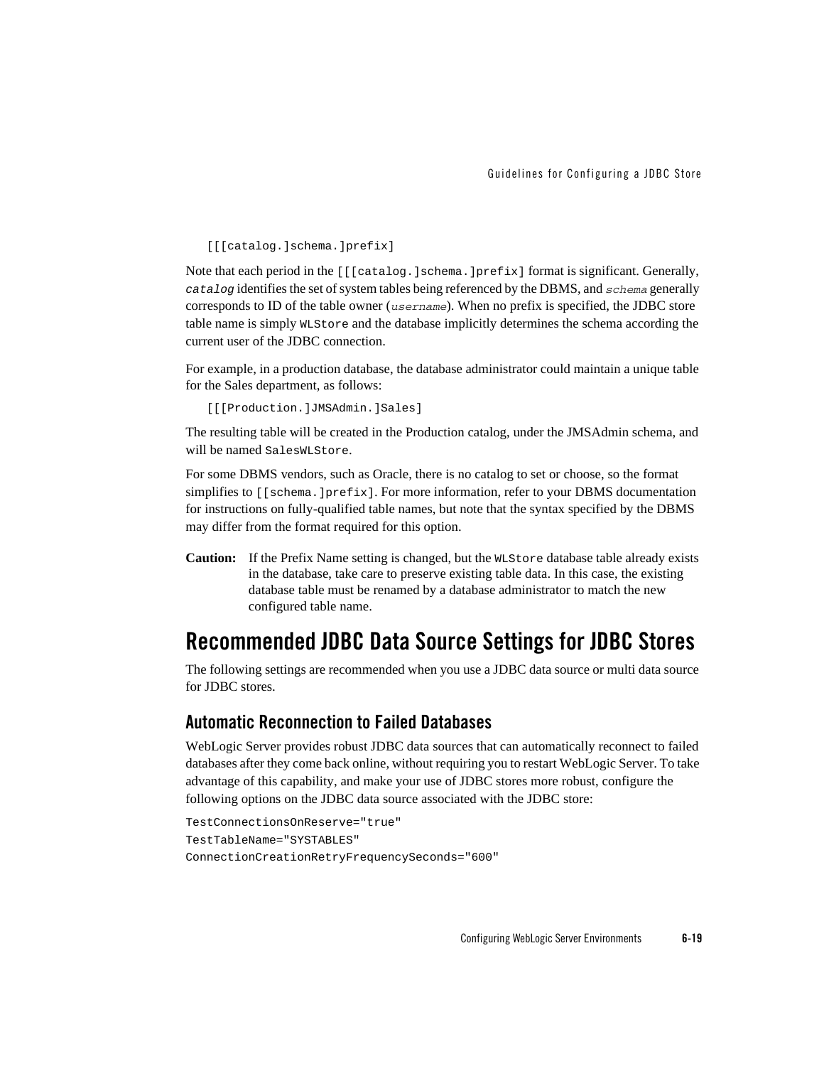```
[[[catalog.]schema.]prefix]
```

Note that each period in the `[[[catalog.]schema.]prefix]` format is significant. Generally, *`catalog`* identifies the set of system tables being referenced by the DBMS, and *`schema`* generally corresponds to ID of the table owner (*`username`*). When no prefix is specified, the JDBC store table name is simply `WLStore` and the database implicitly determines the schema according the current user of the JDBC connection.

For example, in a production database, the database administrator could maintain a unique table for the Sales department, as follows:

```
[[[Production.]JMSAdmin.]Sales]
```

The resulting table will be created in the Production catalog, under the JMSAdmin schema, and will be named `SalesWLStore`.

For some DBMS vendors, such as Oracle, there is no catalog to set or choose, so the format simplifies to `[[schema.]prefix]`. For more information, refer to your DBMS documentation for instructions on fully-qualified table names, but note that the syntax specified by the DBMS may differ from the format required for this option.

**Caution:** If the Prefix Name setting is changed, but the `WLStore` database table already exists in the database, take care to preserve existing table data. In this case, the existing database table must be renamed by a database administrator to match the new configured table name.

# Recommended JDBC Data Source Settings for JDBC Stores

The following settings are recommended when you use a JDBC data source or multi data source for JDBC stores.

## Automatic Reconnection to Failed Databases

WebLogic Server provides robust JDBC data sources that can automatically reconnect to failed databases after they come back online, without requiring you to restart WebLogic Server. To take advantage of this capability, and make your use of JDBC stores more robust, configure the following options on the JDBC data source associated with the JDBC store:

```
TestConnectionsOnReserve="true"
TestTableName="SYSTABLES"
ConnectionCreationRetryFrequencySeconds="600"
```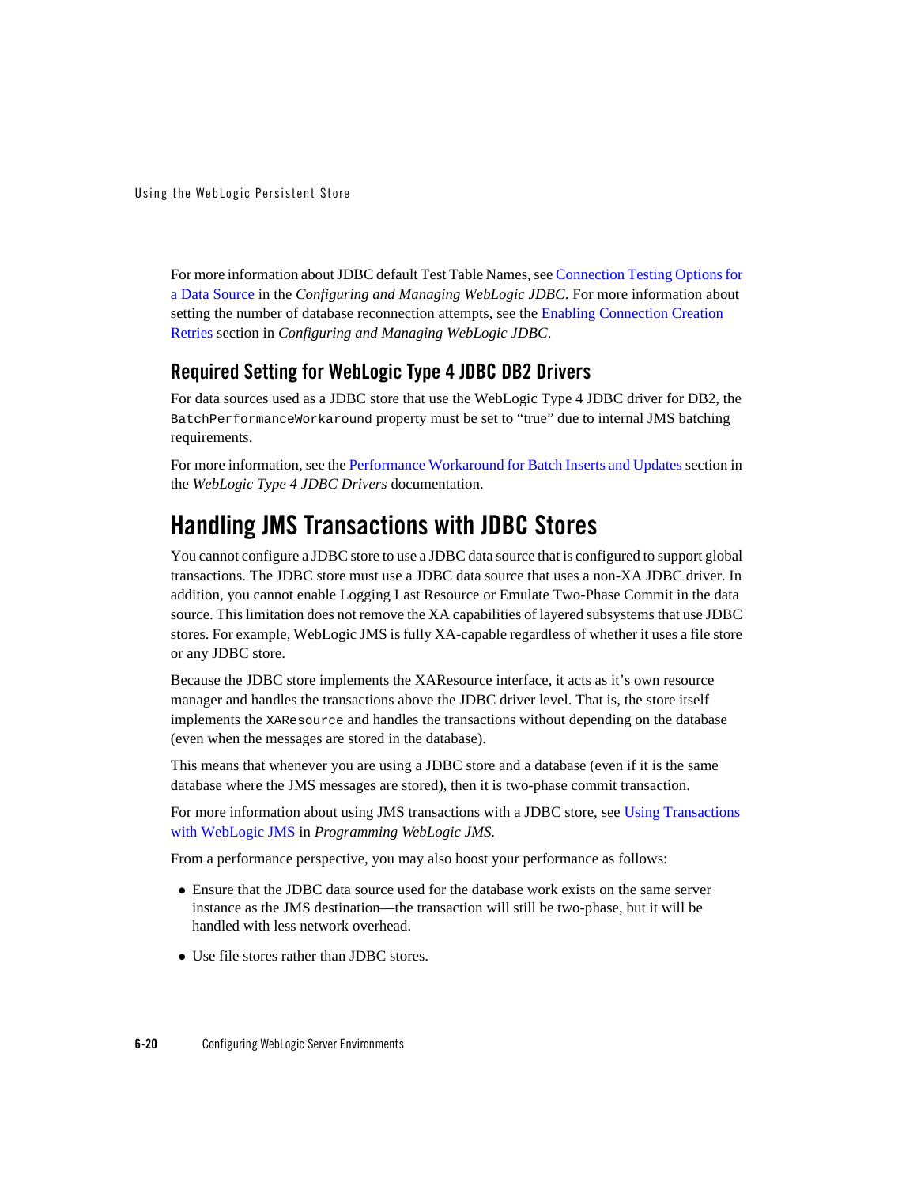For more information about JDBC default Test Table Names, see Connection Testing Options for a Data Source in the *Configuring and Managing WebLogic JDBC*. For more information about setting the number of database reconnection attempts, see the Enabling Connection Creation Retries section in *Configuring and Managing WebLogic JDBC*.

### Required Setting for WebLogic Type 4 JDBC DB2 Drivers

For data sources used as a JDBC store that use the WebLogic Type 4 JDBC driver for DB2, the `BatchPerformanceWorkaround` property must be set to "true" due to internal JMS batching requirements.

For more information, see the Performance Workaround for Batch Inserts and Updates section in the *WebLogic Type 4 JDBC Drivers* documentation.

## Handling JMS Transactions with JDBC Stores

You cannot configure a JDBC store to use a JDBC data source that is configured to support global transactions. The JDBC store must use a JDBC data source that uses a non-XA JDBC driver. In addition, you cannot enable Logging Last Resource or Emulate Two-Phase Commit in the data source. This limitation does not remove the XA capabilities of layered subsystems that use JDBC stores. For example, WebLogic JMS is fully XA-capable regardless of whether it uses a file store or any JDBC store.

Because the JDBC store implements the XAResource interface, it acts as it's own resource manager and handles the transactions above the JDBC driver level. That is, the store itself implements the `XAResource` and handles the transactions without depending on the database (even when the messages are stored in the database).

This means that whenever you are using a JDBC store and a database (even if it is the same database where the JMS messages are stored), then it is two-phase commit transaction.

For more information about using JMS transactions with a JDBC store, see Using Transactions with WebLogic JMS in *Programming WebLogic JMS*.

From a performance perspective, you may also boost your performance as follows:

- Ensure that the JDBC data source used for the database work exists on the same server instance as the JMS destination—the transaction will still be two-phase, but it will be handled with less network overhead.
- Use file stores rather than JDBC stores.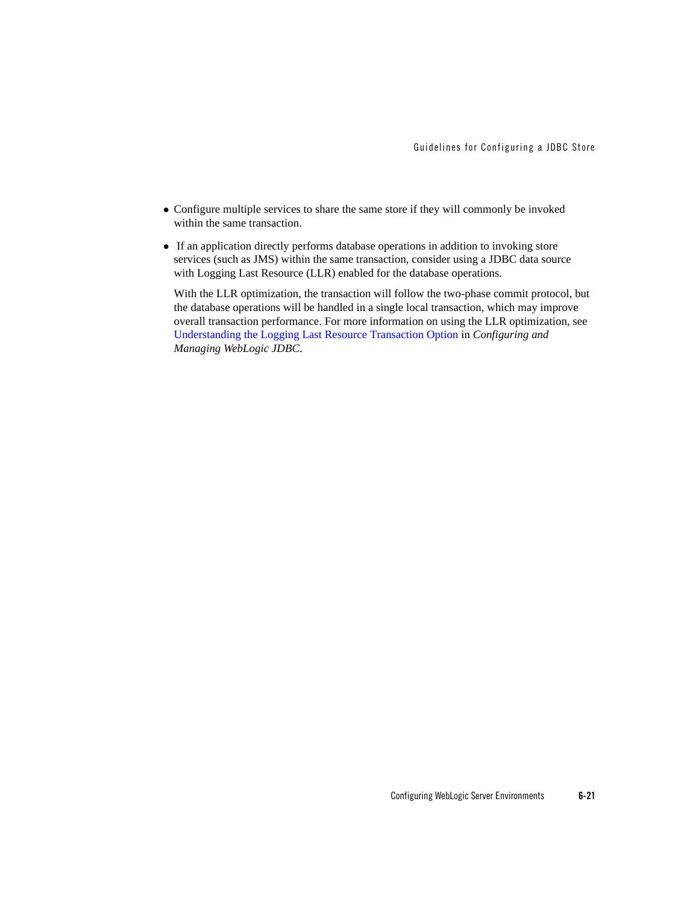- Configure multiple services to share the same store if they will commonly be invoked within the same transaction.
- If an application directly performs database operations in addition to invoking store services (such as JMS) within the same transaction, consider using a JDBC data source with Logging Last Resource (LLR) enabled for the database operations.

  With the LLR optimization, the transaction will follow the two-phase commit protocol, but the database operations will be handled in a single local transaction, which may improve overall transaction performance. For more information on using the LLR optimization, see Understanding the Logging Last Resource Transaction Option in *Configuring and Managing WebLogic JDBC*.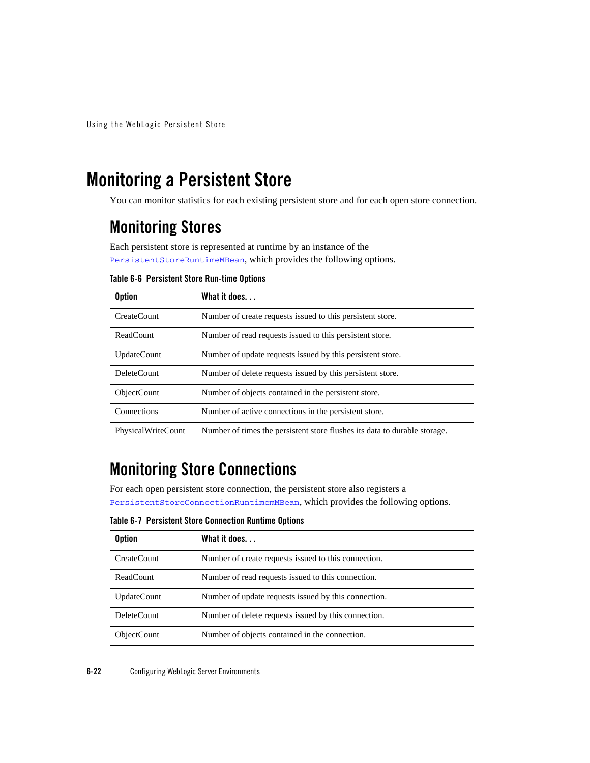# Monitoring a Persistent Store

You can monitor statistics for each existing persistent store and for each open store connection.

## Monitoring Stores

Each persistent store is represented at runtime by an instance of the `PersistentStoreRuntimeMBean`, which provides the following options.

**Table 6-6 Persistent Store Run-time Options**

| Option | What it does. . . |
|---|---|
| CreateCount | Number of create requests issued to this persistent store. |
| ReadCount | Number of read requests issued to this persistent store. |
| UpdateCount | Number of update requests issued by this persistent store. |
| DeleteCount | Number of delete requests issued by this persistent store. |
| ObjectCount | Number of objects contained in the persistent store. |
| Connections | Number of active connections in the persistent store. |
| PhysicalWriteCount | Number of times the persistent store flushes its data to durable storage. |

## Monitoring Store Connections

For each open persistent store connection, the persistent store also registers a `PersistentStoreConnectionRuntimemMBean`, which provides the following options.

**Table 6-7 Persistent Store Connection Runtime Options**

| Option | What it does. . . |
|---|---|
| CreateCount | Number of create requests issued to this connection. |
| ReadCount | Number of read requests issued to this connection. |
| UpdateCount | Number of update requests issued by this connection. |
| DeleteCount | Number of delete requests issued by this connection. |
| ObjectCount | Number of objects contained in the connection. |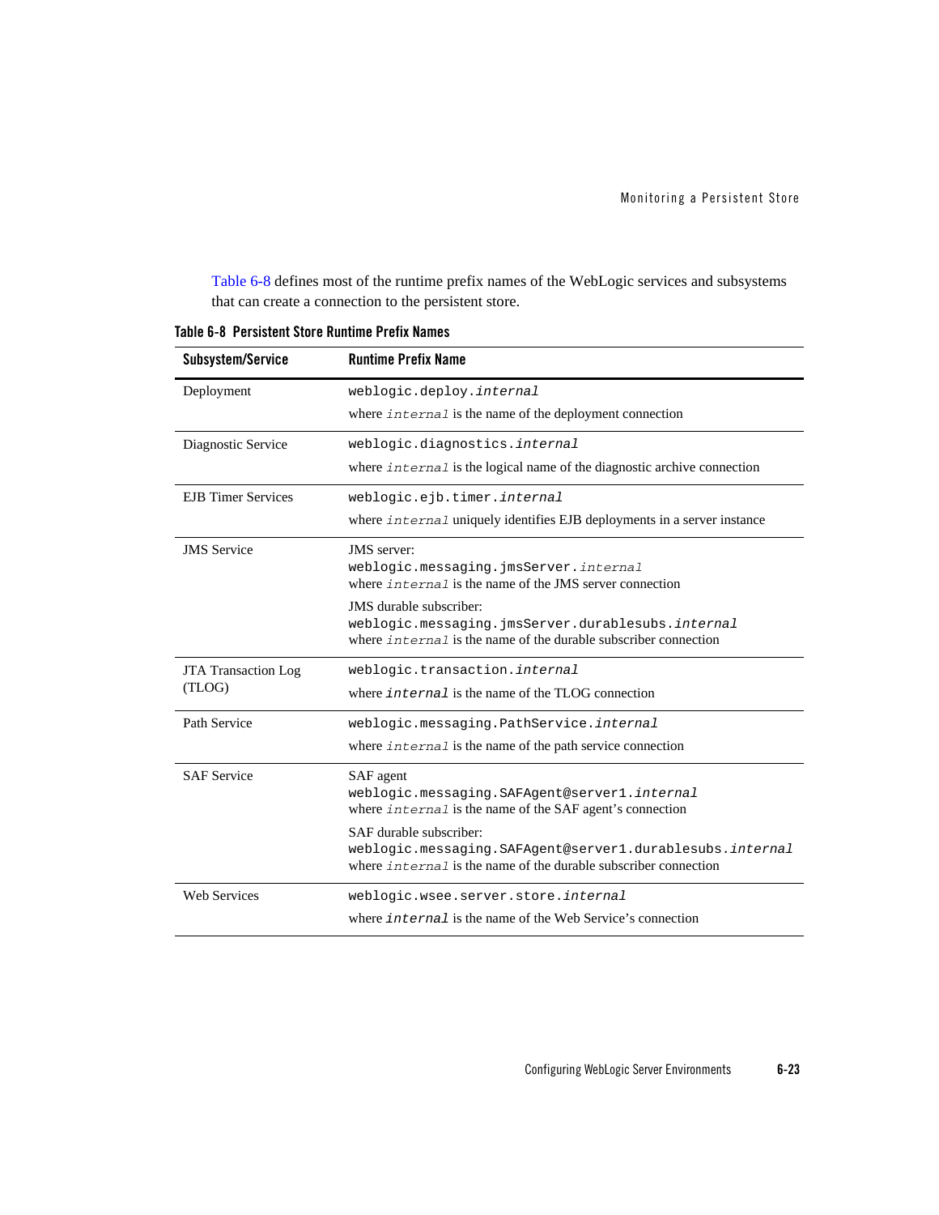Table 6-8 defines most of the runtime prefix names of the WebLogic services and subsystems that can create a connection to the persistent store.

**Table 6-8 Persistent Store Runtime Prefix Names**

| Subsystem/Service | Runtime Prefix Name |
| --- | --- |
| Deployment | `weblogic.deploy.`*`internal`*<br>where *`internal`* is the name of the deployment connection |
| Diagnostic Service | `weblogic.diagnostics.`*`internal`*<br>where *`internal`* is the logical name of the diagnostic archive connection |
| EJB Timer Services | `weblogic.ejb.timer.`*`internal`*<br>where *`internal`* uniquely identifies EJB deployments in a server instance |
| JMS Service | JMS server:<br>`weblogic.messaging.jmsServer.`*`internal`*<br>where *`internal`* is the name of the JMS server connection<br>JMS durable subscriber:<br>`weblogic.messaging.jmsServer.durablesubs.`*`internal`*<br>where *`internal`* is the name of the durable subscriber connection |
| JTA Transaction Log (TLOG) | `weblogic.transaction.`*`internal`*<br>where *`internal`* is the name of the TLOG connection |
| Path Service | `weblogic.messaging.PathService.`*`internal`*<br>where *`internal`* is the name of the path service connection |
| SAF Service | SAF agent<br>`weblogic.messaging.SAFAgent@server1.`*`internal`*<br>where *`internal`* is the name of the SAF agent's connection<br>SAF durable subscriber:<br>`weblogic.messaging.SAFAgent@server1.durablesubs.`*`internal`*<br>where *`internal`* is the name of the durable subscriber connection |
| Web Services | `weblogic.wsee.server.store.`*`internal`*<br>where *`internal`* is the name of the Web Service's connection |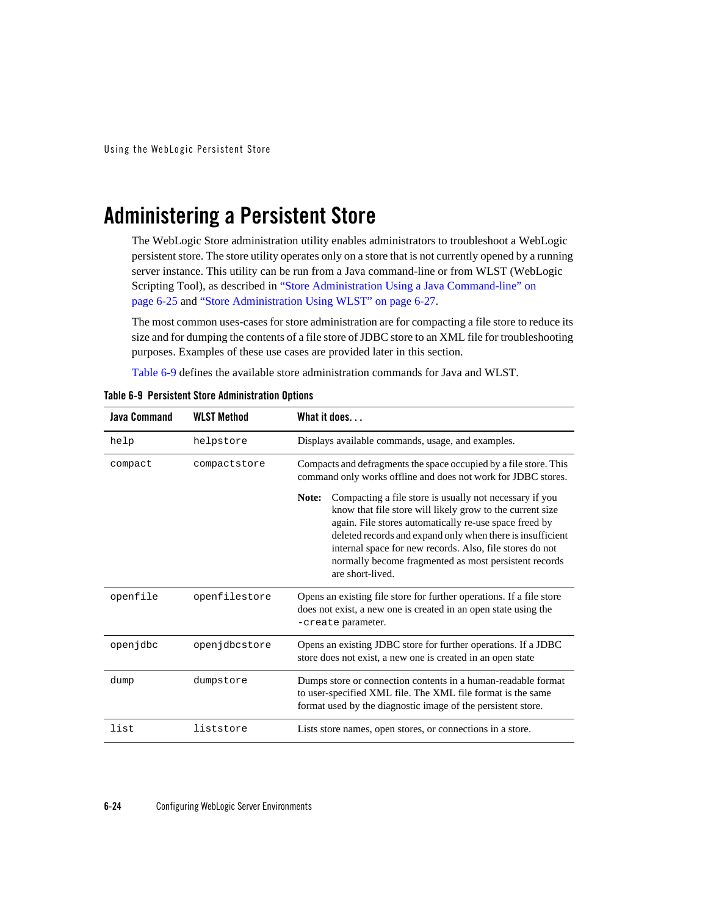# Administering a Persistent Store

The WebLogic Store administration utility enables administrators to troubleshoot a WebLogic persistent store. The store utility operates only on a store that is not currently opened by a running server instance. This utility can be run from a Java command-line or from WLST (WebLogic Scripting Tool), as described in "Store Administration Using a Java Command-line" on page 6-25 and "Store Administration Using WLST" on page 6-27.

The most common uses-cases for store administration are for compacting a file store to reduce its size and for dumping the contents of a file store of JDBC store to an XML file for troubleshooting purposes. Examples of these use cases are provided later in this section.

Table 6-9 defines the available store administration commands for Java and WLST.

**Table 6-9 Persistent Store Administration Options**

| Java Command | WLST Method | What it does. . . |
| --- | --- | --- |
| `help` | `helpstore` | Displays available commands, usage, and examples. |
| `compact` | `compactstore` | Compacts and defragments the space occupied by a file store. This command only works offline and does not work for JDBC stores.<br><br>**Note:** Compacting a file store is usually not necessary if you know that file store will likely grow to the current size again. File stores automatically re-use space freed by deleted records and expand only when there is insufficient internal space for new records. Also, file stores do not normally become fragmented as most persistent records are short-lived. |
| `openfile` | `openfilestore` | Opens an existing file store for further operations. If a file store does not exist, a new one is created in an open state using the `-create` parameter. |
| `openjdbc` | `openjdbcstore` | Opens an existing JDBC store for further operations. If a JDBC store does not exist, a new one is created in an open state |
| `dump` | `dumpstore` | Dumps store or connection contents in a human-readable format to user-specified XML file. The XML file format is the same format used by the diagnostic image of the persistent store. |
| `list` | `liststore` | Lists store names, open stores, or connections in a store. |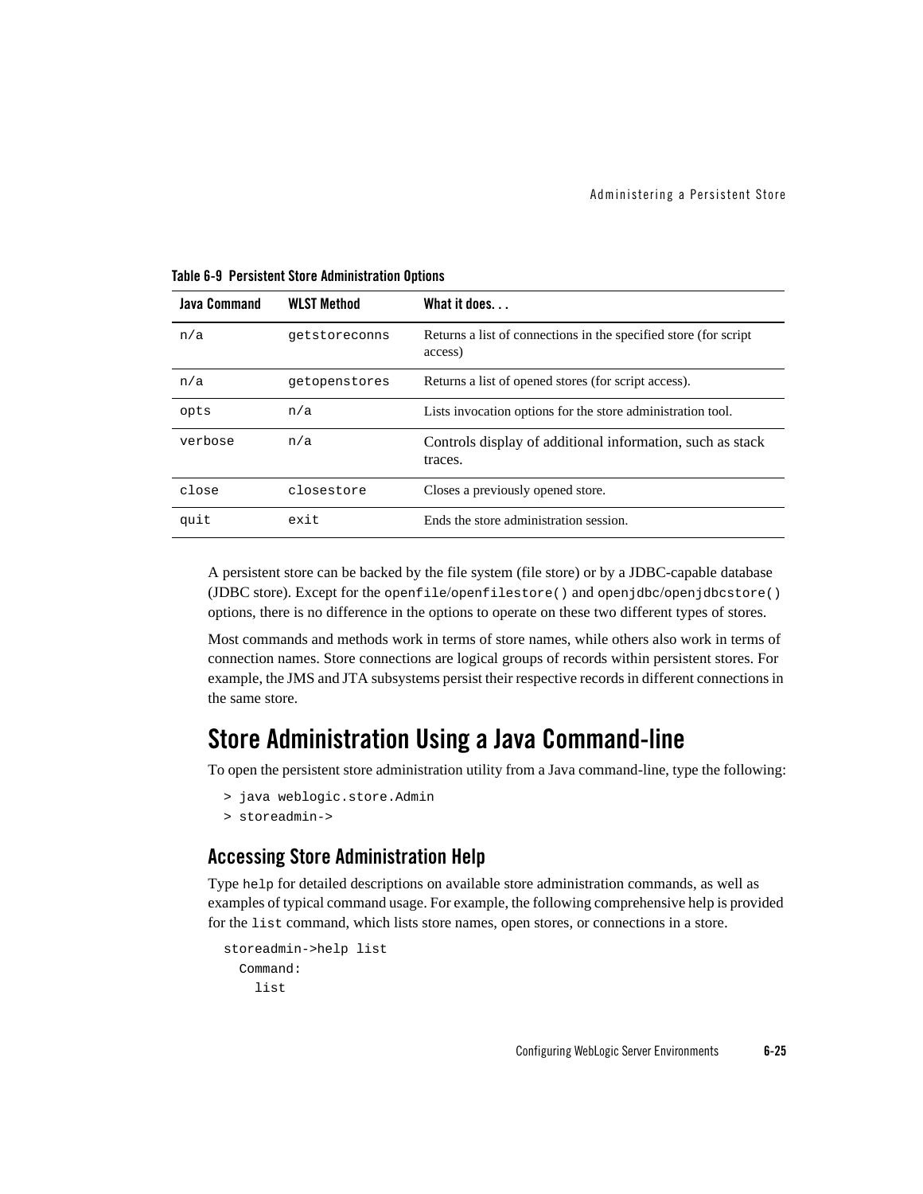**Table 6-9 Persistent Store Administration Options**

| Java Command | WLST Method | What it does. . . |
| --- | --- | --- |
| n/a | getstoreconns | Returns a list of connections in the specified store (for script access) |
| n/a | getopenstores | Returns a list of opened stores (for script access). |
| opts | n/a | Lists invocation options for the store administration tool. |
| verbose | n/a | Controls display of additional information, such as stack traces. |
| close | closestore | Closes a previously opened store. |
| quit | exit | Ends the store administration session. |

A persistent store can be backed by the file system (file store) or by a JDBC-capable database (JDBC store). Except for the `openfile`/`openfilestore()` and `openjdbc`/`openjdbcstore()` options, there is no difference in the options to operate on these two different types of stores.

Most commands and methods work in terms of store names, while others also work in terms of connection names. Store connections are logical groups of records within persistent stores. For example, the JMS and JTA subsystems persist their respective records in different connections in the same store.

# Store Administration Using a Java Command-line

To open the persistent store administration utility from a Java command-line, type the following:

```
> java weblogic.store.Admin
> storeadmin->
```

## Accessing Store Administration Help

Type `help` for detailed descriptions on available store administration commands, as well as examples of typical command usage. For example, the following comprehensive help is provided for the `list` command, which lists store names, open stores, or connections in a store.

```
storeadmin->help list
  Command:
    list
```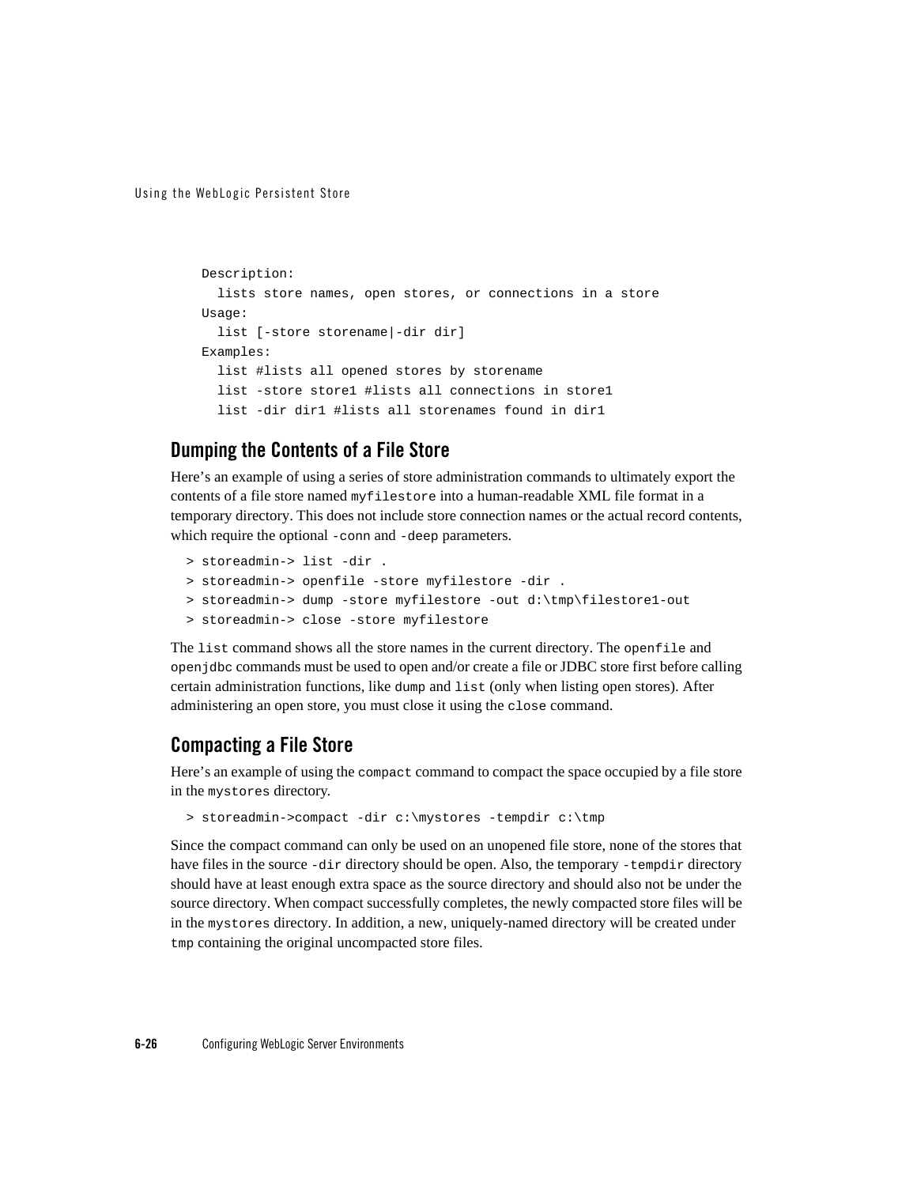```
Description:
  lists store names, open stores, or connections in a store
Usage:
  list [-store storename|-dir dir]
Examples:
  list #lists all opened stores by storename
  list -store store1 #lists all connections in store1
  list -dir dir1 #lists all storenames found in dir1
```

### Dumping the Contents of a File Store

Here's an example of using a series of store administration commands to ultimately export the contents of a file store named `myfilestore` into a human-readable XML file format in a temporary directory. This does not include store connection names or the actual record contents, which require the optional `-conn` and `-deep` parameters.

```
> storeadmin-> list -dir .
> storeadmin-> openfile -store myfilestore -dir .
> storeadmin-> dump -store myfilestore -out d:\tmp\filestore1-out
> storeadmin-> close -store myfilestore
```

The `list` command shows all the store names in the current directory. The `openfile` and `openjdbc` commands must be used to open and/or create a file or JDBC store first before calling certain administration functions, like `dump` and `list` (only when listing open stores). After administering an open store, you must close it using the `close` command.

### Compacting a File Store

Here's an example of using the `compact` command to compact the space occupied by a file store in the `mystores` directory.

```
> storeadmin->compact -dir c:\mystores -tempdir c:\tmp
```

Since the compact command can only be used on an unopened file store, none of the stores that have files in the source `-dir` directory should be open. Also, the temporary `-tempdir` directory should have at least enough extra space as the source directory and should also not be under the source directory. When compact successfully completes, the newly compacted store files will be in the `mystores` directory. In addition, a new, uniquely-named directory will be created under `tmp` containing the original uncompacted store files.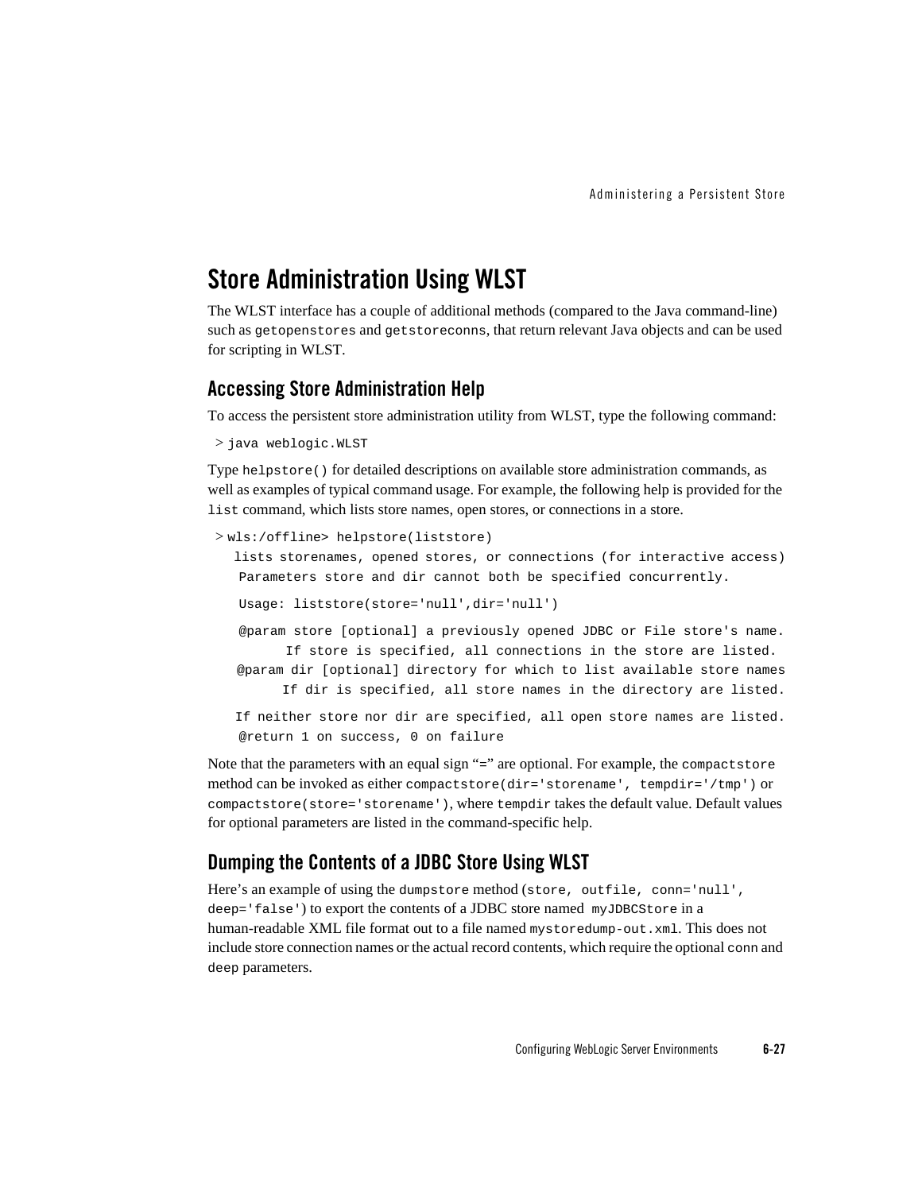## Store Administration Using WLST

The WLST interface has a couple of additional methods (compared to the Java command-line) such as `getopenstores` and `getstoreconns`, that return relevant Java objects and can be used for scripting in WLST.

### Accessing Store Administration Help

To access the persistent store administration utility from WLST, type the following command:

```
> java weblogic.WLST
```

Type `helpstore()` for detailed descriptions on available store administration commands, as well as examples of typical command usage. For example, the following help is provided for the `list` command, which lists store names, open stores, or connections in a store.

```
> wls:/offline> helpstore(liststore)
   lists storenames, opened stores, or connections (for interactive access)
    Parameters store and dir cannot both be specified concurrently.

    Usage: liststore(store='null',dir='null')

    @param store [optional] a previously opened JDBC or File store's name.
          If store is specified, all connections in the store are listed.
    @param dir [optional] directory for which to list available store names
          If dir is specified, all store names in the directory are listed.

   If neither store nor dir are specified, all open store names are listed.
    @return 1 on success, 0 on failure
```

Note that the parameters with an equal sign "=" are optional. For example, the `compactstore` method can be invoked as either `compactstore(dir='storename', tempdir='/tmp')` or `compactstore(store='storename')`, where `tempdir` takes the default value. Default values for optional parameters are listed in the command-specific help.

### Dumping the Contents of a JDBC Store Using WLST

Here's an example of using the `dumpstore` method (`store, outfile, conn='null', deep='false'`) to export the contents of a JDBC store named `myJDBCStore` in a human-readable XML file format out to a file named `mystoredump-out.xml`. This does not include store connection names or the actual record contents, which require the optional `conn` and `deep` parameters.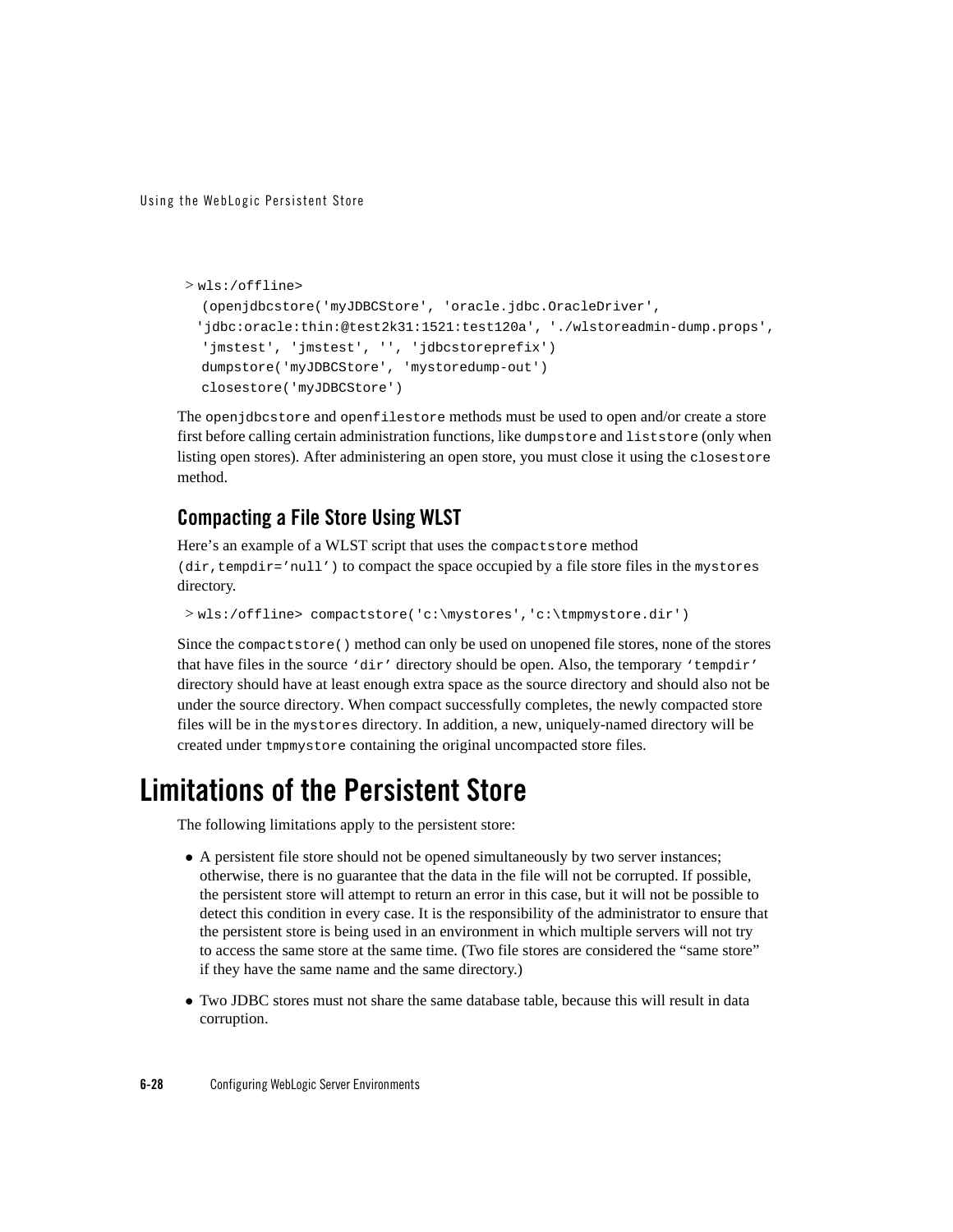```
> wls:/offline>
  (openjdbcstore('myJDBCStore', 'oracle.jdbc.OracleDriver',
  'jdbc:oracle:thin:@test2k31:1521:test120a', './wlstoreadmin-dump.props',
  'jmstest', 'jmstest', '', 'jdbcstoreprefix')
  dumpstore('myJDBCStore', 'mystoredump-out')
  closestore('myJDBCStore')
```

The `openjdbcstore` and `openfilestore` methods must be used to open and/or create a store first before calling certain administration functions, like `dumpstore` and `liststore` (only when listing open stores). After administering an open store, you must close it using the `closestore` method.

### Compacting a File Store Using WLST

Here's an example of a WLST script that uses the `compactstore` method `(dir,tempdir='null')` to compact the space occupied by a file store files in the `mystores` directory.

```
> wls:/offline> compactstore('c:\mystores','c:\tmpmystore.dir')
```

Since the `compactstore()` method can only be used on unopened file stores, none of the stores that have files in the source `'dir'` directory should be open. Also, the temporary `'tempdir'` directory should have at least enough extra space as the source directory and should also not be under the source directory. When compact successfully completes, the newly compacted store files will be in the `mystores` directory. In addition, a new, uniquely-named directory will be created under `tmpmystore` containing the original uncompacted store files.

## Limitations of the Persistent Store

The following limitations apply to the persistent store:

- A persistent file store should not be opened simultaneously by two server instances; otherwise, there is no guarantee that the data in the file will not be corrupted. If possible, the persistent store will attempt to return an error in this case, but it will not be possible to detect this condition in every case. It is the responsibility of the administrator to ensure that the persistent store is being used in an environment in which multiple servers will not try to access the same store at the same time. (Two file stores are considered the "same store" if they have the same name and the same directory.)
- Two JDBC stores must not share the same database table, because this will result in data corruption.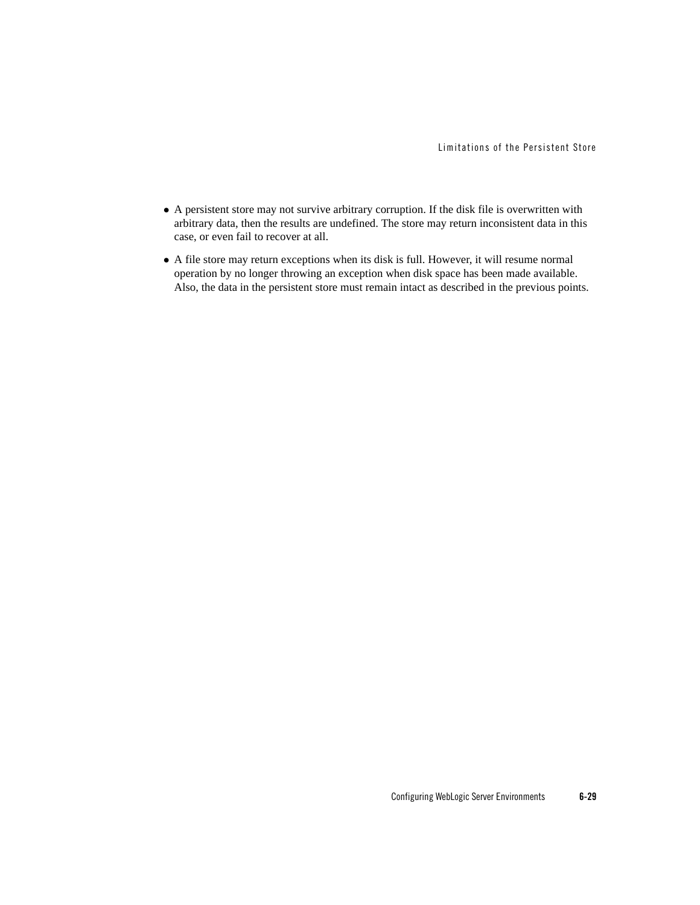- A persistent store may not survive arbitrary corruption. If the disk file is overwritten with arbitrary data, then the results are undefined. The store may return inconsistent data in this case, or even fail to recover at all.
- A file store may return exceptions when its disk is full. However, it will resume normal operation by no longer throwing an exception when disk space has been made available. Also, the data in the persistent store must remain intact as described in the previous points.